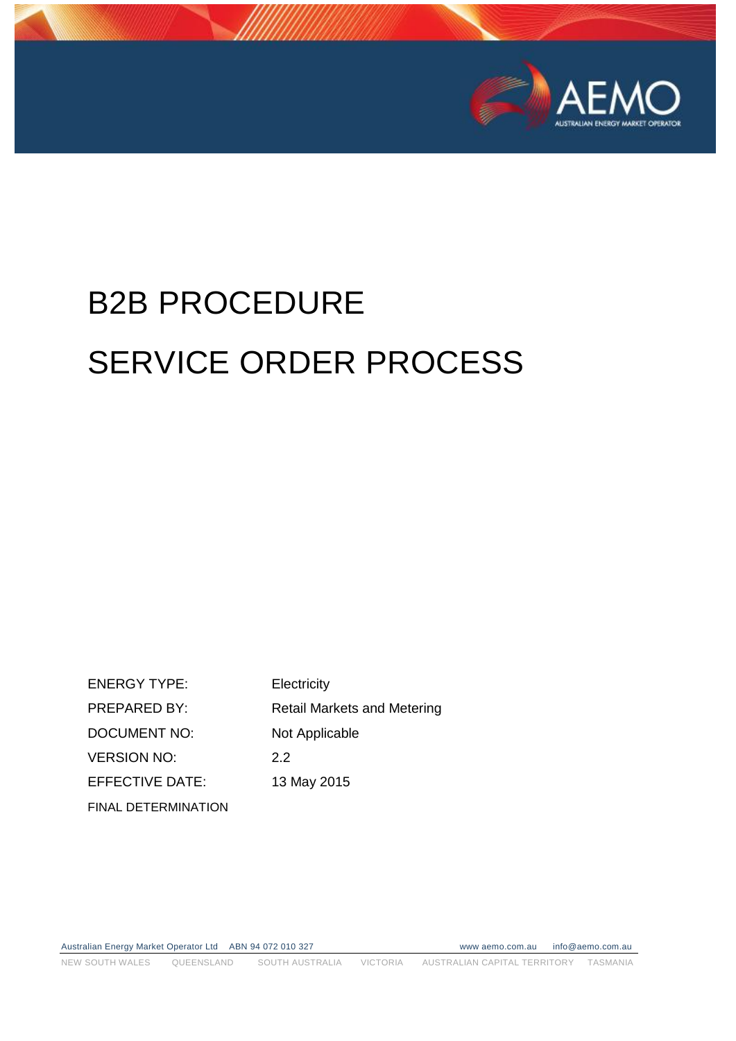# B2B PROCEDURE

# SERVICE ORDER PROCESS

| | |
|---|---|
| ENERGY TYPE: | Electricity |
| PREPARED BY: | Retail Markets and Metering |
| DOCUMENT NO: | Not Applicable |
| VERSION NO: | 2.2 |
| EFFECTIVE DATE: | 13 May 2015 |
| FINAL DETERMINATION | |

Australian Energy Market Operator Ltd ABN 94 072 010 327 www.aemo.com.au info@aemo.com.au

NEW SOUTH WALES QUEENSLAND SOUTH AUSTRALIA VICTORIA AUSTRALIAN CAPITAL TERRITORY TASMANIA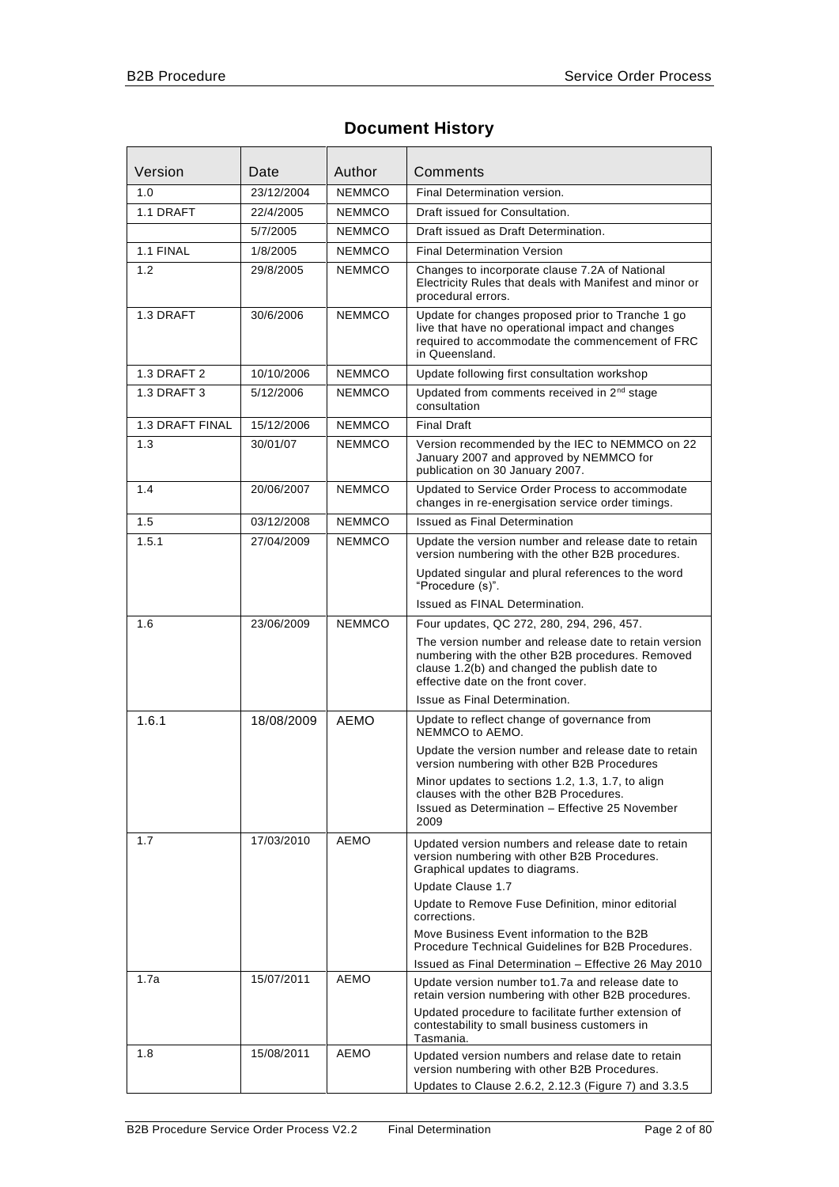# Document History

| Version | Date | Author | Comments |
|---|---|---|---|
| 1.0 | 23/12/2004 | NEMMCO | Final Determination version. |
| 1.1 DRAFT | 22/4/2005 | NEMMCO | Draft issued for Consultation. |
| | 5/7/2005 | NEMMCO | Draft issued as Draft Determination. |
| 1.1 FINAL | 1/8/2005 | NEMMCO | Final Determination Version |
| 1.2 | 29/8/2005 | NEMMCO | Changes to incorporate clause 7.2A of National Electricity Rules that deals with Manifest and minor or procedural errors. |
| 1.3 DRAFT | 30/6/2006 | NEMMCO | Update for changes proposed prior to Tranche 1 go live that have no operational impact and changes required to accommodate the commencement of FRC in Queensland. |
| 1.3 DRAFT 2 | 10/10/2006 | NEMMCO | Update following first consultation workshop |
| 1.3 DRAFT 3 | 5/12/2006 | NEMMCO | Updated from comments received in 2nd stage consultation |
| 1.3 DRAFT FINAL | 15/12/2006 | NEMMCO | Final Draft |
| 1.3 | 30/01/07 | NEMMCO | Version recommended by the IEC to NEMMCO on 22 January 2007 and approved by NEMMCO for publication on 30 January 2007. |
| 1.4 | 20/06/2007 | NEMMCO | Updated to Service Order Process to accommodate changes in re-energisation service order timings. |
| 1.5 | 03/12/2008 | NEMMCO | Issued as Final Determination |
| 1.5.1 | 27/04/2009 | NEMMCO | Update the version number and release date to retain version numbering with the other B2B procedures.<br><br>Updated singular and plural references to the word "Procedure (s)".<br><br>Issued as FINAL Determination. |
| 1.6 | 23/06/2009 | NEMMCO | Four updates, QC 272, 280, 294, 296, 457.<br><br>The version number and release date to retain version numbering with the other B2B procedures. Removed clause 1.2(b) and changed the publish date to effective date on the front cover.<br><br>Issue as Final Determination. |
| 1.6.1 | 18/08/2009 | AEMO | Update to reflect change of governance from NEMMCO to AEMO.<br><br>Update the version number and release date to retain version numbering with other B2B Procedures<br><br>Minor updates to sections 1.2, 1.3, 1.7, to align clauses with the other B2B Procedures.<br>Issued as Determination – Effective 25 November 2009 |
| 1.7 | 17/03/2010 | AEMO | Updated version numbers and release date to retain version numbering with other B2B Procedures. Graphical updates to diagrams.<br><br>Update Clause 1.7<br><br>Update to Remove Fuse Definition, minor editorial corrections.<br><br>Move Business Event information to the B2B Procedure Technical Guidelines for B2B Procedures.<br><br>Issued as Final Determination – Effective 26 May 2010 |
| 1.7a | 15/07/2011 | AEMO | Update version number to1.7a and release date to retain version numbering with other B2B procedures.<br><br>Updated procedure to facilitate further extension of contestability to small business customers in Tasmania. |
| 1.8 | 15/08/2011 | AEMO | Updated version numbers and relase date to retain version numbering with other B2B Procedures.<br><br>Updates to Clause 2.6.2, 2.12.3 (Figure 7) and 3.3.5 |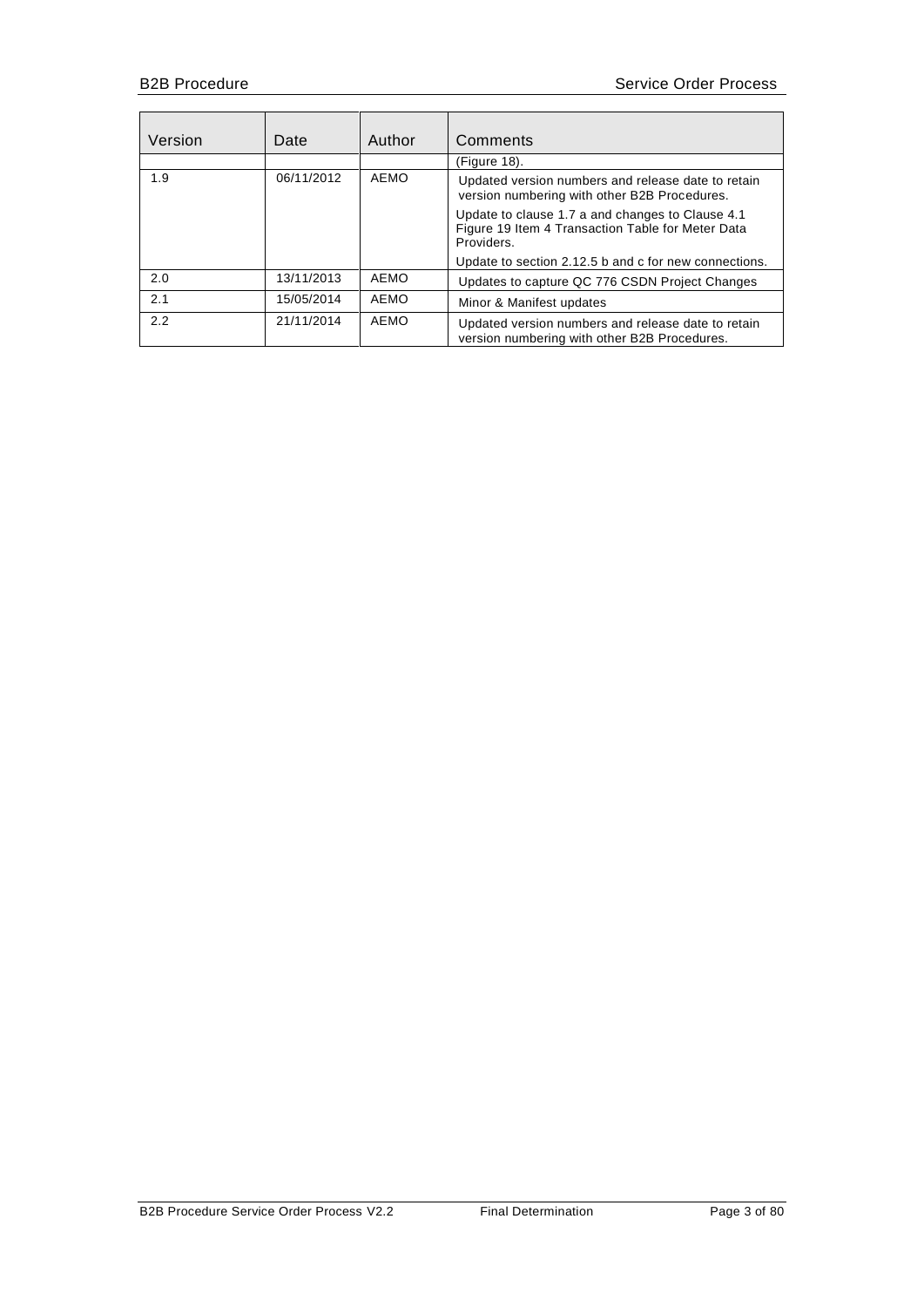| Version | Date | Author | Comments |
|---|---|---|---|
| | | | (Figure 18). |
| 1.9 | 06/11/2012 | AEMO | Updated version numbers and release date to retain version numbering with other B2B Procedures.<br><br>Update to clause 1.7 a and changes to Clause 4.1 Figure 19 Item 4 Transaction Table for Meter Data Providers.<br><br>Update to section 2.12.5 b and c for new connections. |
| 2.0 | 13/11/2013 | AEMO | Updates to capture QC 776 CSDN Project Changes |
| 2.1 | 15/05/2014 | AEMO | Minor & Manifest updates |
| 2.2 | 21/11/2014 | AEMO | Updated version numbers and release date to retain version numbering with other B2B Procedures. |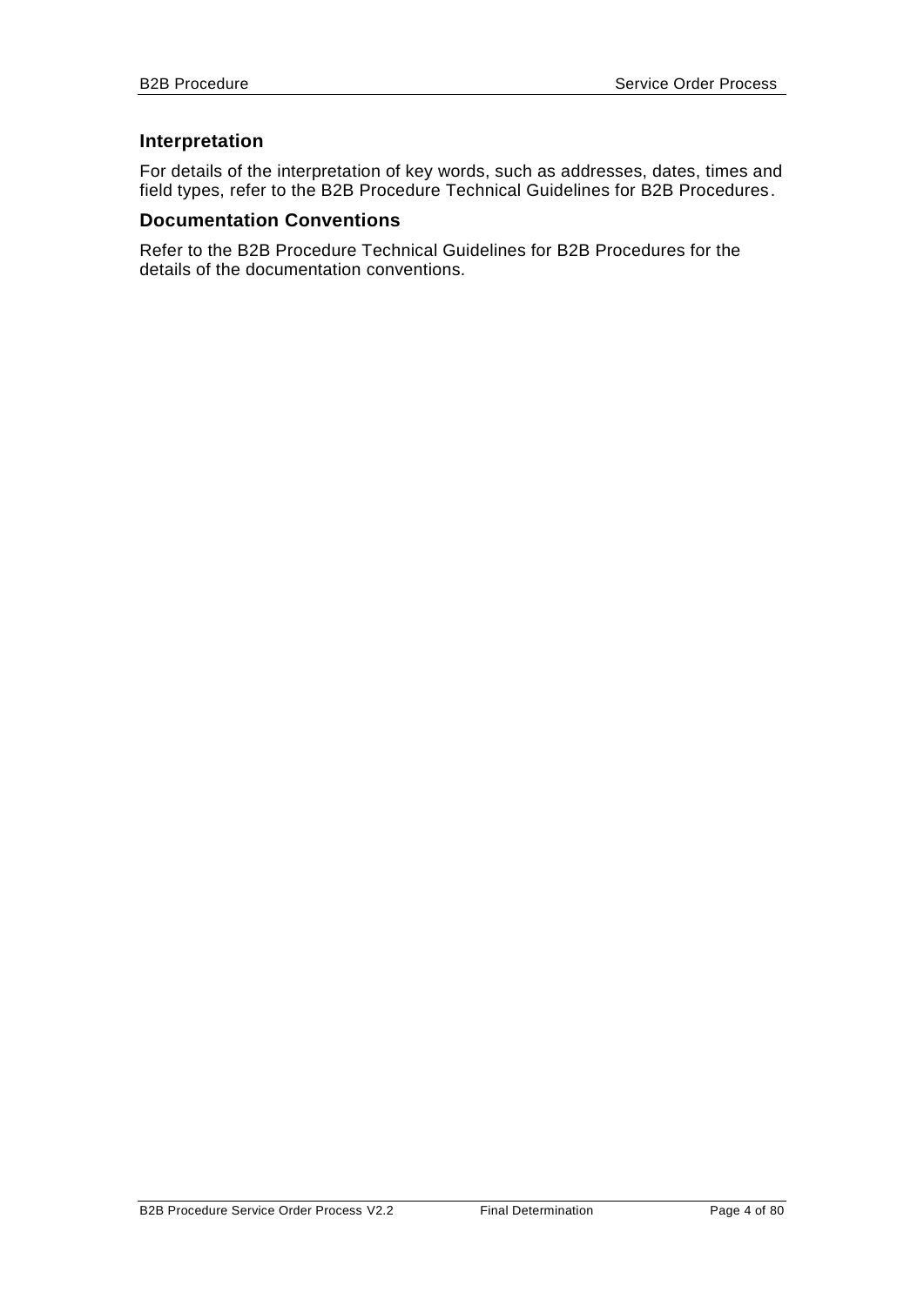## Interpretation

For details of the interpretation of key words, such as addresses, dates, times and field types, refer to the B2B Procedure Technical Guidelines for B2B Procedures.

## Documentation Conventions

Refer to the B2B Procedure Technical Guidelines for B2B Procedures for the details of the documentation conventions.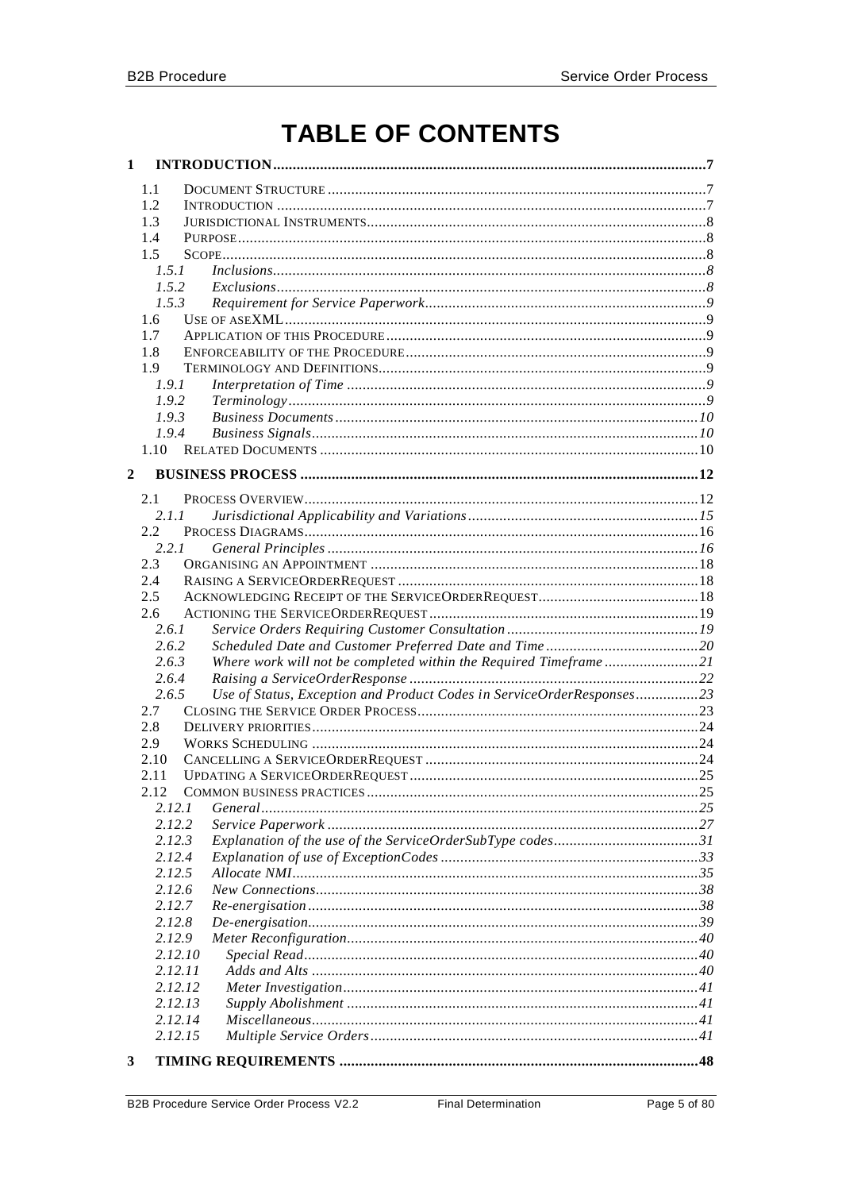# TABLE OF CONTENTS

**1 INTRODUCTION ..... 7**

- 1.1 DOCUMENT STRUCTURE ..... 7
- 1.2 INTRODUCTION ..... 7
- 1.3 JURISDICTIONAL INSTRUMENTS ..... 8
- 1.4 PURPOSE ..... 8
- 1.5 SCOPE ..... 8
  - *1.5.1 Inclusions ..... 8*
  - *1.5.2 Exclusions ..... 8*
  - *1.5.3 Requirement for Service Paperwork ..... 9*
- 1.6 USE OF ASEXML ..... 9
- 1.7 APPLICATION OF THIS PROCEDURE ..... 9
- 1.8 ENFORCEABILITY OF THE PROCEDURE ..... 9
- 1.9 TERMINOLOGY AND DEFINITIONS ..... 9
  - *1.9.1 Interpretation of Time ..... 9*
  - *1.9.2 Terminology ..... 9*
  - *1.9.3 Business Documents ..... 10*
  - *1.9.4 Business Signals ..... 10*
- 1.10 RELATED DOCUMENTS ..... 10

**2 BUSINESS PROCESS ..... 12**

- 2.1 PROCESS OVERVIEW ..... 12
  - *2.1.1 Jurisdictional Applicability and Variations ..... 15*
- 2.2 PROCESS DIAGRAMS ..... 16
  - *2.2.1 General Principles ..... 16*
- 2.3 ORGANISING AN APPOINTMENT ..... 18
- 2.4 RAISING A SERVICEORDERREQUEST ..... 18
- 2.5 ACKNOWLEDGING RECEIPT OF THE SERVICEORDERREQUEST ..... 18
- 2.6 ACTIONING THE SERVICEORDERREQUEST ..... 19
  - *2.6.1 Service Orders Requiring Customer Consultation ..... 19*
  - *2.6.2 Scheduled Date and Customer Preferred Date and Time ..... 20*
  - *2.6.3 Where work will not be completed within the Required Timeframe ..... 21*
  - *2.6.4 Raising a ServiceOrderResponse ..... 22*
  - *2.6.5 Use of Status, Exception and Product Codes in ServiceOrderResponses ..... 23*
- 2.7 CLOSING THE SERVICE ORDER PROCESS ..... 23
- 2.8 DELIVERY PRIORITIES ..... 24
- 2.9 WORKS SCHEDULING ..... 24
- 2.10 CANCELLING A SERVICEORDERREQUEST ..... 24
- 2.11 UPDATING A SERVICEORDERREQUEST ..... 25
- 2.12 COMMON BUSINESS PRACTICES ..... 25
  - *2.12.1 General ..... 25*
  - *2.12.2 Service Paperwork ..... 27*
  - *2.12.3 Explanation of the use of the ServiceOrderSubType codes ..... 31*
  - *2.12.4 Explanation of use of ExceptionCodes ..... 33*
  - *2.12.5 Allocate NMI ..... 35*
  - *2.12.6 New Connections ..... 38*
  - *2.12.7 Re-energisation ..... 38*
  - *2.12.8 De-energisation ..... 39*
  - *2.12.9 Meter Reconfiguration ..... 40*
  - *2.12.10 Special Read ..... 40*
  - *2.12.11 Adds and Alts ..... 40*
  - *2.12.12 Meter Investigation ..... 41*
  - *2.12.13 Supply Abolishment ..... 41*
  - *2.12.14 Miscellaneous ..... 41*
  - *2.12.15 Multiple Service Orders ..... 41*

**3 TIMING REQUIREMENTS ..... 48**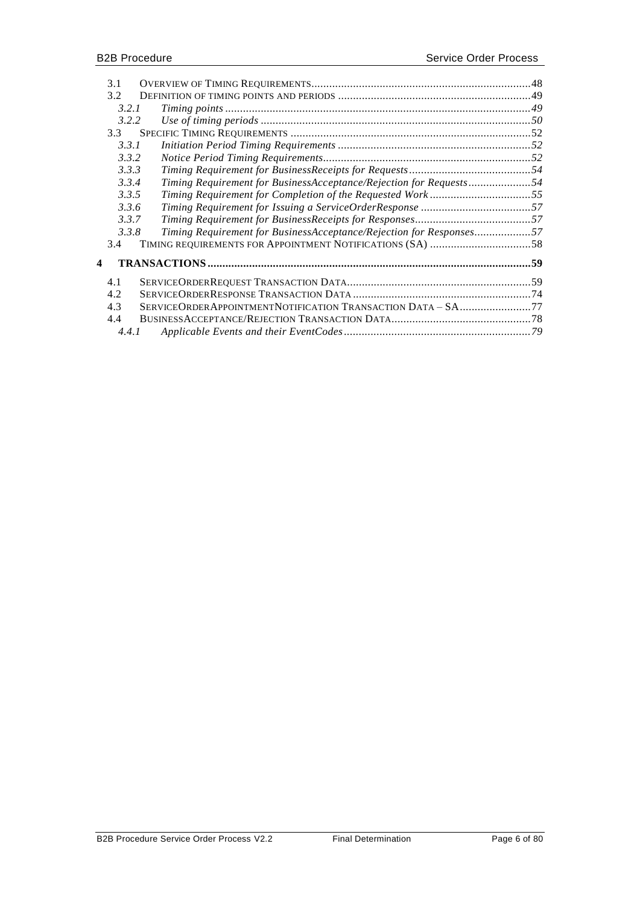3.1 OVERVIEW OF TIMING REQUIREMENTS......48
3.2 DEFINITION OF TIMING POINTS AND PERIODS ......49
*3.2.1 Timing points ......49*
*3.2.2 Use of timing periods ......50*
3.3 SPECIFIC TIMING REQUIREMENTS ......52
*3.3.1 Initiation Period Timing Requirements ......52*
*3.3.2 Notice Period Timing Requirements......52*
*3.3.3 Timing Requirement for BusinessReceipts for Requests......54*
*3.3.4 Timing Requirement for BusinessAcceptance/Rejection for Requests......54*
*3.3.5 Timing Requirement for Completion of the Requested Work ......55*
*3.3.6 Timing Requirement for Issuing a ServiceOrderResponse ......57*
*3.3.7 Timing Requirement for BusinessReceipts for Responses......57*
*3.3.8 Timing Requirement for BusinessAcceptance/Rejection for Responses......57*
3.4 TIMING REQUIREMENTS FOR APPOINTMENT NOTIFICATIONS (SA) ......58

**4 TRANSACTIONS......59**

4.1 SERVICEORDERREQUEST TRANSACTION DATA......59
4.2 SERVICEORDERRESPONSE TRANSACTION DATA ......74
4.3 SERVICEORDERAPPOINTMENTNOTIFICATION TRANSACTION DATA – SA......77
4.4 BUSINESSACCEPTANCE/REJECTION TRANSACTION DATA......78
*4.4.1 Applicable Events and their EventCodes......79*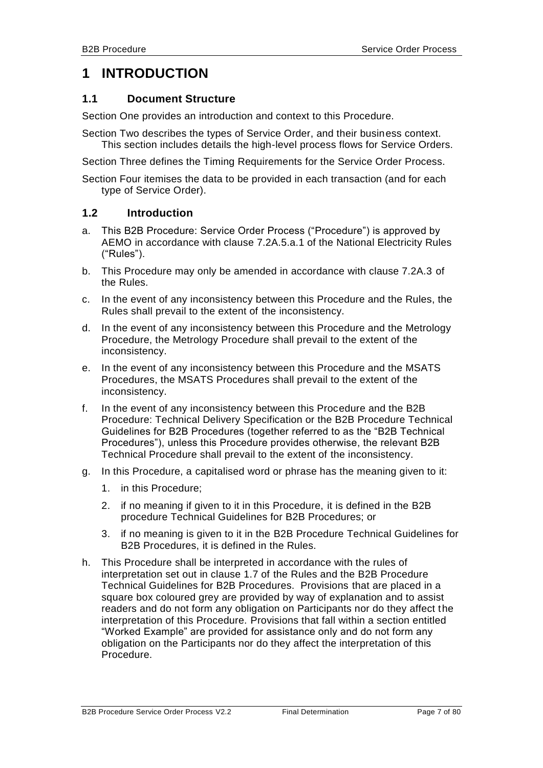# 1 INTRODUCTION

## 1.1 Document Structure

Section One provides an introduction and context to this Procedure.

Section Two describes the types of Service Order, and their business context. This section includes details the high-level process flows for Service Orders.

Section Three defines the Timing Requirements for the Service Order Process.

Section Four itemises the data to be provided in each transaction (and for each type of Service Order).

## 1.2 Introduction

a. This B2B Procedure: Service Order Process ("Procedure") is approved by AEMO in accordance with clause 7.2A.5.a.1 of the National Electricity Rules ("Rules").

b. This Procedure may only be amended in accordance with clause 7.2A.3 of the Rules.

c. In the event of any inconsistency between this Procedure and the Rules, the Rules shall prevail to the extent of the inconsistency.

d. In the event of any inconsistency between this Procedure and the Metrology Procedure, the Metrology Procedure shall prevail to the extent of the inconsistency.

e. In the event of any inconsistency between this Procedure and the MSATS Procedures, the MSATS Procedures shall prevail to the extent of the inconsistency.

f. In the event of any inconsistency between this Procedure and the B2B Procedure: Technical Delivery Specification or the B2B Procedure Technical Guidelines for B2B Procedures (together referred to as the "B2B Technical Procedures"), unless this Procedure provides otherwise, the relevant B2B Technical Procedure shall prevail to the extent of the inconsistency.

g. In this Procedure, a capitalised word or phrase has the meaning given to it:

   1. in this Procedure;

   2. if no meaning if given to it in this Procedure, it is defined in the B2B procedure Technical Guidelines for B2B Procedures; or

   3. if no meaning is given to it in the B2B Procedure Technical Guidelines for B2B Procedures, it is defined in the Rules.

h. This Procedure shall be interpreted in accordance with the rules of interpretation set out in clause 1.7 of the Rules and the B2B Procedure Technical Guidelines for B2B Procedures. Provisions that are placed in a square box coloured grey are provided by way of explanation and to assist readers and do not form any obligation on Participants nor do they affect the interpretation of this Procedure. Provisions that fall within a section entitled "Worked Example" are provided for assistance only and do not form any obligation on the Participants nor do they affect the interpretation of this Procedure.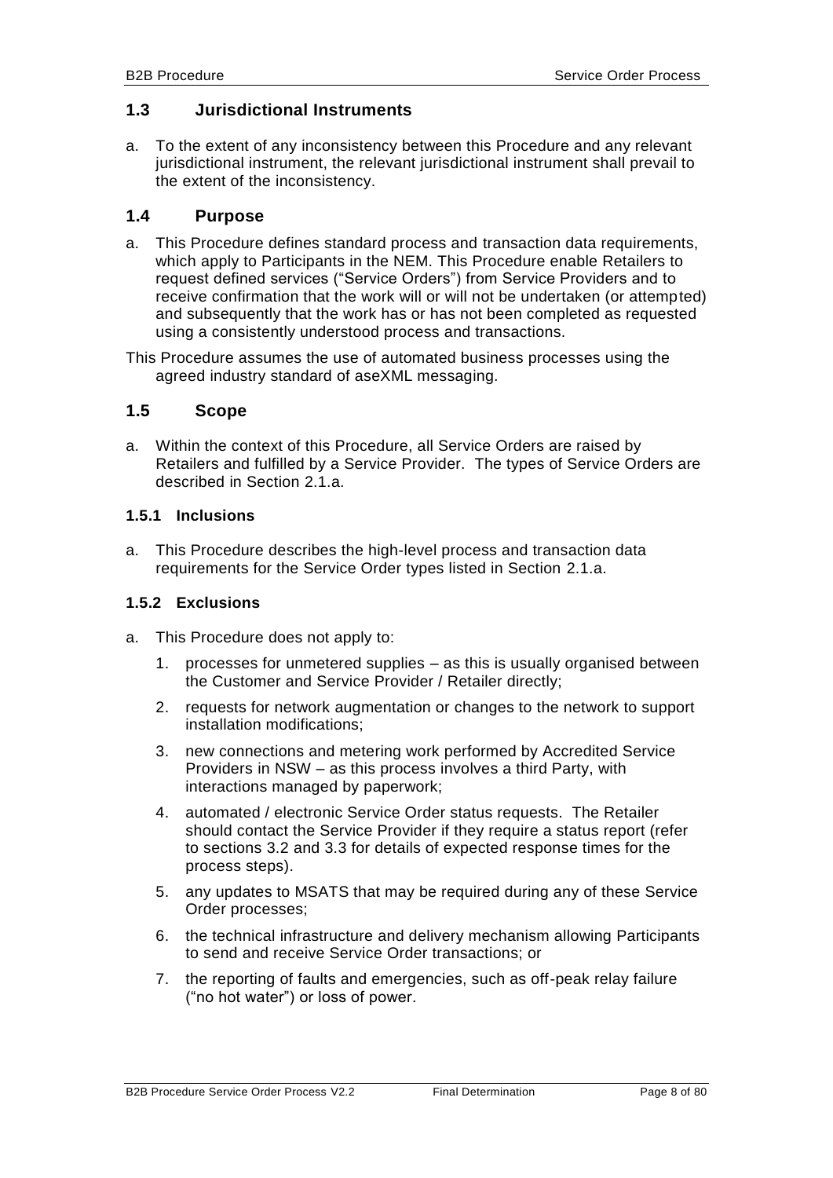## 1.3 Jurisdictional Instruments

a. To the extent of any inconsistency between this Procedure and any relevant jurisdictional instrument, the relevant jurisdictional instrument shall prevail to the extent of the inconsistency.

## 1.4 Purpose

a. This Procedure defines standard process and transaction data requirements, which apply to Participants in the NEM. This Procedure enable Retailers to request defined services ("Service Orders") from Service Providers and to receive confirmation that the work will or will not be undertaken (or attempted) and subsequently that the work has or has not been completed as requested using a consistently understood process and transactions.

This Procedure assumes the use of automated business processes using the agreed industry standard of aseXML messaging.

## 1.5 Scope

a. Within the context of this Procedure, all Service Orders are raised by Retailers and fulfilled by a Service Provider. The types of Service Orders are described in Section 2.1.a.

### 1.5.1 Inclusions

a. This Procedure describes the high-level process and transaction data requirements for the Service Order types listed in Section 2.1.a.

### 1.5.2 Exclusions

a. This Procedure does not apply to:

   1. processes for unmetered supplies – as this is usually organised between the Customer and Service Provider / Retailer directly;
   2. requests for network augmentation or changes to the network to support installation modifications;
   3. new connections and metering work performed by Accredited Service Providers in NSW – as this process involves a third Party, with interactions managed by paperwork;
   4. automated / electronic Service Order status requests. The Retailer should contact the Service Provider if they require a status report (refer to sections 3.2 and 3.3 for details of expected response times for the process steps).
   5. any updates to MSATS that may be required during any of these Service Order processes;
   6. the technical infrastructure and delivery mechanism allowing Participants to send and receive Service Order transactions; or
   7. the reporting of faults and emergencies, such as off-peak relay failure ("no hot water") or loss of power.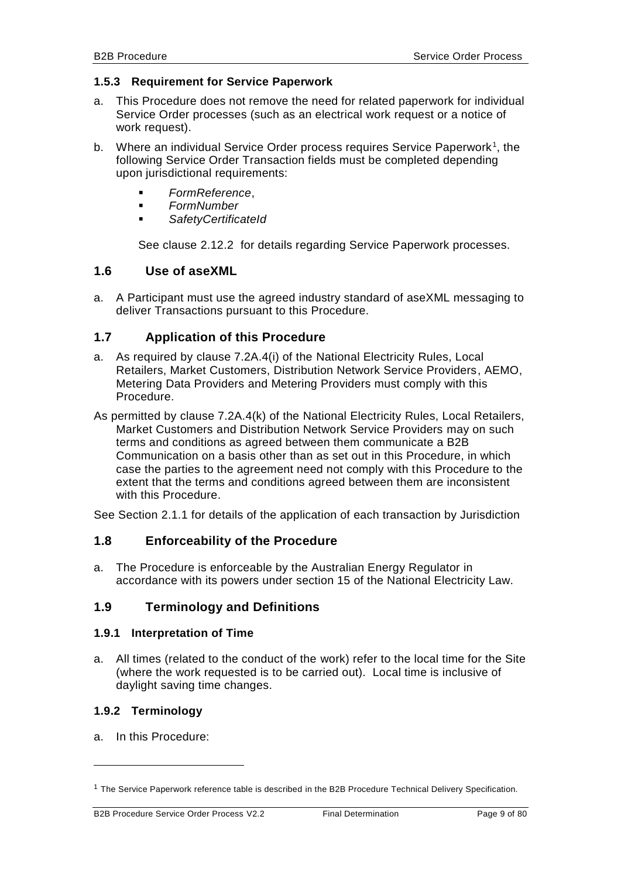### 1.5.3 Requirement for Service Paperwork

a. This Procedure does not remove the need for related paperwork for individual Service Order processes (such as an electrical work request or a notice of work request).

b. Where an individual Service Order process requires Service Paperwork[1], the following Service Order Transaction fields must be completed depending upon jurisdictional requirements:

- *FormReference*,
- *FormNumber*
- *SafetyCertificateId*

See clause 2.12.2 for details regarding Service Paperwork processes.

## 1.6 Use of aseXML

a. A Participant must use the agreed industry standard of aseXML messaging to deliver Transactions pursuant to this Procedure.

## 1.7 Application of this Procedure

a. As required by clause 7.2A.4(i) of the National Electricity Rules, Local Retailers, Market Customers, Distribution Network Service Providers, AEMO, Metering Data Providers and Metering Providers must comply with this Procedure.

As permitted by clause 7.2A.4(k) of the National Electricity Rules, Local Retailers, Market Customers and Distribution Network Service Providers may on such terms and conditions as agreed between them communicate a B2B Communication on a basis other than as set out in this Procedure, in which case the parties to the agreement need not comply with this Procedure to the extent that the terms and conditions agreed between them are inconsistent with this Procedure.

See Section 2.1.1 for details of the application of each transaction by Jurisdiction

## 1.8 Enforceability of the Procedure

a. The Procedure is enforceable by the Australian Energy Regulator in accordance with its powers under section 15 of the National Electricity Law.

## 1.9 Terminology and Definitions

### 1.9.1 Interpretation of Time

a. All times (related to the conduct of the work) refer to the local time for the Site (where the work requested is to be carried out). Local time is inclusive of daylight saving time changes.

### 1.9.2 Terminology

a. In this Procedure:

[1] The Service Paperwork reference table is described in the B2B Procedure Technical Delivery Specification.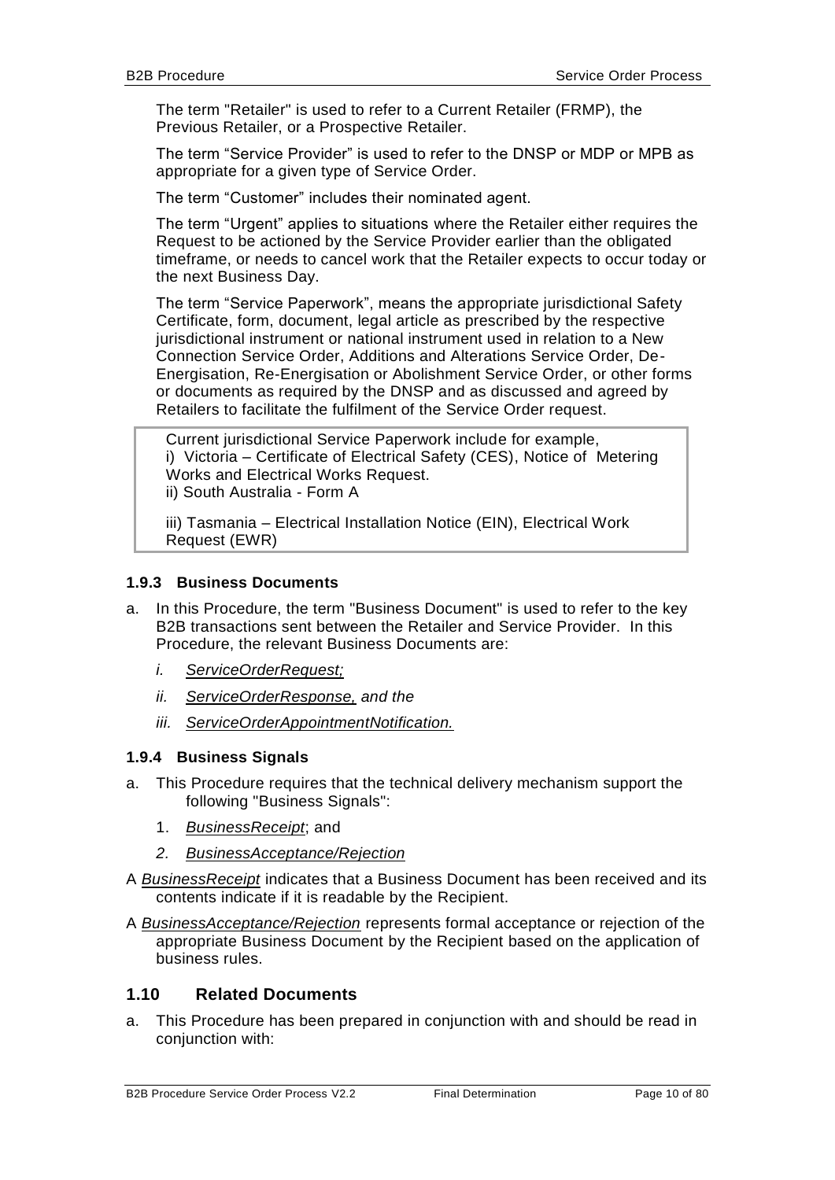The term "Retailer" is used to refer to a Current Retailer (FRMP), the Previous Retailer, or a Prospective Retailer.

The term "Service Provider" is used to refer to the DNSP or MDP or MPB as appropriate for a given type of Service Order.

The term "Customer" includes their nominated agent.

The term "Urgent" applies to situations where the Retailer either requires the Request to be actioned by the Service Provider earlier than the obligated timeframe, or needs to cancel work that the Retailer expects to occur today or the next Business Day.

The term "Service Paperwork", means the appropriate jurisdictional Safety Certificate, form, document, legal article as prescribed by the respective jurisdictional instrument or national instrument used in relation to a New Connection Service Order, Additions and Alterations Service Order, De-Energisation, Re-Energisation or Abolishment Service Order, or other forms or documents as required by the DNSP and as discussed and agreed by Retailers to facilitate the fulfilment of the Service Order request.

> Current jurisdictional Service Paperwork include for example,
> i) Victoria – Certificate of Electrical Safety (CES), Notice of Metering Works and Electrical Works Request.
> ii) South Australia - Form A
>
> iii) Tasmania – Electrical Installation Notice (EIN), Electrical Work Request (EWR)

### 1.9.3 Business Documents

a. In this Procedure, the term "Business Document" is used to refer to the key B2B transactions sent between the Retailer and Service Provider. In this Procedure, the relevant Business Documents are:

   *i. ServiceOrderRequest;*

   *ii. ServiceOrderResponse, and the*

   *iii. ServiceOrderAppointmentNotification.*

### 1.9.4 Business Signals

a. This Procedure requires that the technical delivery mechanism support the following "Business Signals":

   1. *BusinessReceipt*; and

   2. *BusinessAcceptance/Rejection*

A *BusinessReceipt* indicates that a Business Document has been received and its contents indicate if it is readable by the Recipient.

A *BusinessAcceptance/Rejection* represents formal acceptance or rejection of the appropriate Business Document by the Recipient based on the application of business rules.

## 1.10 Related Documents

a. This Procedure has been prepared in conjunction with and should be read in conjunction with: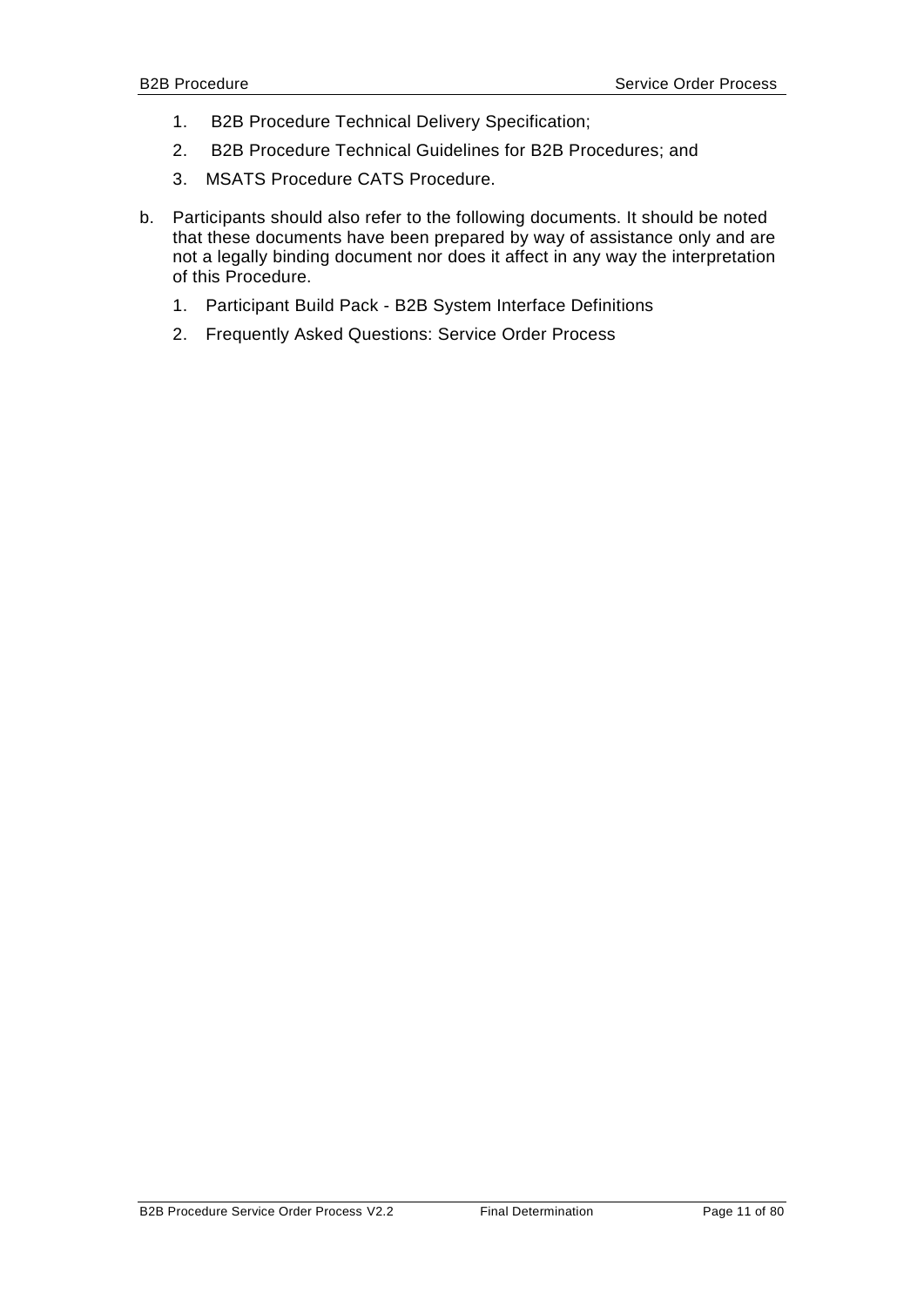1. B2B Procedure Technical Delivery Specification;
2. B2B Procedure Technical Guidelines for B2B Procedures; and
3. MSATS Procedure CATS Procedure.

b. Participants should also refer to the following documents. It should be noted that these documents have been prepared by way of assistance only and are not a legally binding document nor does it affect in any way the interpretation of this Procedure.

   1. Participant Build Pack - B2B System Interface Definitions
   2. Frequently Asked Questions: Service Order Process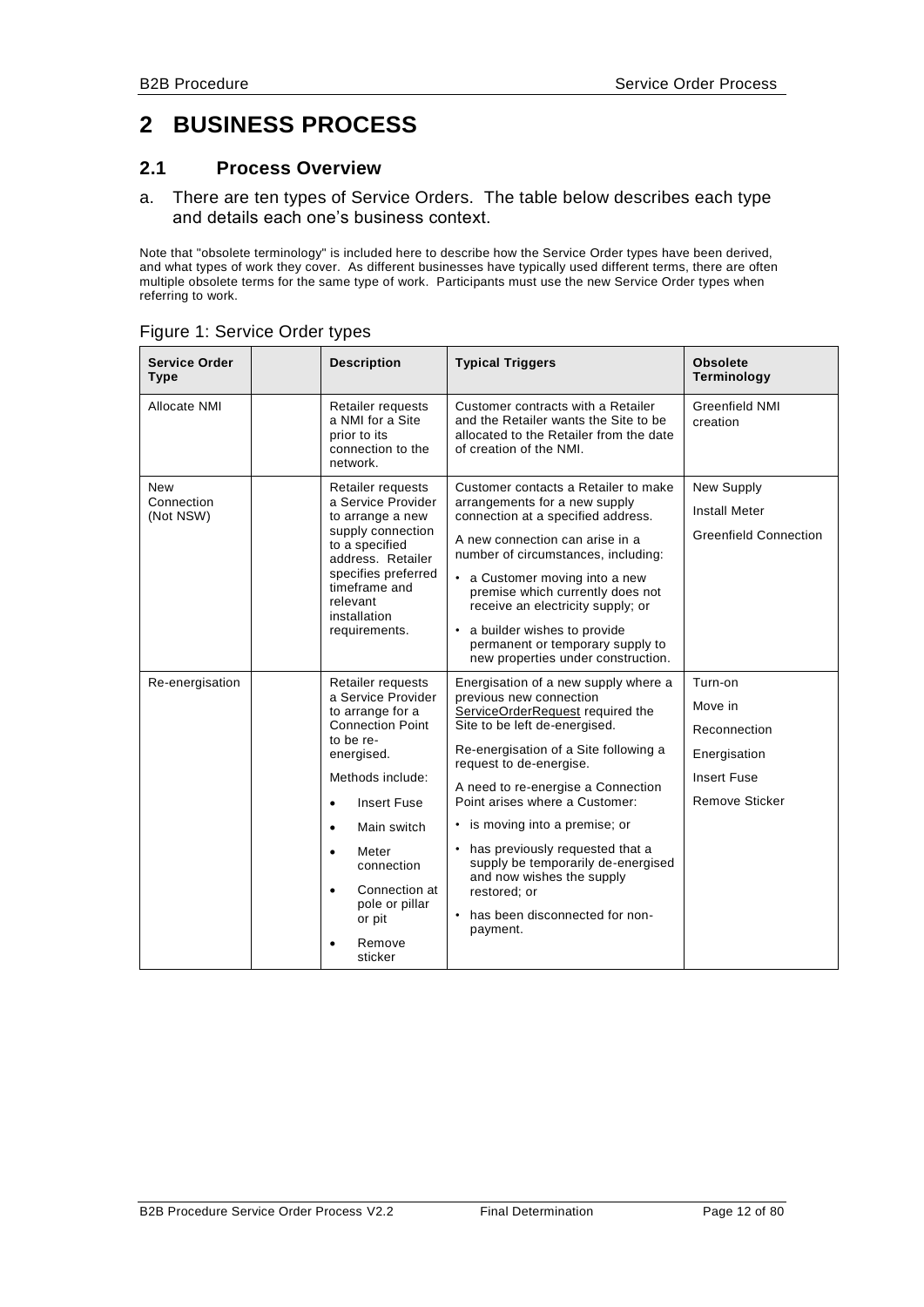# 2 BUSINESS PROCESS

## 2.1 Process Overview

a. There are ten types of Service Orders. The table below describes each type and details each one's business context.

Note that "obsolete terminology" is included here to describe how the Service Order types have been derived, and what types of work they cover. As different businesses have typically used different terms, there are often multiple obsolete terms for the same type of work. Participants must use the new Service Order types when referring to work.

Figure 1: Service Order types

| Service Order Type | | Description | Typical Triggers | Obsolete Terminology |
|---|---|---|---|---|
| Allocate NMI | | Retailer requests a NMI for a Site prior to its connection to the network. | Customer contracts with a Retailer and the Retailer wants the Site to be allocated to the Retailer from the date of creation of the NMI. | Greenfield NMI creation |
| New Connection (Not NSW) | | Retailer requests a Service Provider to arrange a new supply connection to a specified address. Retailer specifies preferred timeframe and relevant installation requirements. | Customer contacts a Retailer to make arrangements for a new supply connection at a specified address.<br>A new connection can arise in a number of circumstances, including:<br>• a Customer moving into a new premise which currently does not receive an electricity supply; or<br>• a builder wishes to provide permanent or temporary supply to new properties under construction. | New Supply<br>Install Meter<br>Greenfield Connection |
| Re-energisation | | Retailer requests a Service Provider to arrange for a Connection Point to be re-energised.<br>Methods include:<br>• Insert Fuse<br>• Main switch<br>• Meter connection<br>• Connection at pole or pillar or pit<br>• Remove sticker | Energisation of a new supply where a previous new connection ServiceOrderRequest required the Site to be left de-energised.<br>Re-energisation of a Site following a request to de-energise.<br>A need to re-energise a Connection Point arises where a Customer:<br>• is moving into a premise; or<br>• has previously requested that a supply be temporarily de-energised and now wishes the supply restored; or<br>• has been disconnected for non-payment. | Turn-on<br>Move in<br>Reconnection<br>Energisation<br>Insert Fuse<br>Remove Sticker |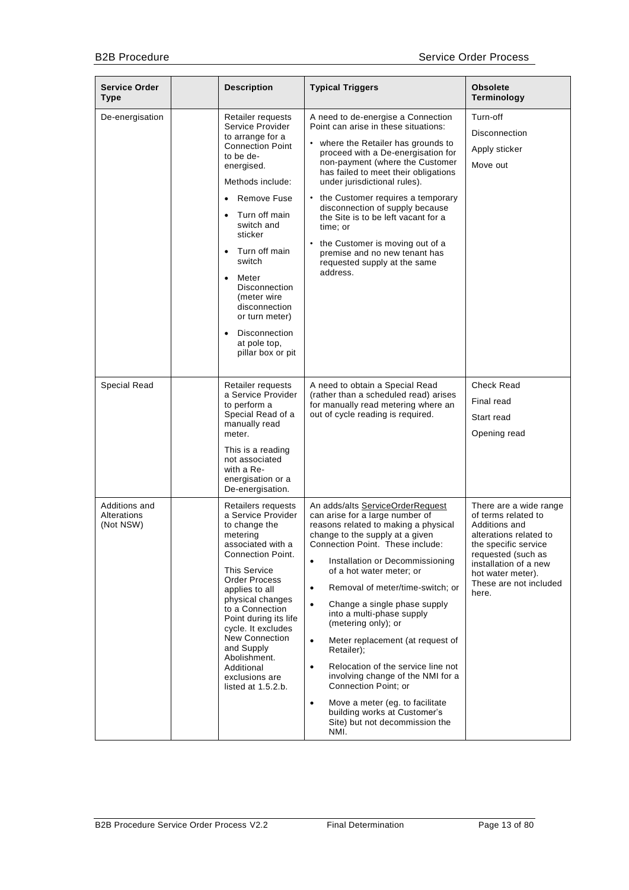| Service Order Type | | Description | Typical Triggers | Obsolete Terminology |
|---|---|---|---|---|
| De-energisation | | Retailer requests Service Provider to arrange for a Connection Point to be de-energised.<br><br>Methods include:<br>• Remove Fuse<br>• Turn off main switch and sticker<br>• Turn off main switch<br>• Meter Disconnection (meter wire disconnection or turn meter)<br>• Disconnection at pole top, pillar box or pit | A need to de-energise a Connection Point can arise in these situations:<br>• where the Retailer has grounds to proceed with a De-energisation for non-payment (where the Customer has failed to meet their obligations under jurisdictional rules).<br>• the Customer requires a temporary disconnection of supply because the Site is to be left vacant for a time; or<br>• the Customer is moving out of a premise and no new tenant has requested supply at the same address. | Turn-off<br><br>Disconnection<br><br>Apply sticker<br><br>Move out |
| Special Read | | Retailer requests a Service Provider to perform a Special Read of a manually read meter.<br><br>This is a reading not associated with a Re-energisation or a De-energisation. | A need to obtain a Special Read (rather than a scheduled read) arises for manually read metering where an out of cycle reading is required. | Check Read<br><br>Final read<br><br>Start read<br><br>Opening read |
| Additions and Alterations (Not NSW) | | Retailers requests a Service Provider to change the metering associated with a Connection Point.<br><br>This Service Order Process applies to all physical changes to a Connection Point during its life cycle. It excludes New Connection and Supply Abolishment. Additional exclusions are listed at 1.5.2.b. | An adds/alts ServiceOrderRequest can arise for a large number of reasons related to making a physical change to the supply at a given Connection Point. These include:<br>• Installation or Decommissioning of a hot water meter; or<br>• Removal of meter/time-switch; or<br>• Change a single phase supply into a multi-phase supply (metering only); or<br>• Meter replacement (at request of Retailer);<br>• Relocation of the service line not involving change of the NMI for a Connection Point; or<br>• Move a meter (eg. to facilitate building works at Customer's Site) but not decommission the NMI. | There are a wide range of terms related to Additions and alterations related to the specific service requested (such as installation of a new hot water meter). These are not included here. |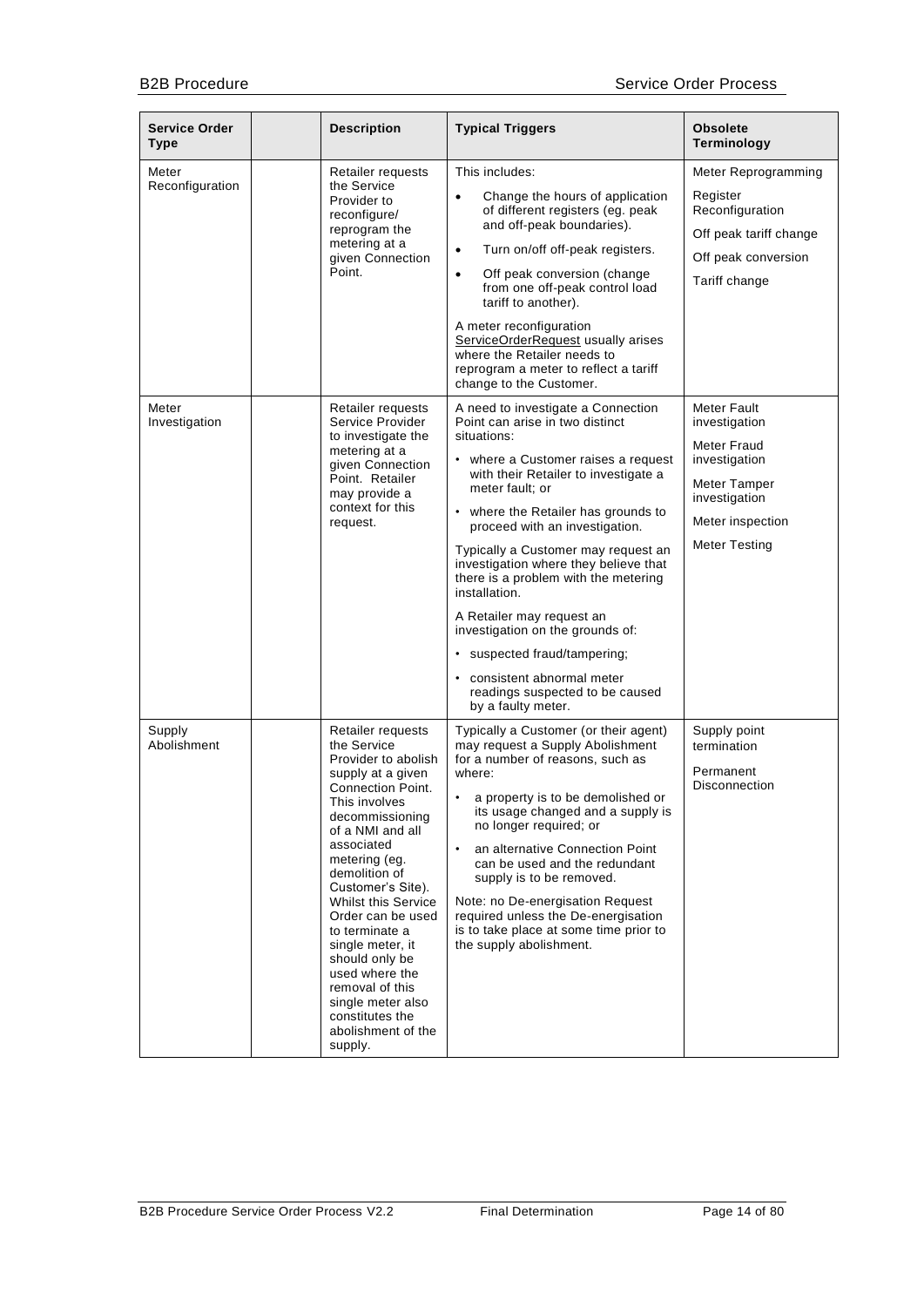| Service Order Type | | Description | Typical Triggers | Obsolete Terminology |
|---|---|---|---|---|
| Meter Reconfiguration | | Retailer requests the Service Provider to reconfigure/ reprogram the metering at a given Connection Point. | This includes:<br>• Change the hours of application of different registers (eg. peak and off-peak boundaries).<br>• Turn on/off off-peak registers.<br>• Off peak conversion (change from one off-peak control load tariff to another).<br>A meter reconfiguration ServiceOrderRequest usually arises where the Retailer needs to reprogram a meter to reflect a tariff change to the Customer. | Meter Reprogramming<br>Register Reconfiguration<br>Off peak tariff change<br>Off peak conversion<br>Tariff change |
| Meter Investigation | | Retailer requests Service Provider to investigate the metering at a given Connection Point. Retailer may provide a context for this request. | A need to investigate a Connection Point can arise in two distinct situations:<br>• where a Customer raises a request with their Retailer to investigate a meter fault; or<br>• where the Retailer has grounds to proceed with an investigation.<br>Typically a Customer may request an investigation where they believe that there is a problem with the metering installation.<br>A Retailer may request an investigation on the grounds of:<br>• suspected fraud/tampering;<br>• consistent abnormal meter readings suspected to be caused by a faulty meter. | Meter Fault investigation<br>Meter Fraud investigation<br>Meter Tamper investigation<br>Meter inspection<br>Meter Testing |
| Supply Abolishment | | Retailer requests the Service Provider to abolish supply at a given Connection Point. This involves decommissioning of a NMI and all associated metering (eg. demolition of Customer's Site). Whilst this Service Order can be used to terminate a single meter, it should only be used where the removal of this single meter also constitutes the abolishment of the supply. | Typically a Customer (or their agent) may request a Supply Abolishment for a number of reasons, such as where:<br>• a property is to be demolished or its usage changed and a supply is no longer required; or<br>• an alternative Connection Point can be used and the redundant supply is to be removed.<br>Note: no De-energisation Request required unless the De-energisation is to take place at some time prior to the supply abolishment. | Supply point termination<br>Permanent Disconnection |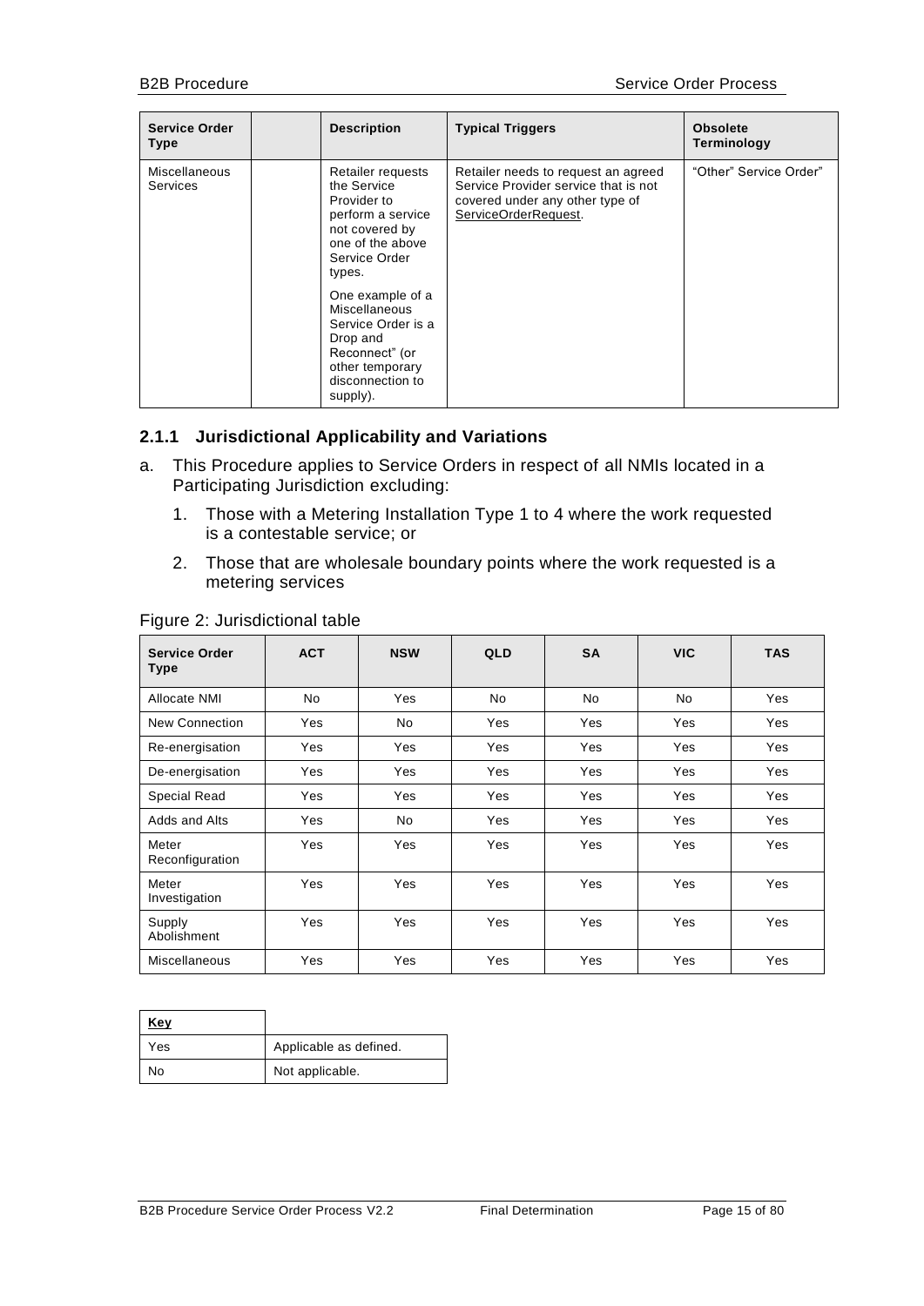| Service Order Type | | Description | Typical Triggers | Obsolete Terminology |
|---|---|---|---|---|
| Miscellaneous Services | | Retailer requests the Service Provider to perform a service not covered by one of the above Service Order types.<br><br>One example of a Miscellaneous Service Order is a Drop and Reconnect" (or other temporary disconnection to supply). | Retailer needs to request an agreed Service Provider service that is not covered under any other type of ServiceOrderRequest. | "Other" Service Order" |

### 2.1.1 Jurisdictional Applicability and Variations

a. This Procedure applies to Service Orders in respect of all NMIs located in a Participating Jurisdiction excluding:

   1. Those with a Metering Installation Type 1 to 4 where the work requested is a contestable service; or

   2. Those that are wholesale boundary points where the work requested is a metering services

Figure 2: Jurisdictional table

| Service Order Type | ACT | NSW | QLD | SA | VIC | TAS |
|---|---|---|---|---|---|---|
| Allocate NMI | No | Yes | No | No | No | Yes |
| New Connection | Yes | No | Yes | Yes | Yes | Yes |
| Re-energisation | Yes | Yes | Yes | Yes | Yes | Yes |
| De-energisation | Yes | Yes | Yes | Yes | Yes | Yes |
| Special Read | Yes | Yes | Yes | Yes | Yes | Yes |
| Adds and Alts | Yes | No | Yes | Yes | Yes | Yes |
| Meter Reconfiguration | Yes | Yes | Yes | Yes | Yes | Yes |
| Meter Investigation | Yes | Yes | Yes | Yes | Yes | Yes |
| Supply Abolishment | Yes | Yes | Yes | Yes | Yes | Yes |
| Miscellaneous | Yes | Yes | Yes | Yes | Yes | Yes |

| Key | |
|---|---|
| Yes | Applicable as defined. |
| No | Not applicable. |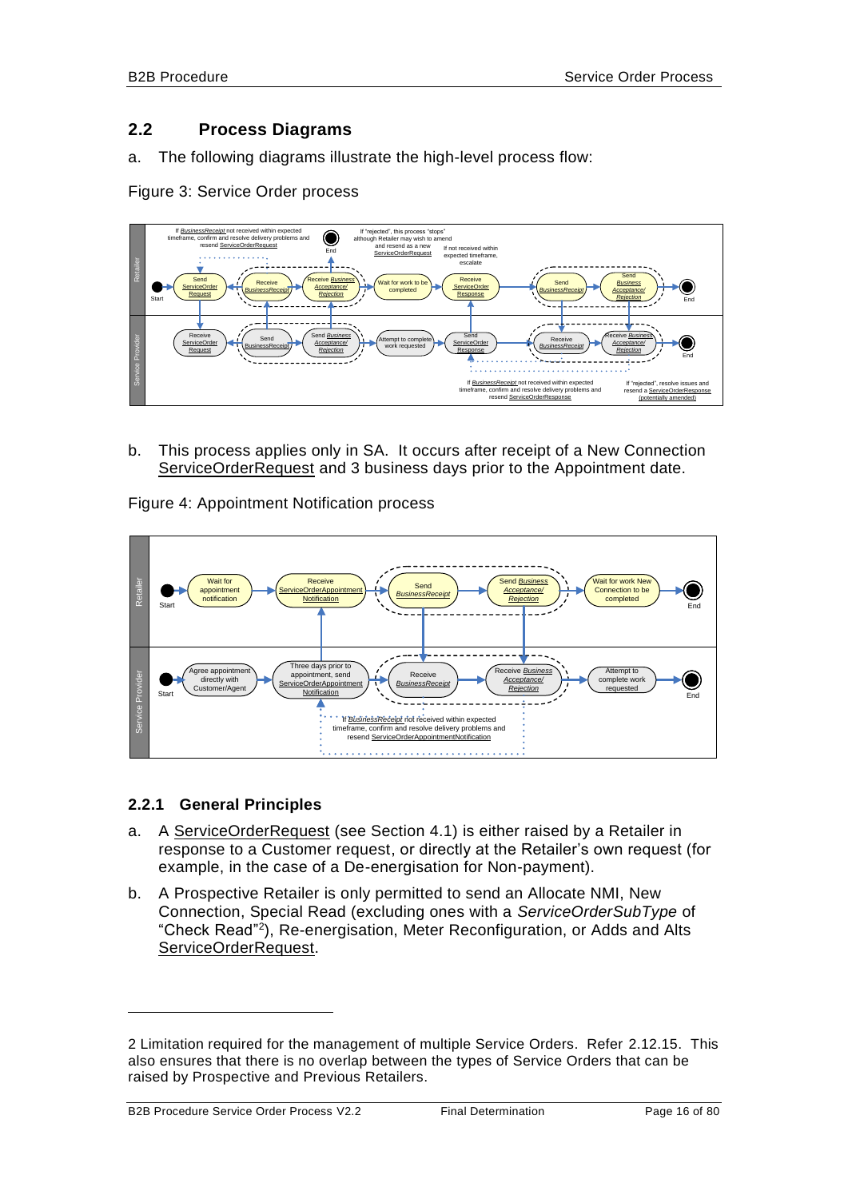## 2.2 Process Diagrams

a. The following diagrams illustrate the high-level process flow:

Figure 3: Service Order process

b. This process applies only in SA. It occurs after receipt of a New Connection ServiceOrderRequest and 3 business days prior to the Appointment date.

Figure 4: Appointment Notification process

### 2.2.1 General Principles

a. A ServiceOrderRequest (see Section 4.1) is either raised by a Retailer in response to a Customer request, or directly at the Retailer's own request (for example, in the case of a De-energisation for Non-payment).

b. A Prospective Retailer is only permitted to send an Allocate NMI, New Connection, Special Read (excluding ones with a *ServiceOrderSubType* of "Check Read"[2]), Re-energisation, Meter Reconfiguration, or Adds and Alts ServiceOrderRequest.

2 Limitation required for the management of multiple Service Orders. Refer 2.12.15. This also ensures that there is no overlap between the types of Service Orders that can be raised by Prospective and Previous Retailers.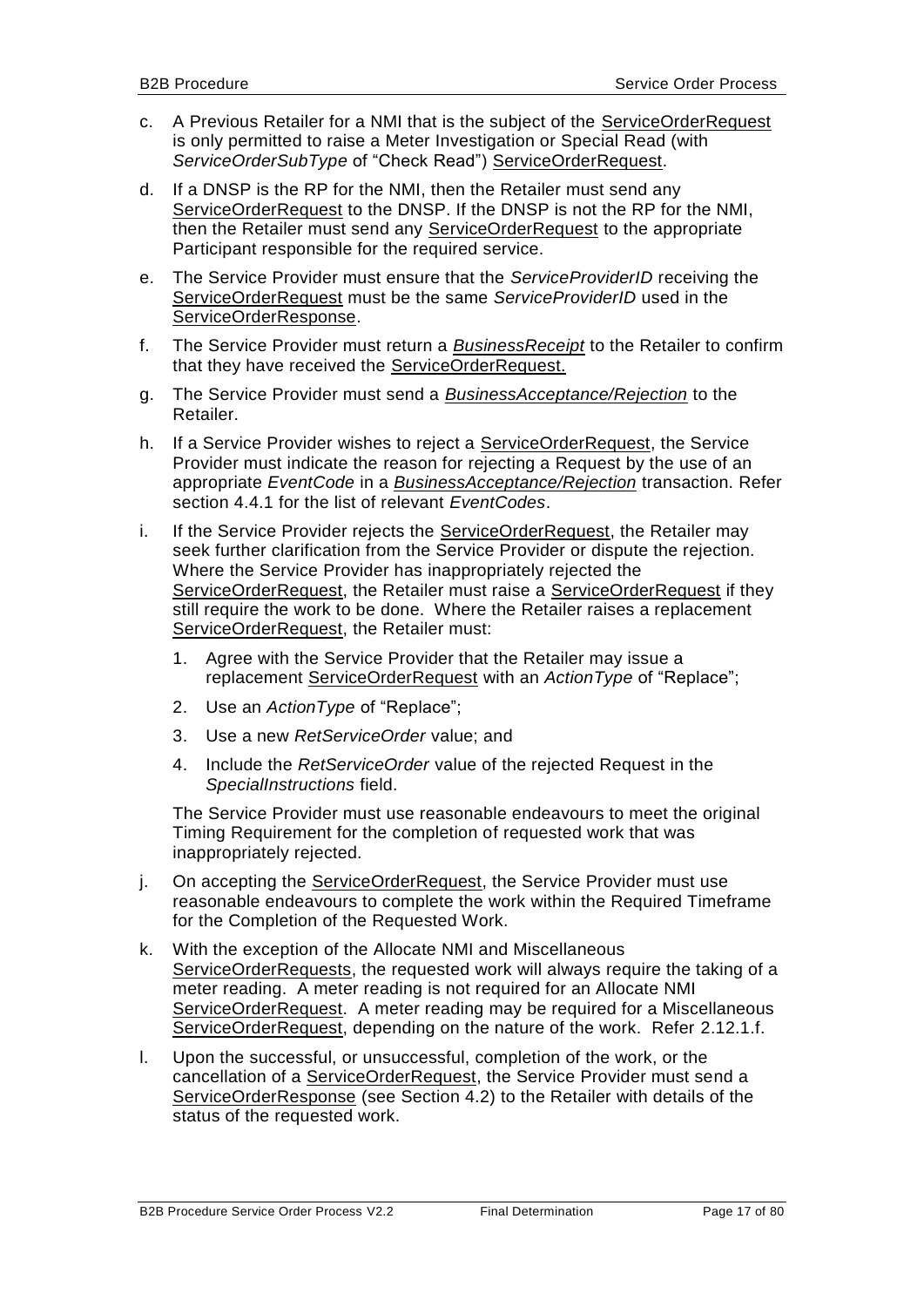c. A Previous Retailer for a NMI that is the subject of the ServiceOrderRequest is only permitted to raise a Meter Investigation or Special Read (with *ServiceOrderSubType* of "Check Read") ServiceOrderRequest.

d. If a DNSP is the RP for the NMI, then the Retailer must send any ServiceOrderRequest to the DNSP. If the DNSP is not the RP for the NMI, then the Retailer must send any ServiceOrderRequest to the appropriate Participant responsible for the required service.

e. The Service Provider must ensure that the *ServiceProviderID* receiving the ServiceOrderRequest must be the same *ServiceProviderID* used in the ServiceOrderResponse.

f. The Service Provider must return a ***BusinessReceipt*** to the Retailer to confirm that they have received the ServiceOrderRequest.

g. The Service Provider must send a ***BusinessAcceptance/Rejection*** to the Retailer.

h. If a Service Provider wishes to reject a ServiceOrderRequest, the Service Provider must indicate the reason for rejecting a Request by the use of an appropriate *EventCode* in a ***BusinessAcceptance/Rejection*** transaction. Refer section 4.4.1 for the list of relevant *EventCodes*.

i. If the Service Provider rejects the ServiceOrderRequest, the Retailer may seek further clarification from the Service Provider or dispute the rejection. Where the Service Provider has inappropriately rejected the ServiceOrderRequest, the Retailer must raise a ServiceOrderRequest if they still require the work to be done. Where the Retailer raises a replacement ServiceOrderRequest, the Retailer must:

   1. Agree with the Service Provider that the Retailer may issue a replacement ServiceOrderRequest with an *ActionType* of "Replace";
   2. Use an *ActionType* of "Replace";
   3. Use a new *RetServiceOrder* value; and
   4. Include the *RetServiceOrder* value of the rejected Request in the *SpecialInstructions* field.

   The Service Provider must use reasonable endeavours to meet the original Timing Requirement for the completion of requested work that was inappropriately rejected.

j. On accepting the ServiceOrderRequest, the Service Provider must use reasonable endeavours to complete the work within the Required Timeframe for the Completion of the Requested Work.

k. With the exception of the Allocate NMI and Miscellaneous ServiceOrderRequests, the requested work will always require the taking of a meter reading. A meter reading is not required for an Allocate NMI ServiceOrderRequest. A meter reading may be required for a Miscellaneous ServiceOrderRequest, depending on the nature of the work. Refer 2.12.1.f.

l. Upon the successful, or unsuccessful, completion of the work, or the cancellation of a ServiceOrderRequest, the Service Provider must send a ServiceOrderResponse (see Section 4.2) to the Retailer with details of the status of the requested work.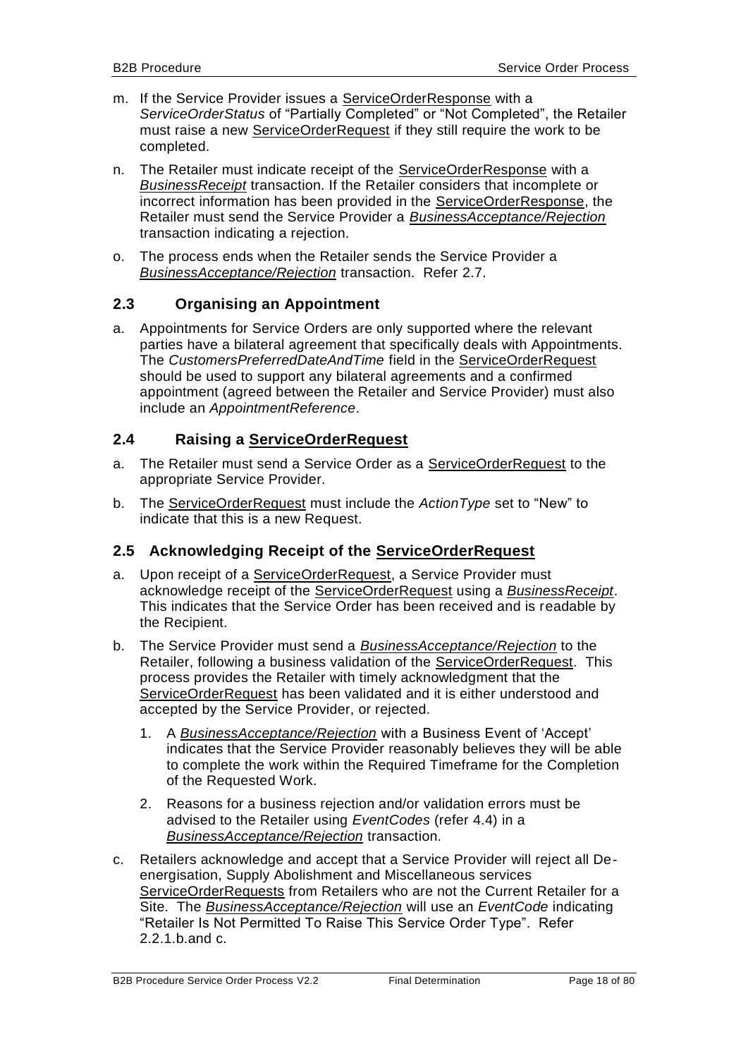m. If the Service Provider issues a ServiceOrderResponse with a *ServiceOrderStatus* of "Partially Completed" or "Not Completed", the Retailer must raise a new ServiceOrderRequest if they still require the work to be completed.

n. The Retailer must indicate receipt of the ServiceOrderResponse with a ***BusinessReceipt*** transaction. If the Retailer considers that incomplete or incorrect information has been provided in the ServiceOrderResponse, the Retailer must send the Service Provider a ***BusinessAcceptance/Rejection*** transaction indicating a rejection.

o. The process ends when the Retailer sends the Service Provider a ***BusinessAcceptance/Rejection*** transaction. Refer 2.7.

## 2.3 Organising an Appointment

a. Appointments for Service Orders are only supported where the relevant parties have a bilateral agreement that specifically deals with Appointments. The *CustomersPreferredDateAndTime* field in the ServiceOrderRequest should be used to support any bilateral agreements and a confirmed appointment (agreed between the Retailer and Service Provider) must also include an *AppointmentReference*.

## 2.4 Raising a ServiceOrderRequest

a. The Retailer must send a Service Order as a ServiceOrderRequest to the appropriate Service Provider.

b. The ServiceOrderRequest must include the *ActionType* set to "New" to indicate that this is a new Request.

## 2.5 Acknowledging Receipt of the ServiceOrderRequest

a. Upon receipt of a ServiceOrderRequest, a Service Provider must acknowledge receipt of the ServiceOrderRequest using a ***BusinessReceipt***. This indicates that the Service Order has been received and is readable by the Recipient.

b. The Service Provider must send a ***BusinessAcceptance/Rejection*** to the Retailer, following a business validation of the ServiceOrderRequest. This process provides the Retailer with timely acknowledgment that the ServiceOrderRequest has been validated and it is either understood and accepted by the Service Provider, or rejected.

   1. A ***BusinessAcceptance/Rejection*** with a Business Event of 'Accept' indicates that the Service Provider reasonably believes they will be able to complete the work within the Required Timeframe for the Completion of the Requested Work.

   2. Reasons for a business rejection and/or validation errors must be advised to the Retailer using *EventCodes* (refer 4.4) in a ***BusinessAcceptance/Rejection*** transaction.

c. Retailers acknowledge and accept that a Service Provider will reject all De-energisation, Supply Abolishment and Miscellaneous services ServiceOrderRequests from Retailers who are not the Current Retailer for a Site. The ***BusinessAcceptance/Rejection*** will use an *EventCode* indicating "Retailer Is Not Permitted To Raise This Service Order Type". Refer 2.2.1.b.and c.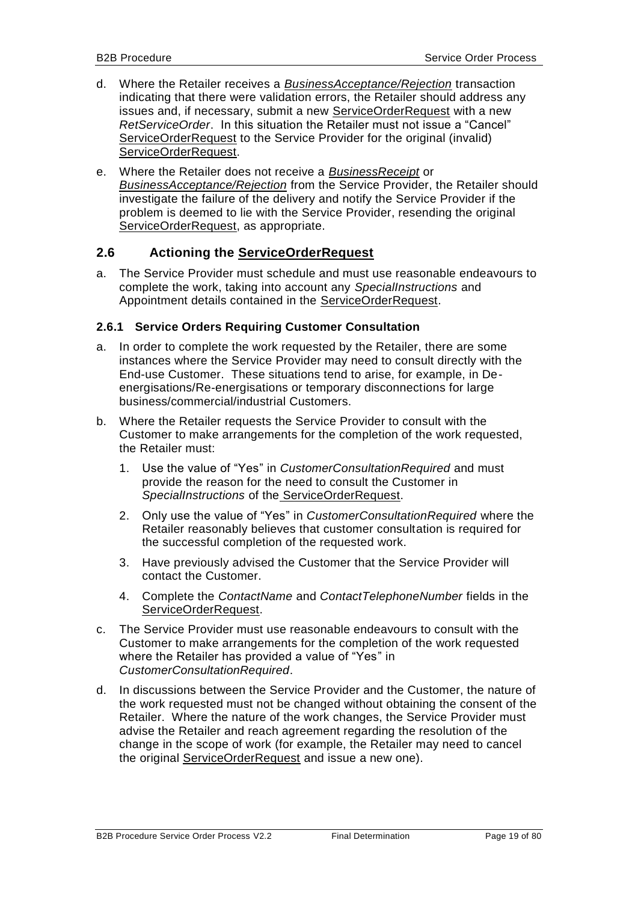d. Where the Retailer receives a ***BusinessAcceptance/Rejection*** transaction indicating that there were validation errors, the Retailer should address any issues and, if necessary, submit a new ServiceOrderRequest with a new *RetServiceOrder*. In this situation the Retailer must not issue a "Cancel" ServiceOrderRequest to the Service Provider for the original (invalid) ServiceOrderRequest.

e. Where the Retailer does not receive a ***BusinessReceipt*** or ***BusinessAcceptance/Rejection*** from the Service Provider, the Retailer should investigate the failure of the delivery and notify the Service Provider if the problem is deemed to lie with the Service Provider, resending the original ServiceOrderRequest, as appropriate.

## 2.6 Actioning the ServiceOrderRequest

a. The Service Provider must schedule and must use reasonable endeavours to complete the work, taking into account any *SpecialInstructions* and Appointment details contained in the ServiceOrderRequest.

### 2.6.1 Service Orders Requiring Customer Consultation

a. In order to complete the work requested by the Retailer, there are some instances where the Service Provider may need to consult directly with the End-use Customer. These situations tend to arise, for example, in De-energisations/Re-energisations or temporary disconnections for large business/commercial/industrial Customers.

b. Where the Retailer requests the Service Provider to consult with the Customer to make arrangements for the completion of the work requested, the Retailer must:

   1. Use the value of "Yes" in *CustomerConsultationRequired* and must provide the reason for the need to consult the Customer in *SpecialInstructions* of the ServiceOrderRequest.

   2. Only use the value of "Yes" in *CustomerConsultationRequired* where the Retailer reasonably believes that customer consultation is required for the successful completion of the requested work.

   3. Have previously advised the Customer that the Service Provider will contact the Customer.

   4. Complete the *ContactName* and *ContactTelephoneNumber* fields in the ServiceOrderRequest.

c. The Service Provider must use reasonable endeavours to consult with the Customer to make arrangements for the completion of the work requested where the Retailer has provided a value of "Yes" in *CustomerConsultationRequired*.

d. In discussions between the Service Provider and the Customer, the nature of the work requested must not be changed without obtaining the consent of the Retailer. Where the nature of the work changes, the Service Provider must advise the Retailer and reach agreement regarding the resolution of the change in the scope of work (for example, the Retailer may need to cancel the original ServiceOrderRequest and issue a new one).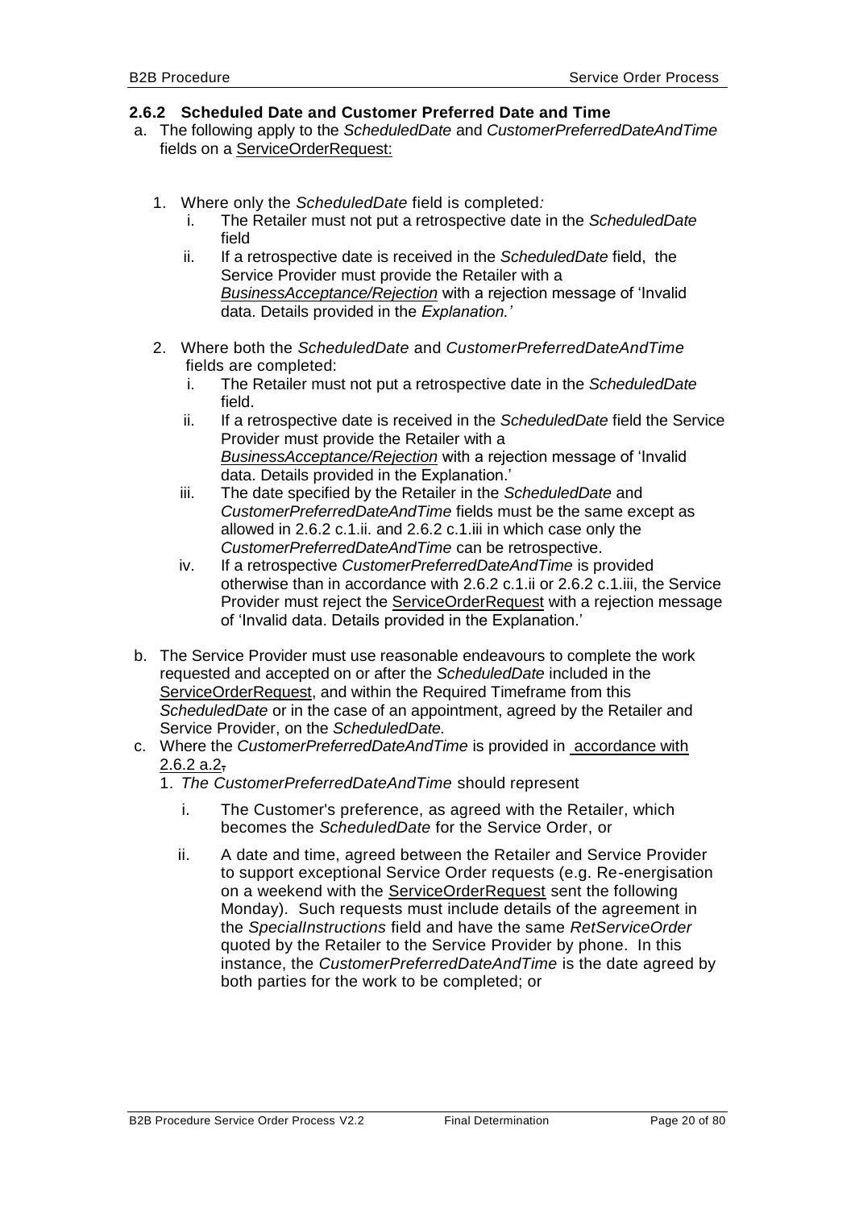### 2.6.2 Scheduled Date and Customer Preferred Date and Time

a. The following apply to the *ScheduledDate* and *CustomerPreferredDateAndTime* fields on a ServiceOrderRequest:

   1. Where only the *ScheduledDate* field is completed*:*
      i. The Retailer must not put a retrospective date in the *ScheduledDate* field
      ii. If a retrospective date is received in the *ScheduledDate* field, the Service Provider must provide the Retailer with a *BusinessAcceptance/Rejection* with a rejection message of 'Invalid data. Details provided in the *Explanation.'*

   2. Where both the *ScheduledDate* and *CustomerPreferredDateAndTime* fields are completed:
      i. The Retailer must not put a retrospective date in the *ScheduledDate* field.
      ii. If a retrospective date is received in the *ScheduledDate* field the Service Provider must provide the Retailer with a *BusinessAcceptance/Rejection* with a rejection message of 'Invalid data. Details provided in the Explanation.'
      iii. The date specified by the Retailer in the *ScheduledDate* and *CustomerPreferredDateAndTime* fields must be the same except as allowed in 2.6.2 c.1.ii. and 2.6.2 c.1.iii in which case only the *CustomerPreferredDateAndTime* can be retrospective.
      iv. If a retrospective *CustomerPreferredDateAndTime* is provided otherwise than in accordance with 2.6.2 c.1.ii or 2.6.2 c.1.iii, the Service Provider must reject the ServiceOrderRequest with a rejection message of 'Invalid data. Details provided in the Explanation.'

b. The Service Provider must use reasonable endeavours to complete the work requested and accepted on or after the *ScheduledDate* included in the ServiceOrderRequest, and within the Required Timeframe from this *ScheduledDate* or in the case of an appointment, agreed by the Retailer and Service Provider, on the *ScheduledDate.*

c. Where the *CustomerPreferredDateAndTime* is provided in accordance with 2.6.2 a.2,

   1. *The CustomerPreferredDateAndTime* should represent
      i. The Customer's preference, as agreed with the Retailer, which becomes the *ScheduledDate* for the Service Order, or
      ii. A date and time, agreed between the Retailer and Service Provider to support exceptional Service Order requests (e.g. Re-energisation on a weekend with the ServiceOrderRequest sent the following Monday). Such requests must include details of the agreement in the *SpecialInstructions* field and have the same *RetServiceOrder* quoted by the Retailer to the Service Provider by phone. In this instance, the *CustomerPreferredDateAndTime* is the date agreed by both parties for the work to be completed; or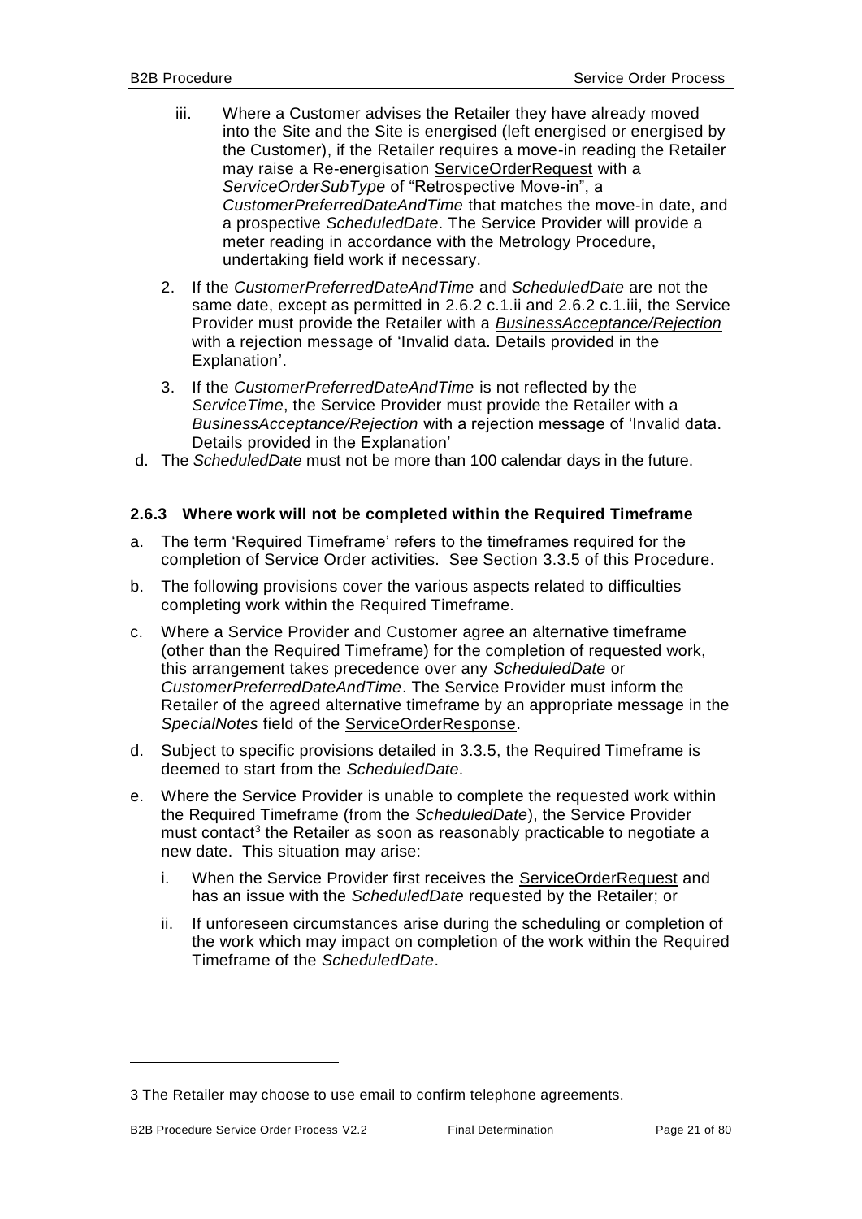iii. Where a Customer advises the Retailer they have already moved into the Site and the Site is energised (left energised or energised by the Customer), if the Retailer requires a move-in reading the Retailer may raise a Re-energisation ServiceOrderRequest with a *ServiceOrderSubType* of "Retrospective Move-in", a *CustomerPreferredDateAndTime* that matches the move-in date, and a prospective *ScheduledDate*. The Service Provider will provide a meter reading in accordance with the Metrology Procedure, undertaking field work if necessary.

2. If the *CustomerPreferredDateAndTime* and *ScheduledDate* are not the same date, except as permitted in 2.6.2 c.1.ii and 2.6.2 c.1.iii, the Service Provider must provide the Retailer with a *BusinessAcceptance/Rejection* with a rejection message of 'Invalid data. Details provided in the Explanation'.

3. If the *CustomerPreferredDateAndTime* is not reflected by the *ServiceTime*, the Service Provider must provide the Retailer with a *BusinessAcceptance/Rejection* with a rejection message of 'Invalid data. Details provided in the Explanation'

d. The *ScheduledDate* must not be more than 100 calendar days in the future.

### 2.6.3 Where work will not be completed within the Required Timeframe

a. The term 'Required Timeframe' refers to the timeframes required for the completion of Service Order activities. See Section 3.3.5 of this Procedure.

b. The following provisions cover the various aspects related to difficulties completing work within the Required Timeframe.

c. Where a Service Provider and Customer agree an alternative timeframe (other than the Required Timeframe) for the completion of requested work, this arrangement takes precedence over any *ScheduledDate* or *CustomerPreferredDateAndTime*. The Service Provider must inform the Retailer of the agreed alternative timeframe by an appropriate message in the *SpecialNotes* field of the ServiceOrderResponse.

d. Subject to specific provisions detailed in 3.3.5, the Required Timeframe is deemed to start from the *ScheduledDate*.

e. Where the Service Provider is unable to complete the requested work within the Required Timeframe (from the *ScheduledDate*), the Service Provider must contact[3] the Retailer as soon as reasonably practicable to negotiate a new date. This situation may arise:

   i. When the Service Provider first receives the ServiceOrderRequest and has an issue with the *ScheduledDate* requested by the Retailer; or

   ii. If unforeseen circumstances arise during the scheduling or completion of the work which may impact on completion of the work within the Required Timeframe of the *ScheduledDate*.

---

3 The Retailer may choose to use email to confirm telephone agreements.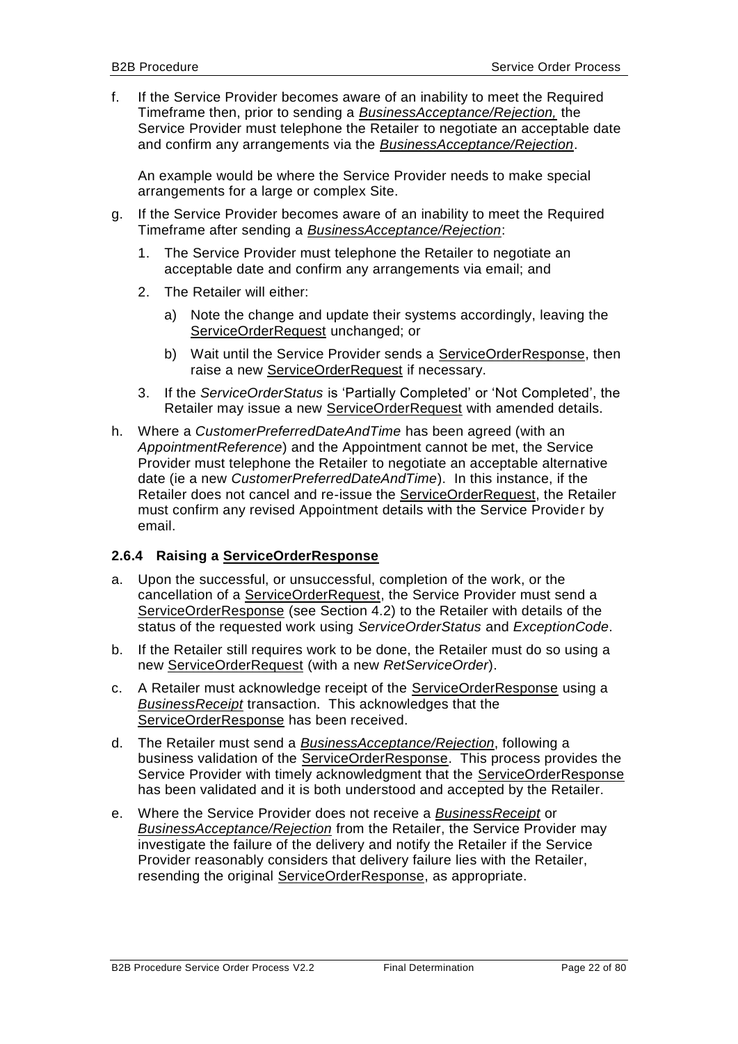f. If the Service Provider becomes aware of an inability to meet the Required Timeframe then, prior to sending a *BusinessAcceptance/Rejection,* the Service Provider must telephone the Retailer to negotiate an acceptable date and confirm any arrangements via the *BusinessAcceptance/Rejection*.

   An example would be where the Service Provider needs to make special arrangements for a large or complex Site.

g. If the Service Provider becomes aware of an inability to meet the Required Timeframe after sending a *BusinessAcceptance/Rejection*:

   1. The Service Provider must telephone the Retailer to negotiate an acceptable date and confirm any arrangements via email; and
   2. The Retailer will either:
      a) Note the change and update their systems accordingly, leaving the ServiceOrderRequest unchanged; or
      b) Wait until the Service Provider sends a ServiceOrderResponse, then raise a new ServiceOrderRequest if necessary.
   3. If the *ServiceOrderStatus* is 'Partially Completed' or 'Not Completed', the Retailer may issue a new ServiceOrderRequest with amended details.

h. Where a *CustomerPreferredDateAndTime* has been agreed (with an *AppointmentReference*) and the Appointment cannot be met, the Service Provider must telephone the Retailer to negotiate an acceptable alternative date (ie a new *CustomerPreferredDateAndTime*). In this instance, if the Retailer does not cancel and re-issue the ServiceOrderRequest, the Retailer must confirm any revised Appointment details with the Service Provider by email.

### 2.6.4 Raising a ServiceOrderResponse

a. Upon the successful, or unsuccessful, completion of the work, or the cancellation of a ServiceOrderRequest, the Service Provider must send a ServiceOrderResponse (see Section 4.2) to the Retailer with details of the status of the requested work using *ServiceOrderStatus* and *ExceptionCode*.

b. If the Retailer still requires work to be done, the Retailer must do so using a new ServiceOrderRequest (with a new *RetServiceOrder*).

c. A Retailer must acknowledge receipt of the ServiceOrderResponse using a *BusinessReceipt* transaction. This acknowledges that the ServiceOrderResponse has been received.

d. The Retailer must send a *BusinessAcceptance/Rejection*, following a business validation of the ServiceOrderResponse. This process provides the Service Provider with timely acknowledgment that the ServiceOrderResponse has been validated and it is both understood and accepted by the Retailer.

e. Where the Service Provider does not receive a *BusinessReceipt* or *BusinessAcceptance/Rejection* from the Retailer, the Service Provider may investigate the failure of the delivery and notify the Retailer if the Service Provider reasonably considers that delivery failure lies with the Retailer, resending the original ServiceOrderResponse, as appropriate.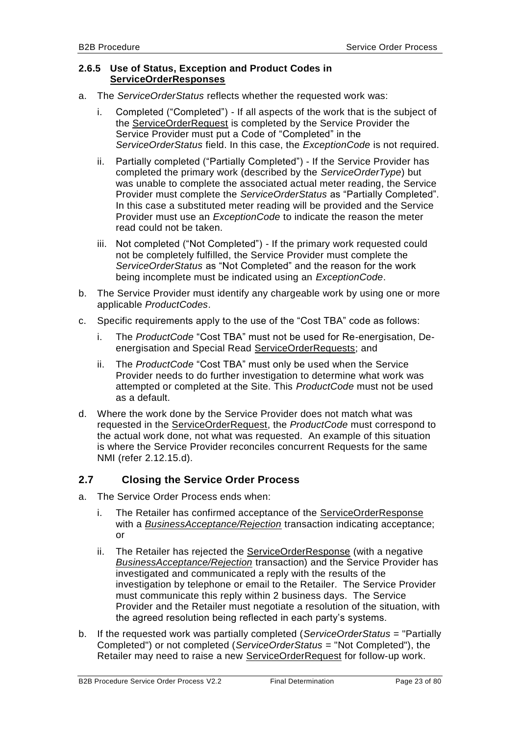### 2.6.5 Use of Status, Exception and Product Codes in ServiceOrderResponses

a. The *ServiceOrderStatus* reflects whether the requested work was:

   i. Completed ("Completed") - If all aspects of the work that is the subject of the ServiceOrderRequest is completed by the Service Provider the Service Provider must put a Code of "Completed" in the *ServiceOrderStatus* field. In this case, the *ExceptionCode* is not required.

   ii. Partially completed ("Partially Completed") - If the Service Provider has completed the primary work (described by the *ServiceOrderType*) but was unable to complete the associated actual meter reading, the Service Provider must complete the *ServiceOrderStatus* as "Partially Completed". In this case a substituted meter reading will be provided and the Service Provider must use an *ExceptionCode* to indicate the reason the meter read could not be taken.

   iii. Not completed ("Not Completed") - If the primary work requested could not be completely fulfilled, the Service Provider must complete the *ServiceOrderStatus* as "Not Completed" and the reason for the work being incomplete must be indicated using an *ExceptionCode*.

b. The Service Provider must identify any chargeable work by using one or more applicable *ProductCodes*.

c. Specific requirements apply to the use of the "Cost TBA" code as follows:

   i. The *ProductCode* "Cost TBA" must not be used for Re-energisation, De-energisation and Special Read ServiceOrderRequests; and

   ii. The *ProductCode* "Cost TBA" must only be used when the Service Provider needs to do further investigation to determine what work was attempted or completed at the Site. This *ProductCode* must not be used as a default.

d. Where the work done by the Service Provider does not match what was requested in the ServiceOrderRequest, the *ProductCode* must correspond to the actual work done, not what was requested. An example of this situation is where the Service Provider reconciles concurrent Requests for the same NMI (refer 2.12.15.d).

## 2.7 Closing the Service Order Process

a. The Service Order Process ends when:

   i. The Retailer has confirmed acceptance of the ServiceOrderResponse with a *BusinessAcceptance/Rejection* transaction indicating acceptance; or

   ii. The Retailer has rejected the ServiceOrderResponse (with a negative *BusinessAcceptance/Rejection* transaction) and the Service Provider has investigated and communicated a reply with the results of the investigation by telephone or email to the Retailer. The Service Provider must communicate this reply within 2 business days. The Service Provider and the Retailer must negotiate a resolution of the situation, with the agreed resolution being reflected in each party's systems.

b. If the requested work was partially completed (*ServiceOrderStatus* = "Partially Completed") or not completed (*ServiceOrderStatus* = "Not Completed"), the Retailer may need to raise a new ServiceOrderRequest for follow-up work.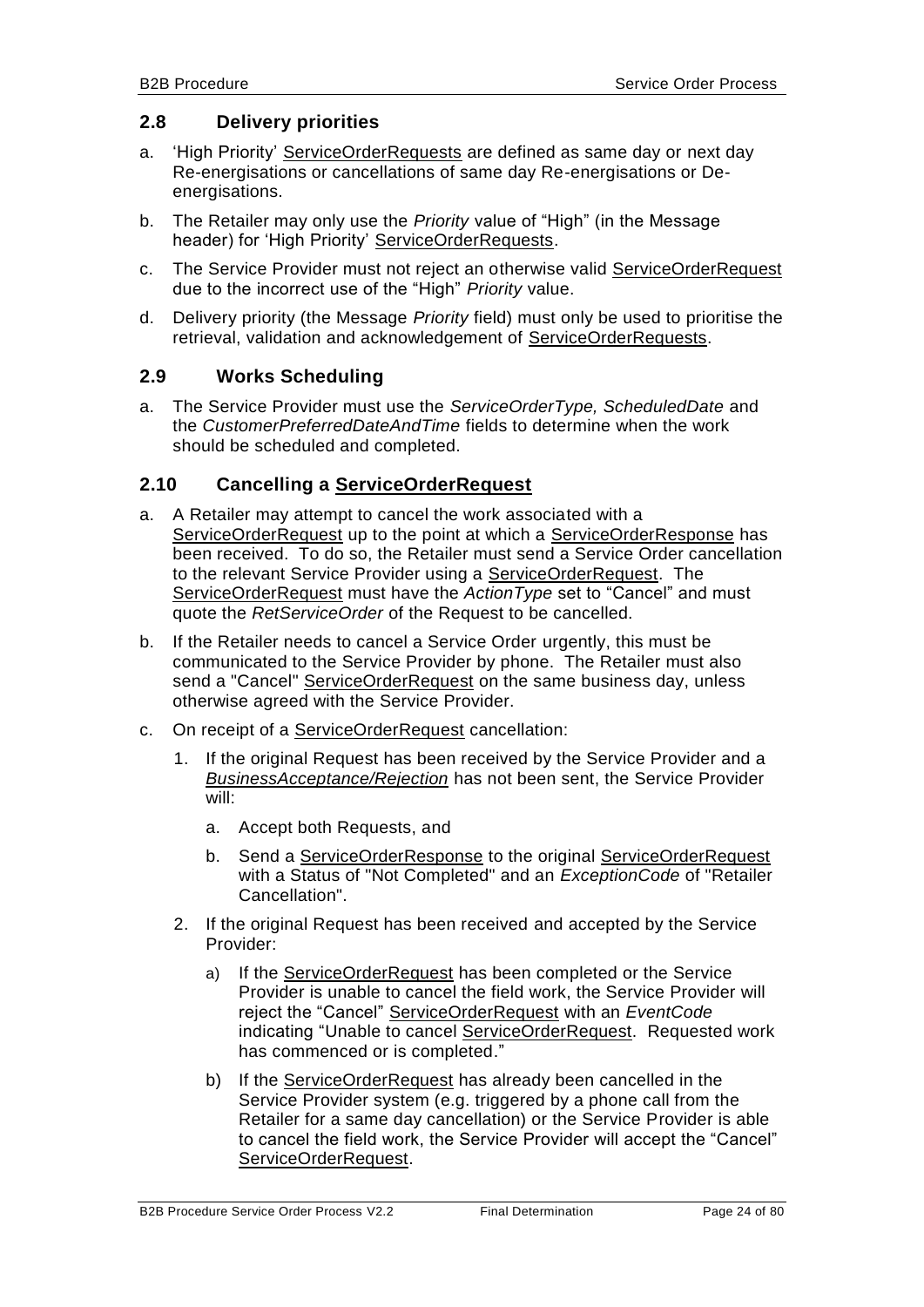## 2.8 Delivery priorities

a. 'High Priority' ServiceOrderRequests are defined as same day or next day Re-energisations or cancellations of same day Re-energisations or De-energisations.

b. The Retailer may only use the *Priority* value of "High" (in the Message header) for 'High Priority' ServiceOrderRequests.

c. The Service Provider must not reject an otherwise valid ServiceOrderRequest due to the incorrect use of the "High" *Priority* value.

d. Delivery priority (the Message *Priority* field) must only be used to prioritise the retrieval, validation and acknowledgement of ServiceOrderRequests.

## 2.9 Works Scheduling

a. The Service Provider must use the *ServiceOrderType, ScheduledDate* and the *CustomerPreferredDateAndTime* fields to determine when the work should be scheduled and completed.

## 2.10 Cancelling a ServiceOrderRequest

a. A Retailer may attempt to cancel the work associated with a ServiceOrderRequest up to the point at which a ServiceOrderResponse has been received. To do so, the Retailer must send a Service Order cancellation to the relevant Service Provider using a ServiceOrderRequest. The ServiceOrderRequest must have the *ActionType* set to "Cancel" and must quote the *RetServiceOrder* of the Request to be cancelled.

b. If the Retailer needs to cancel a Service Order urgently, this must be communicated to the Service Provider by phone. The Retailer must also send a "Cancel" ServiceOrderRequest on the same business day, unless otherwise agreed with the Service Provider.

c. On receipt of a ServiceOrderRequest cancellation:

   1. If the original Request has been received by the Service Provider and a *BusinessAcceptance/Rejection* has not been sent, the Service Provider will:

      a. Accept both Requests, and

      b. Send a ServiceOrderResponse to the original ServiceOrderRequest with a Status of "Not Completed" and an *ExceptionCode* of "Retailer Cancellation".

   2. If the original Request has been received and accepted by the Service Provider:

      a) If the ServiceOrderRequest has been completed or the Service Provider is unable to cancel the field work, the Service Provider will reject the "Cancel" ServiceOrderRequest with an *EventCode* indicating "Unable to cancel ServiceOrderRequest. Requested work has commenced or is completed."

      b) If the ServiceOrderRequest has already been cancelled in the Service Provider system (e.g. triggered by a phone call from the Retailer for a same day cancellation) or the Service Provider is able to cancel the field work, the Service Provider will accept the "Cancel" ServiceOrderRequest.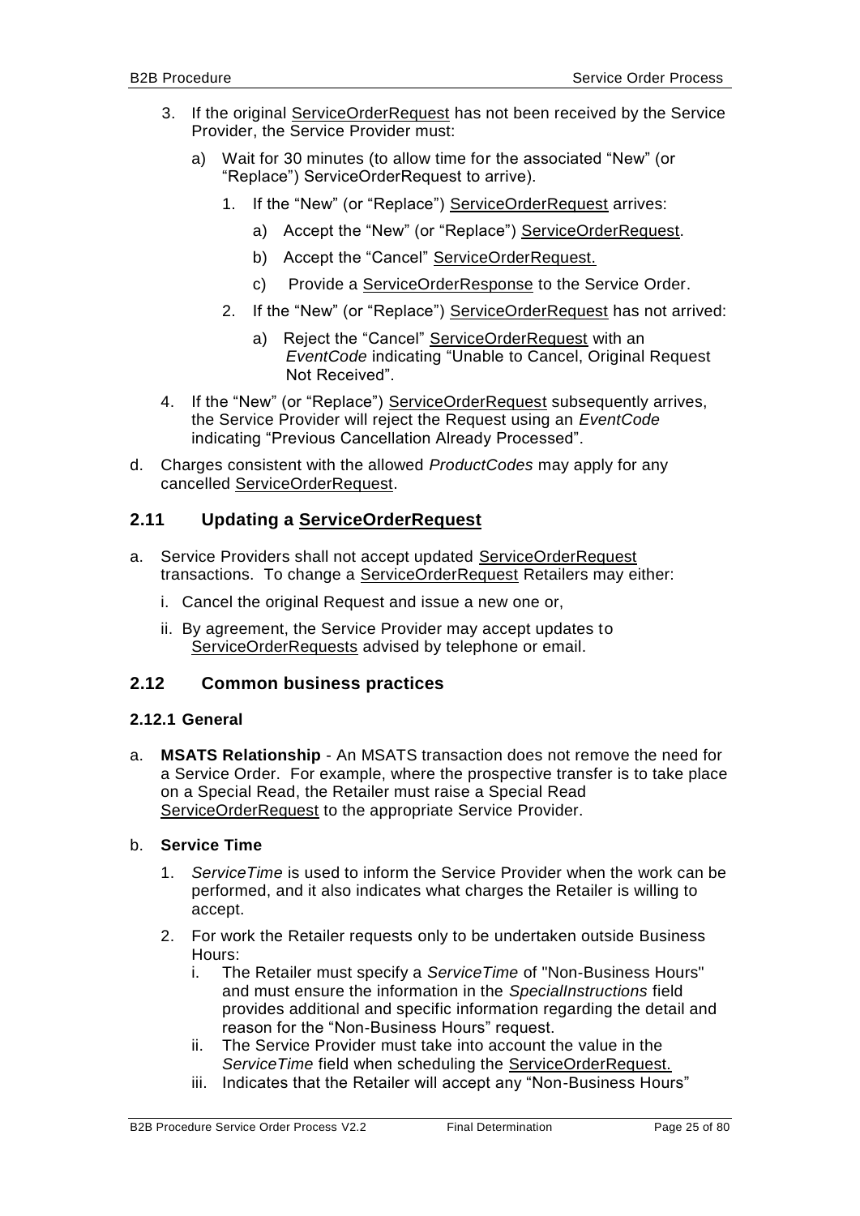3. If the original ServiceOrderRequest has not been received by the Service Provider, the Service Provider must:
    a) Wait for 30 minutes (to allow time for the associated "New" (or "Replace") ServiceOrderRequest to arrive).
        1. If the "New" (or "Replace") ServiceOrderRequest arrives:
            a) Accept the "New" (or "Replace") ServiceOrderRequest.
            b) Accept the "Cancel" ServiceOrderRequest.
            c) Provide a ServiceOrderResponse to the Service Order.
        2. If the "New" (or "Replace") ServiceOrderRequest has not arrived:
            a) Reject the "Cancel" ServiceOrderRequest with an *EventCode* indicating "Unable to Cancel, Original Request Not Received".
4. If the "New" (or "Replace") ServiceOrderRequest subsequently arrives, the Service Provider will reject the Request using an *EventCode* indicating "Previous Cancellation Already Processed".

d. Charges consistent with the allowed *ProductCodes* may apply for any cancelled ServiceOrderRequest.

## 2.11 Updating a ServiceOrderRequest

a. Service Providers shall not accept updated ServiceOrderRequest transactions. To change a ServiceOrderRequest Retailers may either:
    i. Cancel the original Request and issue a new one or,
    ii. By agreement, the Service Provider may accept updates to ServiceOrderRequests advised by telephone or email.

## 2.12 Common business practices

### 2.12.1 General

a. **MSATS Relationship** - An MSATS transaction does not remove the need for a Service Order. For example, where the prospective transfer is to take place on a Special Read, the Retailer must raise a Special Read ServiceOrderRequest to the appropriate Service Provider.

b. **Service Time**
    1. *ServiceTime* is used to inform the Service Provider when the work can be performed, and it also indicates what charges the Retailer is willing to accept.
    2. For work the Retailer requests only to be undertaken outside Business Hours:
        i. The Retailer must specify a *ServiceTime* of "Non-Business Hours" and must ensure the information in the *SpecialInstructions* field provides additional and specific information regarding the detail and reason for the "Non-Business Hours" request.
        ii. The Service Provider must take into account the value in the *ServiceTime* field when scheduling the ServiceOrderRequest.
        iii. Indicates that the Retailer will accept any "Non-Business Hours"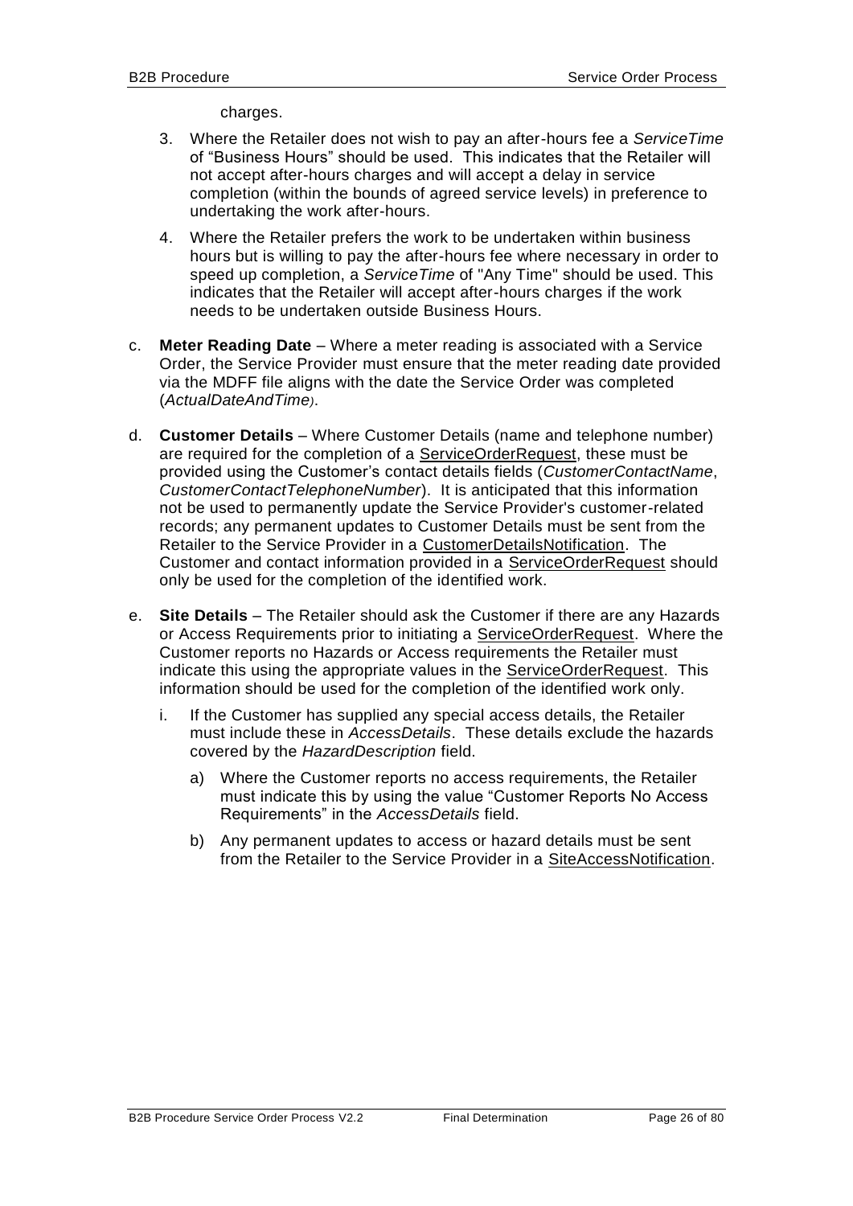charges.

3. Where the Retailer does not wish to pay an after-hours fee a *ServiceTime* of "Business Hours" should be used. This indicates that the Retailer will not accept after-hours charges and will accept a delay in service completion (within the bounds of agreed service levels) in preference to undertaking the work after-hours.
4. Where the Retailer prefers the work to be undertaken within business hours but is willing to pay the after-hours fee where necessary in order to speed up completion, a *ServiceTime* of "Any Time" should be used. This indicates that the Retailer will accept after-hours charges if the work needs to be undertaken outside Business Hours.

c. **Meter Reading Date** – Where a meter reading is associated with a Service Order, the Service Provider must ensure that the meter reading date provided via the MDFF file aligns with the date the Service Order was completed (*ActualDateAndTime*).

d. **Customer Details** – Where Customer Details (name and telephone number) are required for the completion of a ServiceOrderRequest, these must be provided using the Customer's contact details fields (*CustomerContactName*, *CustomerContactTelephoneNumber*). It is anticipated that this information not be used to permanently update the Service Provider's customer-related records; any permanent updates to Customer Details must be sent from the Retailer to the Service Provider in a CustomerDetailsNotification. The Customer and contact information provided in a ServiceOrderRequest should only be used for the completion of the identified work.

e. **Site Details** – The Retailer should ask the Customer if there are any Hazards or Access Requirements prior to initiating a ServiceOrderRequest. Where the Customer reports no Hazards or Access requirements the Retailer must indicate this using the appropriate values in the ServiceOrderRequest. This information should be used for the completion of the identified work only.

   i. If the Customer has supplied any special access details, the Retailer must include these in *AccessDetails*. These details exclude the hazards covered by the *HazardDescription* field.

      a) Where the Customer reports no access requirements, the Retailer must indicate this by using the value "Customer Reports No Access Requirements" in the *AccessDetails* field.

      b) Any permanent updates to access or hazard details must be sent from the Retailer to the Service Provider in a SiteAccessNotification.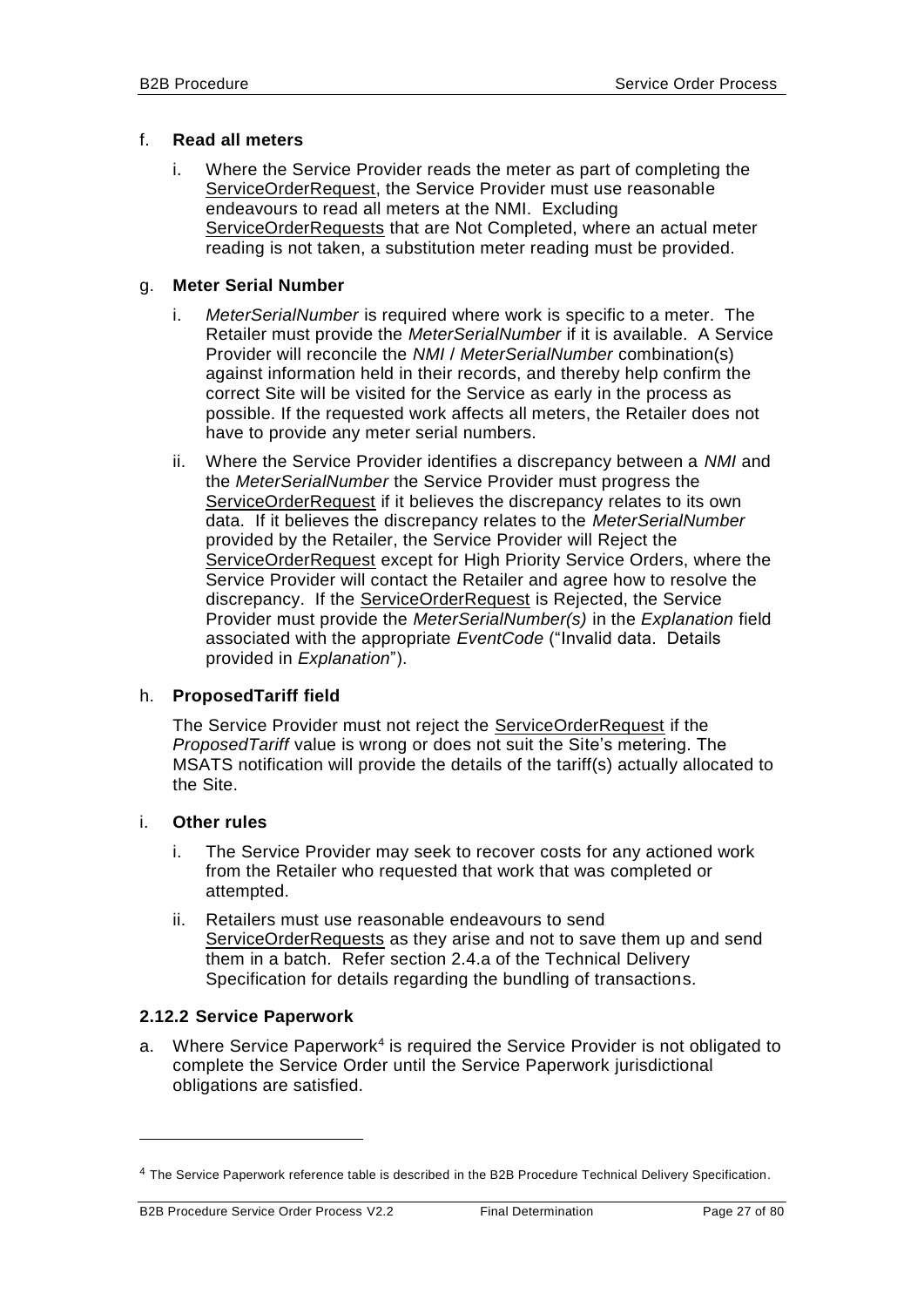f. **Read all meters**

   i. Where the Service Provider reads the meter as part of completing the ServiceOrderRequest, the Service Provider must use reasonable endeavours to read all meters at the NMI. Excluding ServiceOrderRequests that are Not Completed, where an actual meter reading is not taken, a substitution meter reading must be provided.

g. **Meter Serial Number**

   i. *MeterSerialNumber* is required where work is specific to a meter. The Retailer must provide the *MeterSerialNumber* if it is available. A Service Provider will reconcile the *NMI* / *MeterSerialNumber* combination(s) against information held in their records, and thereby help confirm the correct Site will be visited for the Service as early in the process as possible. If the requested work affects all meters, the Retailer does not have to provide any meter serial numbers.

   ii. Where the Service Provider identifies a discrepancy between a *NMI* and the *MeterSerialNumber* the Service Provider must progress the ServiceOrderRequest if it believes the discrepancy relates to its own data. If it believes the discrepancy relates to the *MeterSerialNumber* provided by the Retailer, the Service Provider will Reject the ServiceOrderRequest except for High Priority Service Orders, where the Service Provider will contact the Retailer and agree how to resolve the discrepancy. If the ServiceOrderRequest is Rejected, the Service Provider must provide the *MeterSerialNumber(s)* in the *Explanation* field associated with the appropriate *EventCode* ("Invalid data. Details provided in *Explanation*").

h. **ProposedTariff field**

   The Service Provider must not reject the ServiceOrderRequest if the *ProposedTariff* value is wrong or does not suit the Site's metering. The MSATS notification will provide the details of the tariff(s) actually allocated to the Site.

i. **Other rules**

   i. The Service Provider may seek to recover costs for any actioned work from the Retailer who requested that work that was completed or attempted.

   ii. Retailers must use reasonable endeavours to send ServiceOrderRequests as they arise and not to save them up and send them in a batch. Refer section 2.4.a of the Technical Delivery Specification for details regarding the bundling of transactions.

### 2.12.2 Service Paperwork

a. Where Service Paperwork[4] is required the Service Provider is not obligated to complete the Service Order until the Service Paperwork jurisdictional obligations are satisfied.

---

[4] The Service Paperwork reference table is described in the B2B Procedure Technical Delivery Specification.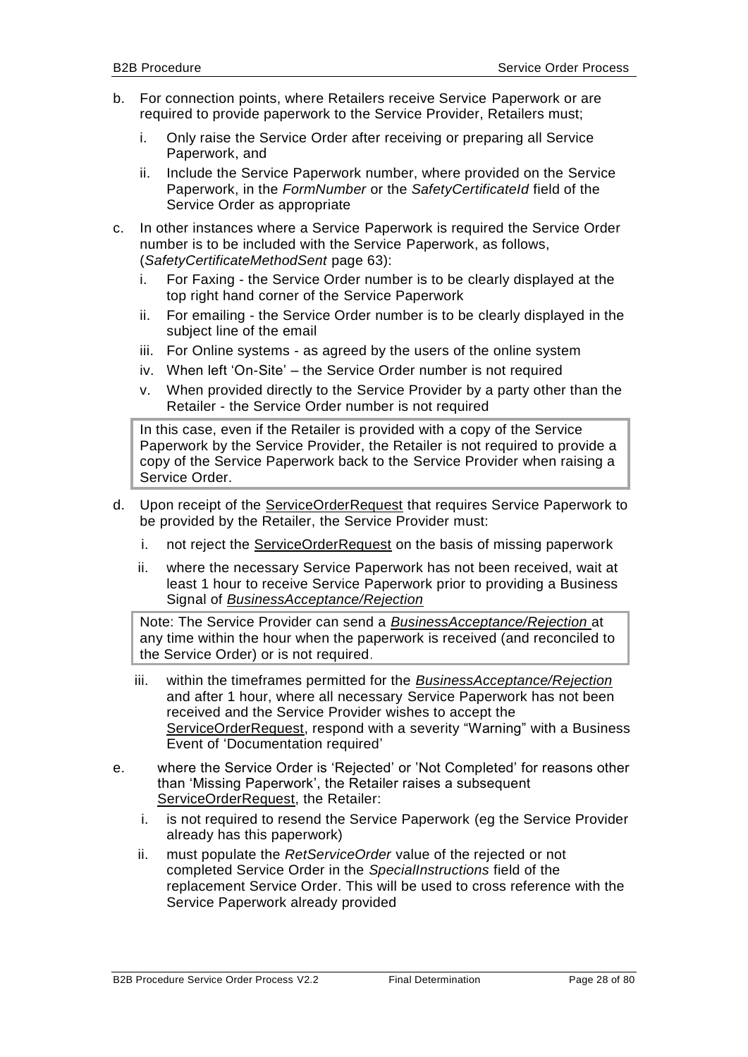b. For connection points, where Retailers receive Service Paperwork or are required to provide paperwork to the Service Provider, Retailers must;

   i. Only raise the Service Order after receiving or preparing all Service Paperwork, and

   ii. Include the Service Paperwork number, where provided on the Service Paperwork, in the *FormNumber* or the *SafetyCertificateId* field of the Service Order as appropriate

c. In other instances where a Service Paperwork is required the Service Order number is to be included with the Service Paperwork, as follows, (*SafetyCertificateMethodSent* page 63):

   i. For Faxing - the Service Order number is to be clearly displayed at the top right hand corner of the Service Paperwork

   ii. For emailing - the Service Order number is to be clearly displayed in the subject line of the email

   iii. For Online systems - as agreed by the users of the online system

   iv. When left 'On-Site' – the Service Order number is not required

   v. When provided directly to the Service Provider by a party other than the Retailer - the Service Order number is not required

> In this case, even if the Retailer is provided with a copy of the Service Paperwork by the Service Provider, the Retailer is not required to provide a copy of the Service Paperwork back to the Service Provider when raising a Service Order.

d. Upon receipt of the ServiceOrderRequest that requires Service Paperwork to be provided by the Retailer, the Service Provider must:

   i. not reject the ServiceOrderRequest on the basis of missing paperwork

   ii. where the necessary Service Paperwork has not been received, wait at least 1 hour to receive Service Paperwork prior to providing a Business Signal of *BusinessAcceptance/Rejection*

> Note: The Service Provider can send a *BusinessAcceptance/Rejection* at any time within the hour when the paperwork is received (and reconciled to the Service Order) or is not required.

   iii. within the timeframes permitted for the *BusinessAcceptance/Rejection* and after 1 hour, where all necessary Service Paperwork has not been received and the Service Provider wishes to accept the ServiceOrderRequest, respond with a severity "Warning" with a Business Event of 'Documentation required'

e. where the Service Order is 'Rejected' or 'Not Completed' for reasons other than 'Missing Paperwork', the Retailer raises a subsequent ServiceOrderRequest, the Retailer:

   i. is not required to resend the Service Paperwork (eg the Service Provider already has this paperwork)

   ii. must populate the *RetServiceOrder* value of the rejected or not completed Service Order in the *SpecialInstructions* field of the replacement Service Order. This will be used to cross reference with the Service Paperwork already provided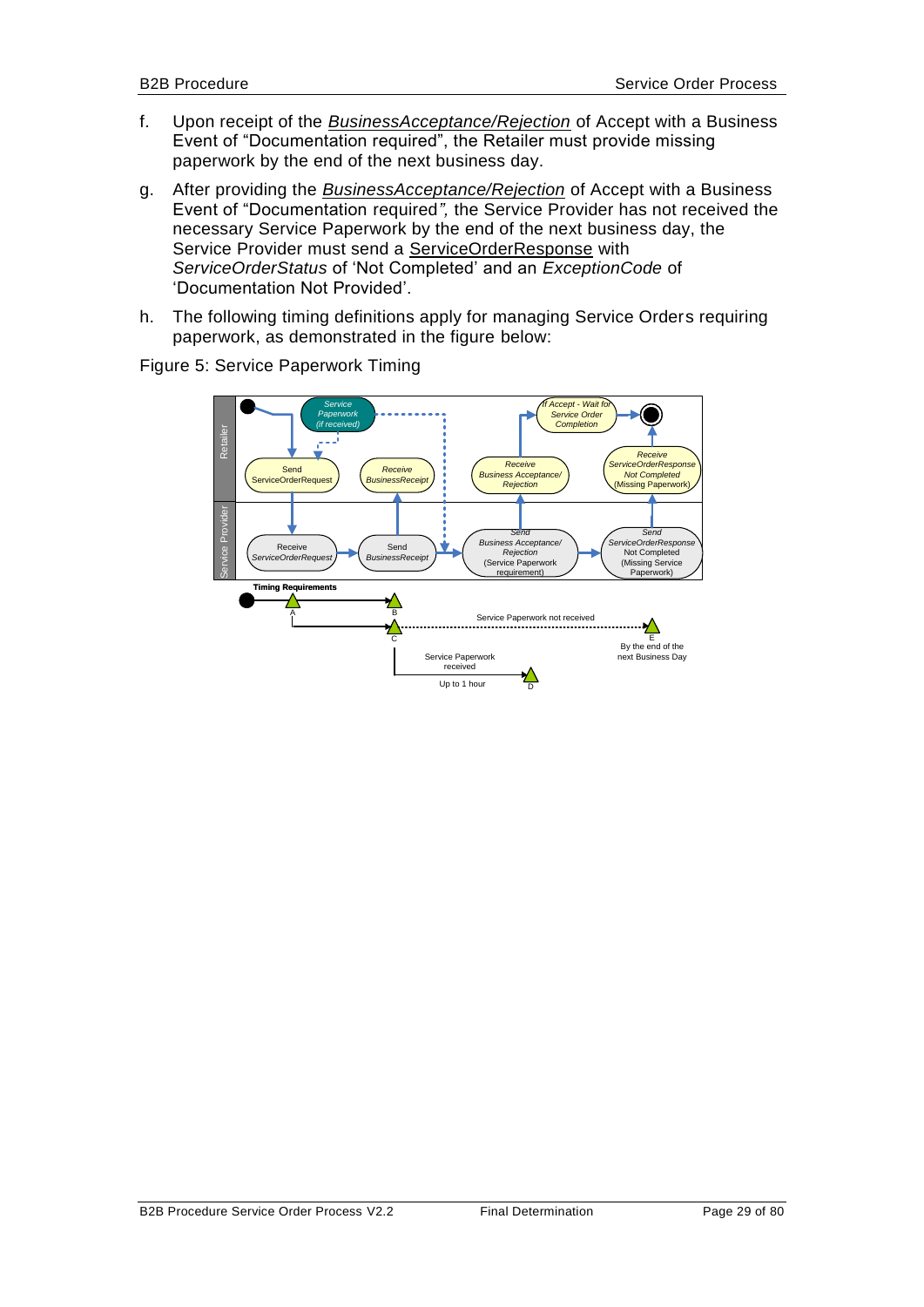f. Upon receipt of the *BusinessAcceptance/Rejection* of Accept with a Business Event of "Documentation required", the Retailer must provide missing paperwork by the end of the next business day.

g. After providing the *BusinessAcceptance/Rejection* of Accept with a Business Event of "Documentation required*",* the Service Provider has not received the necessary Service Paperwork by the end of the next business day, the Service Provider must send a ServiceOrderResponse with *ServiceOrderStatus* of 'Not Completed' and an *ExceptionCode* of 'Documentation Not Provided'.

h. The following timing definitions apply for managing Service Orders requiring paperwork, as demonstrated in the figure below:

Figure 5: Service Paperwork Timing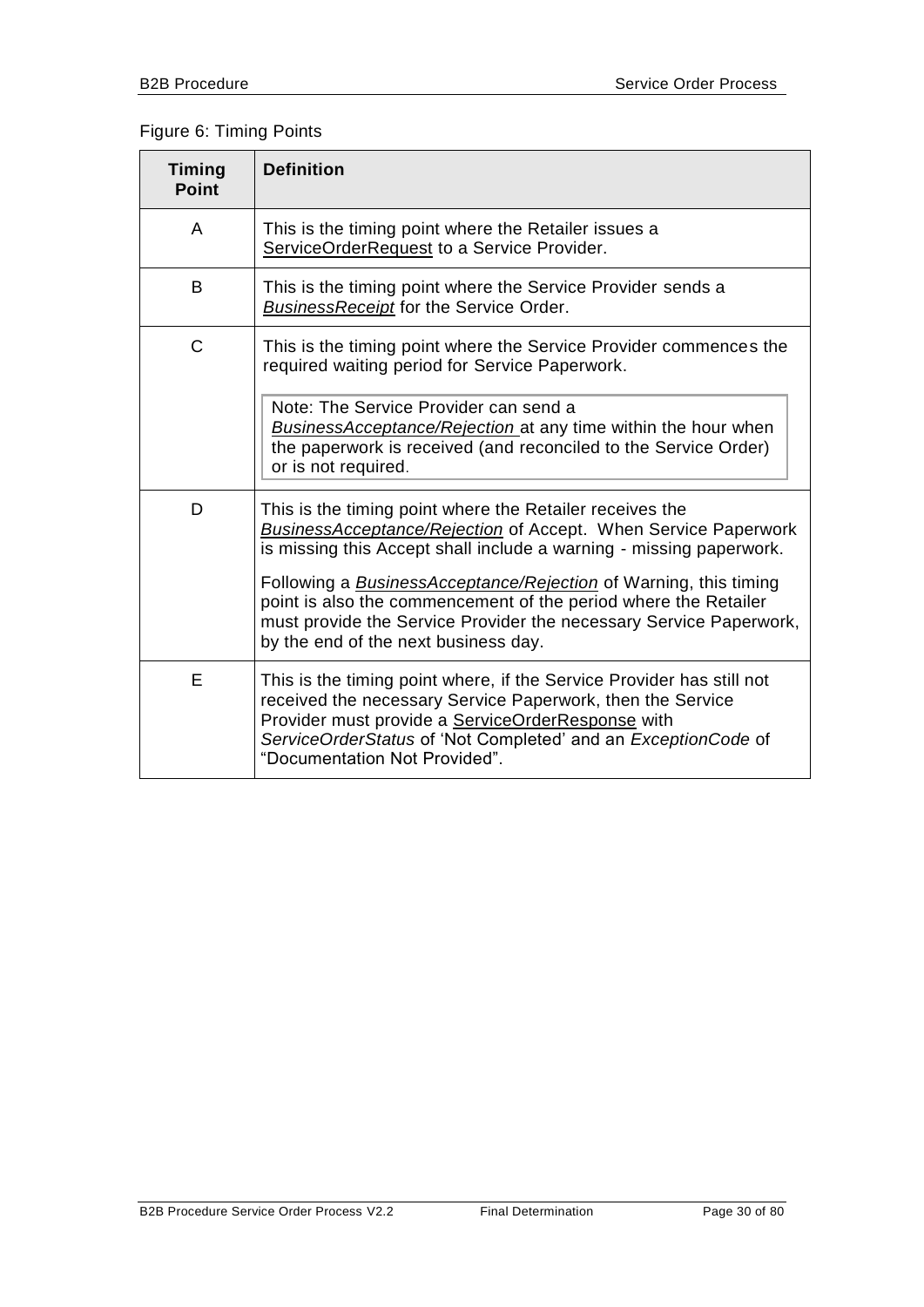Figure 6: Timing Points

| Timing Point | Definition |
|---|---|
| A | This is the timing point where the Retailer issues a ServiceOrderRequest to a Service Provider. |
| B | This is the timing point where the Service Provider sends a *BusinessReceipt* for the Service Order. |
| C | This is the timing point where the Service Provider commences the required waiting period for Service Paperwork.<br><br>Note: The Service Provider can send a *BusinessAcceptance/Rejection* at any time within the hour when the paperwork is received (and reconciled to the Service Order) or is not required. |
| D | This is the timing point where the Retailer receives the *BusinessAcceptance/Rejection* of Accept. When Service Paperwork is missing this Accept shall include a warning - missing paperwork.<br><br>Following a *BusinessAcceptance/Rejection* of Warning, this timing point is also the commencement of the period where the Retailer must provide the Service Provider the necessary Service Paperwork, by the end of the next business day. |
| E | This is the timing point where, if the Service Provider has still not received the necessary Service Paperwork, then the Service Provider must provide a ServiceOrderResponse with *ServiceOrderStatus* of 'Not Completed' and an *ExceptionCode* of "Documentation Not Provided". |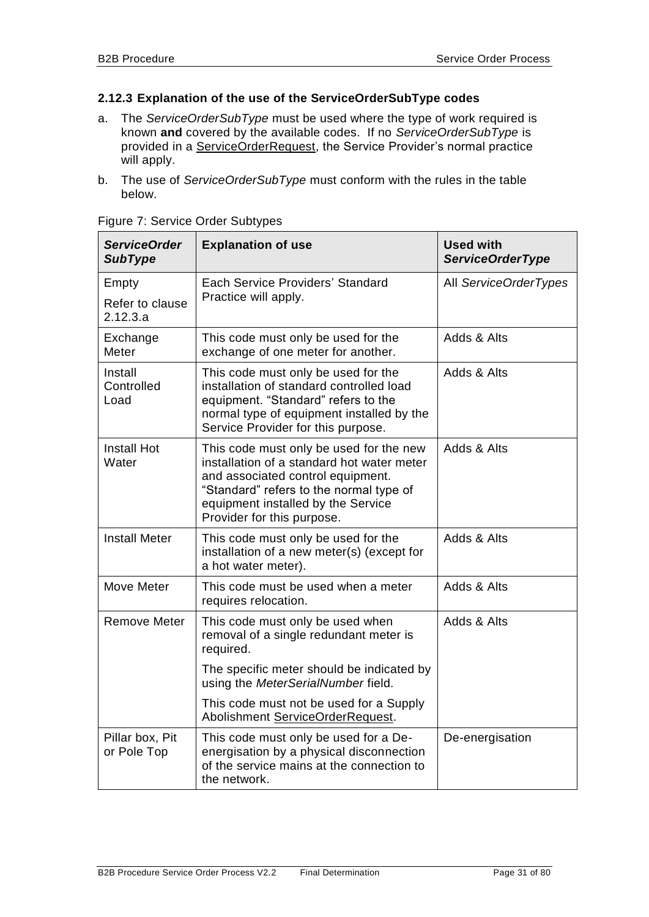### 2.12.3 Explanation of the use of the ServiceOrderSubType codes

a. The *ServiceOrderSubType* must be used where the type of work required is known **and** covered by the available codes. If no *ServiceOrderSubType* is provided in a ServiceOrderRequest, the Service Provider's normal practice will apply.

b. The use of *ServiceOrderSubType* must conform with the rules in the table below.

Figure 7: Service Order Subtypes

| ***ServiceOrder SubType*** | **Explanation of use** | **Used with *ServiceOrderType*** |
|---|---|---|
| Empty<br>Refer to clause 2.12.3.a | Each Service Providers' Standard Practice will apply. | All *ServiceOrderTypes* |
| Exchange Meter | This code must only be used for the exchange of one meter for another. | Adds & Alts |
| Install Controlled Load | This code must only be used for the installation of standard controlled load equipment. "Standard" refers to the normal type of equipment installed by the Service Provider for this purpose. | Adds & Alts |
| Install Hot Water | This code must only be used for the new installation of a standard hot water meter and associated control equipment. "Standard" refers to the normal type of equipment installed by the Service Provider for this purpose. | Adds & Alts |
| Install Meter | This code must only be used for the installation of a new meter(s) (except for a hot water meter). | Adds & Alts |
| Move Meter | This code must be used when a meter requires relocation. | Adds & Alts |
| Remove Meter | This code must only be used when removal of a single redundant meter is required.<br>The specific meter should be indicated by using the *MeterSerialNumber* field.<br>This code must not be used for a Supply Abolishment ServiceOrderRequest. | Adds & Alts |
| Pillar box, Pit or Pole Top | This code must only be used for a De-energisation by a physical disconnection of the service mains at the connection to the network. | De-energisation |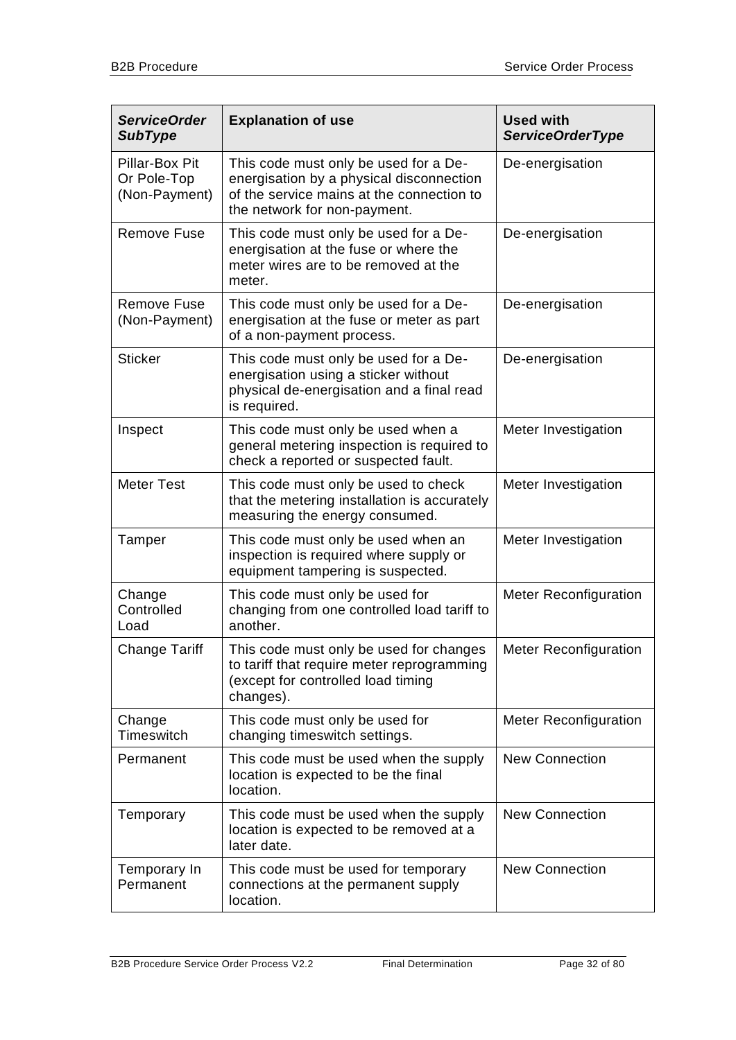| ***ServiceOrder SubType*** | **Explanation of use** | **Used with *ServiceOrderType*** |
|---|---|---|
| Pillar-Box Pit Or Pole-Top (Non-Payment) | This code must only be used for a De-energisation by a physical disconnection of the service mains at the connection to the network for non-payment. | De-energisation |
| Remove Fuse | This code must only be used for a De-energisation at the fuse or where the meter wires are to be removed at the meter. | De-energisation |
| Remove Fuse (Non-Payment) | This code must only be used for a De-energisation at the fuse or meter as part of a non-payment process. | De-energisation |
| Sticker | This code must only be used for a De-energisation using a sticker without physical de-energisation and a final read is required. | De-energisation |
| Inspect | This code must only be used when a general metering inspection is required to check a reported or suspected fault. | Meter Investigation |
| Meter Test | This code must only be used to check that the metering installation is accurately measuring the energy consumed. | Meter Investigation |
| Tamper | This code must only be used when an inspection is required where supply or equipment tampering is suspected. | Meter Investigation |
| Change Controlled Load | This code must only be used for changing from one controlled load tariff to another. | Meter Reconfiguration |
| Change Tariff | This code must only be used for changes to tariff that require meter reprogramming (except for controlled load timing changes). | Meter Reconfiguration |
| Change Timeswitch | This code must only be used for changing timeswitch settings. | Meter Reconfiguration |
| Permanent | This code must be used when the supply location is expected to be the final location. | New Connection |
| Temporary | This code must be used when the supply location is expected to be removed at a later date. | New Connection |
| Temporary In Permanent | This code must be used for temporary connections at the permanent supply location. | New Connection |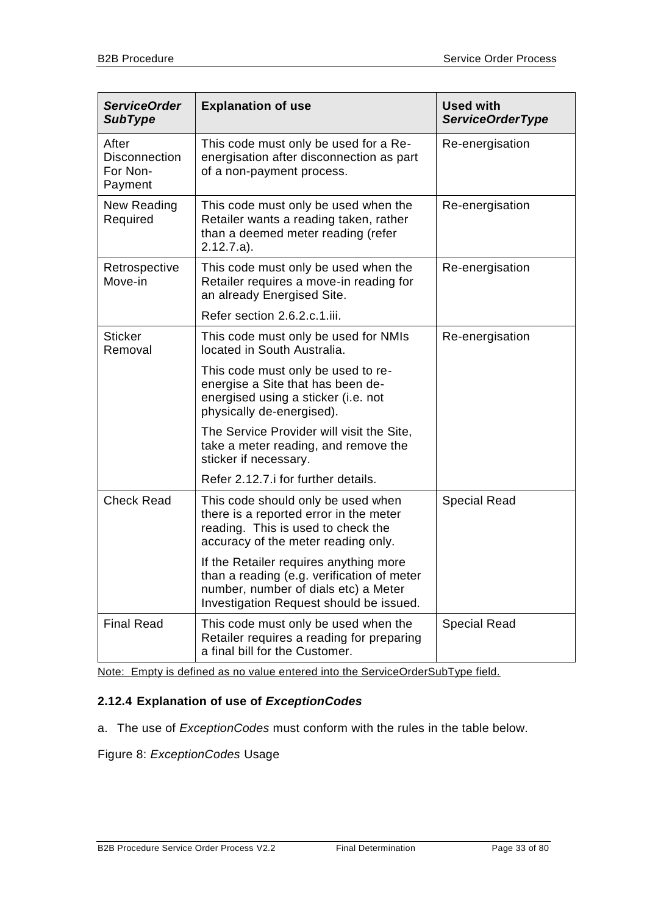| *ServiceOrder SubType* | Explanation of use | Used with *ServiceOrderType* |
|---|---|---|
| After Disconnection For Non-Payment | This code must only be used for a Re-energisation after disconnection as part of a non-payment process. | Re-energisation |
| New Reading Required | This code must only be used when the Retailer wants a reading taken, rather than a deemed meter reading (refer 2.12.7.a). | Re-energisation |
| Retrospective Move-in | This code must only be used when the Retailer requires a move-in reading for an already Energised Site.<br><br>Refer section 2.6.2.c.1.iii. | Re-energisation |
| Sticker Removal | This code must only be used for NMIs located in South Australia.<br><br>This code must only be used to re-energise a Site that has been de-energised using a sticker (i.e. not physically de-energised).<br><br>The Service Provider will visit the Site, take a meter reading, and remove the sticker if necessary.<br><br>Refer 2.12.7.i for further details. | Re-energisation |
| Check Read | This code should only be used when there is a reported error in the meter reading. This is used to check the accuracy of the meter reading only.<br><br>If the Retailer requires anything more than a reading (e.g. verification of meter number, number of dials etc) a Meter Investigation Request should be issued. | Special Read |
| Final Read | This code must only be used when the Retailer requires a reading for preparing a final bill for the Customer. | Special Read |

Note: Empty is defined as no value entered into the ServiceOrderSubType field.

### 2.12.4 Explanation of use of *ExceptionCodes*

a. The use of *ExceptionCodes* must conform with the rules in the table below.

Figure 8: *ExceptionCodes* Usage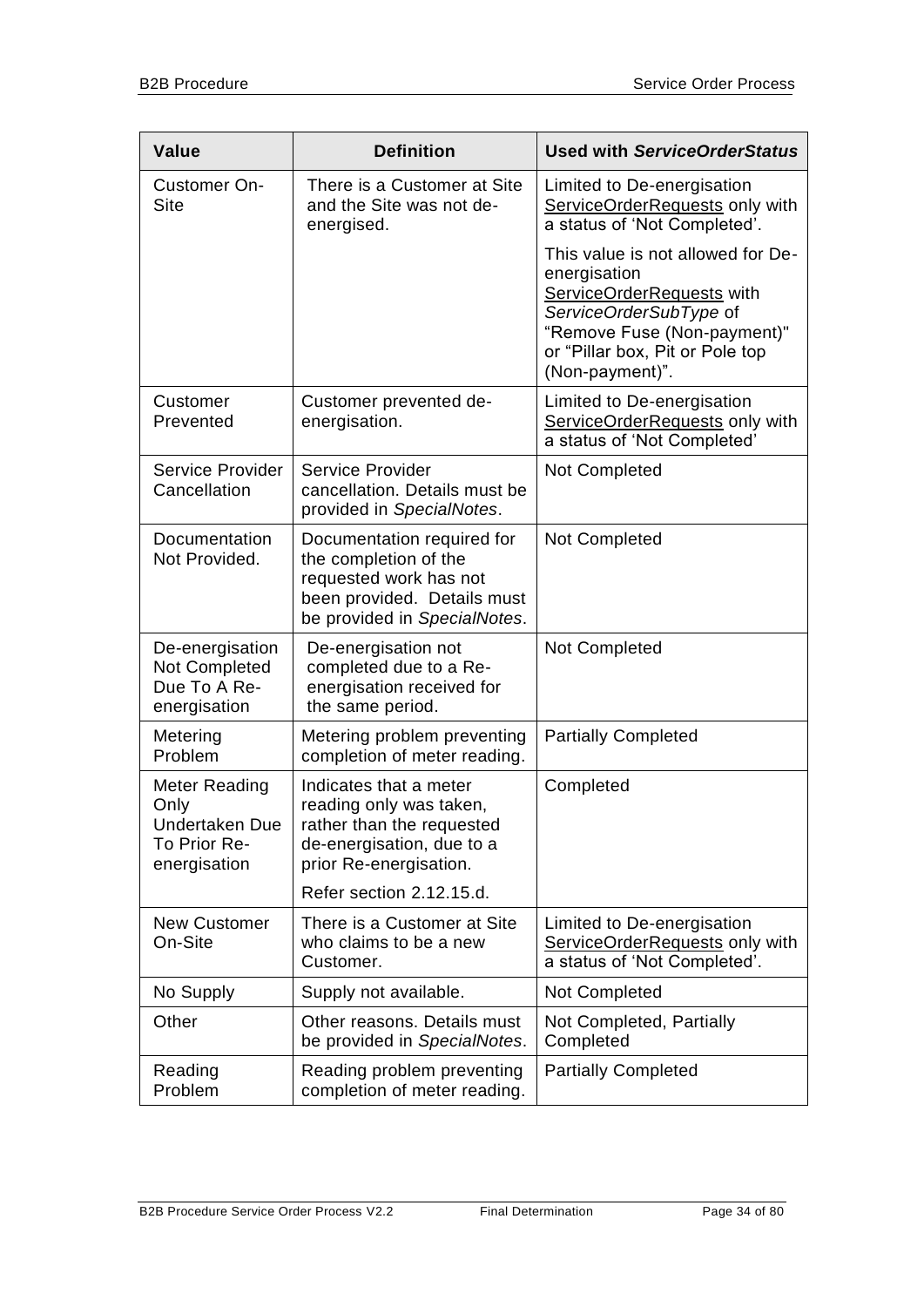| Value | Definition | Used with ***ServiceOrderStatus*** |
|---|---|---|
| Customer On-Site | There is a Customer at Site and the Site was not de-energised. | Limited to De-energisation ServiceOrderRequests only with a status of 'Not Completed'.<br><br>This value is not allowed for De-energisation ServiceOrderRequests with *ServiceOrderSubType* of "Remove Fuse (Non-payment)" or "Pillar box, Pit or Pole top (Non-payment)". |
| Customer Prevented | Customer prevented de-energisation. | Limited to De-energisation ServiceOrderRequests only with a status of 'Not Completed' |
| Service Provider Cancellation | Service Provider cancellation. Details must be provided in *SpecialNotes*. | Not Completed |
| Documentation Not Provided. | Documentation required for the completion of the requested work has not been provided. Details must be provided in *SpecialNotes*. | Not Completed |
| De-energisation Not Completed Due To A Re-energisation | De-energisation not completed due to a Re-energisation received for the same period. | Not Completed |
| Metering Problem | Metering problem preventing completion of meter reading. | Partially Completed |
| Meter Reading Only Undertaken Due To Prior Re-energisation | Indicates that a meter reading only was taken, rather than the requested de-energisation, due to a prior Re-energisation.<br><br>Refer section 2.12.15.d. | Completed |
| New Customer On-Site | There is a Customer at Site who claims to be a new Customer. | Limited to De-energisation ServiceOrderRequests only with a status of 'Not Completed'. |
| No Supply | Supply not available. | Not Completed |
| Other | Other reasons. Details must be provided in *SpecialNotes*. | Not Completed, Partially Completed |
| Reading Problem | Reading problem preventing completion of meter reading. | Partially Completed |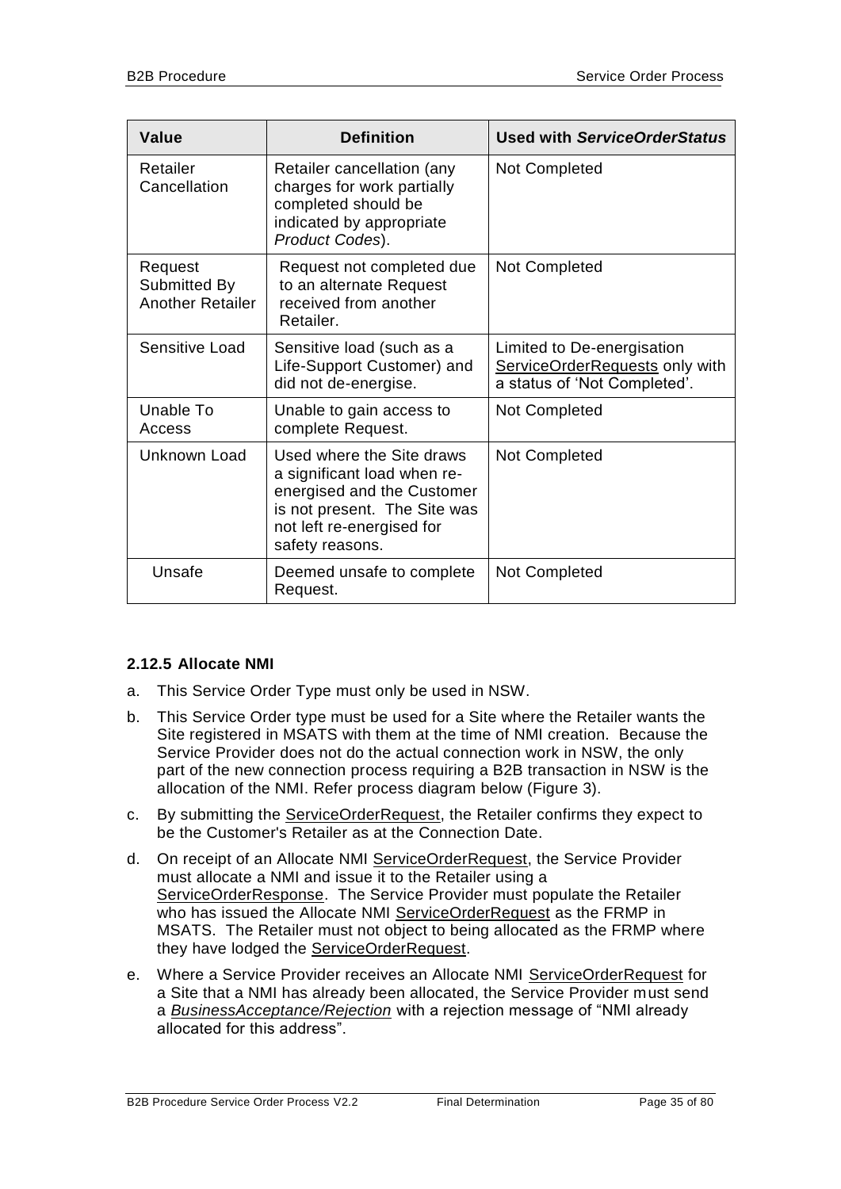| Value | Definition | Used with *ServiceOrderStatus* |
|---|---|---|
| Retailer Cancellation | Retailer cancellation (any charges for work partially completed should be indicated by appropriate *Product Codes*). | Not Completed |
| Request Submitted By Another Retailer | Request not completed due to an alternate Request received from another Retailer. | Not Completed |
| Sensitive Load | Sensitive load (such as a Life-Support Customer) and did not de-energise. | Limited to De-energisation ServiceOrderRequests only with a status of 'Not Completed'. |
| Unable To Access | Unable to gain access to complete Request. | Not Completed |
| Unknown Load | Used where the Site draws a significant load when re-energised and the Customer is not present. The Site was not left re-energised for safety reasons. | Not Completed |
| Unsafe | Deemed unsafe to complete Request. | Not Completed |

### 2.12.5 Allocate NMI

a. This Service Order Type must only be used in NSW.

b. This Service Order type must be used for a Site where the Retailer wants the Site registered in MSATS with them at the time of NMI creation. Because the Service Provider does not do the actual connection work in NSW, the only part of the new connection process requiring a B2B transaction in NSW is the allocation of the NMI. Refer process diagram below (Figure 3).

c. By submitting the ServiceOrderRequest, the Retailer confirms they expect to be the Customer's Retailer as at the Connection Date.

d. On receipt of an Allocate NMI ServiceOrderRequest, the Service Provider must allocate a NMI and issue it to the Retailer using a ServiceOrderResponse. The Service Provider must populate the Retailer who has issued the Allocate NMI ServiceOrderRequest as the FRMP in MSATS. The Retailer must not object to being allocated as the FRMP where they have lodged the ServiceOrderRequest.

e. Where a Service Provider receives an Allocate NMI ServiceOrderRequest for a Site that a NMI has already been allocated, the Service Provider must send a *BusinessAcceptance/Rejection* with a rejection message of "NMI already allocated for this address".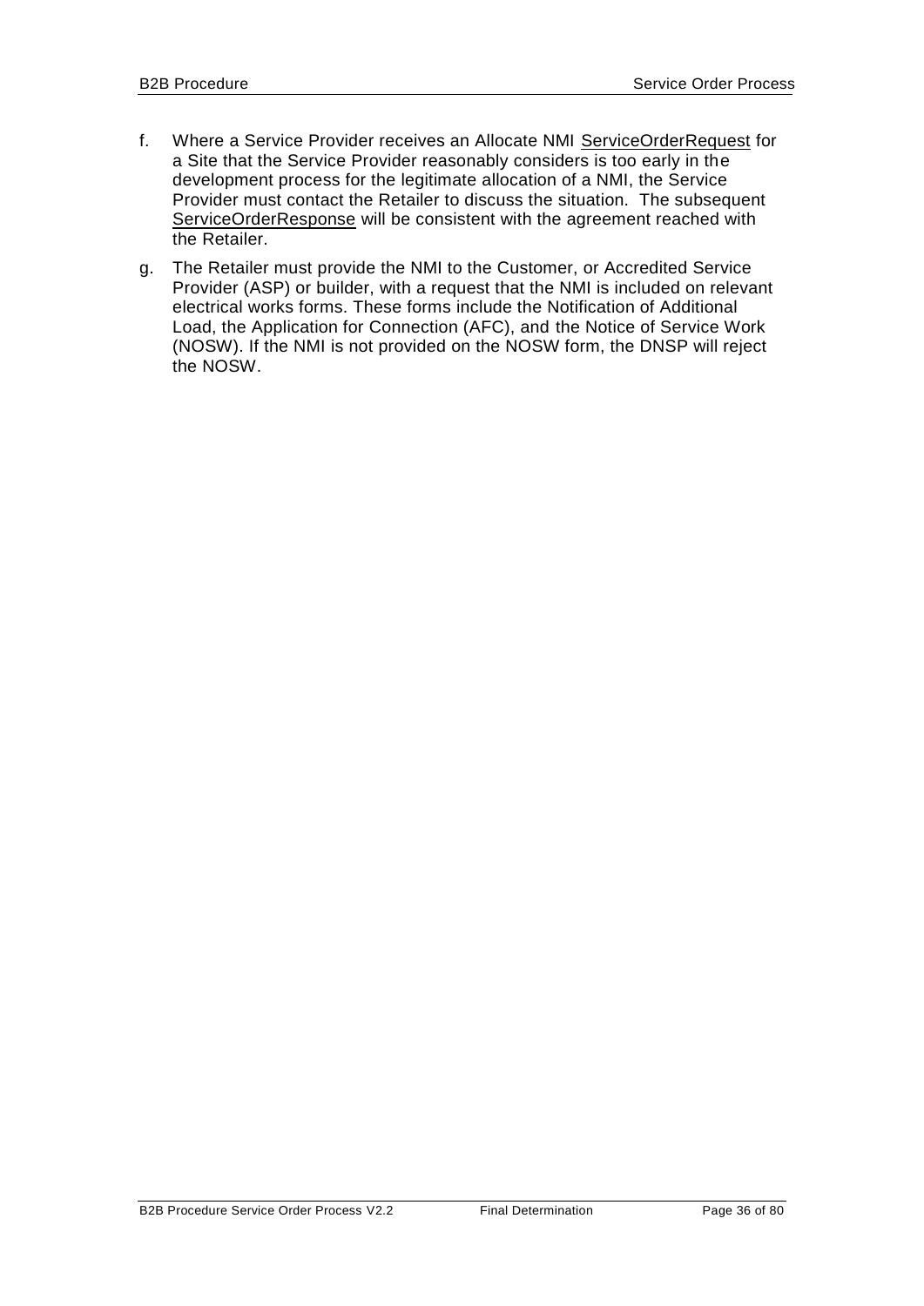f. Where a Service Provider receives an Allocate NMI ServiceOrderRequest for a Site that the Service Provider reasonably considers is too early in the development process for the legitimate allocation of a NMI, the Service Provider must contact the Retailer to discuss the situation. The subsequent ServiceOrderResponse will be consistent with the agreement reached with the Retailer.

g. The Retailer must provide the NMI to the Customer, or Accredited Service Provider (ASP) or builder, with a request that the NMI is included on relevant electrical works forms. These forms include the Notification of Additional Load, the Application for Connection (AFC), and the Notice of Service Work (NOSW). If the NMI is not provided on the NOSW form, the DNSP will reject the NOSW.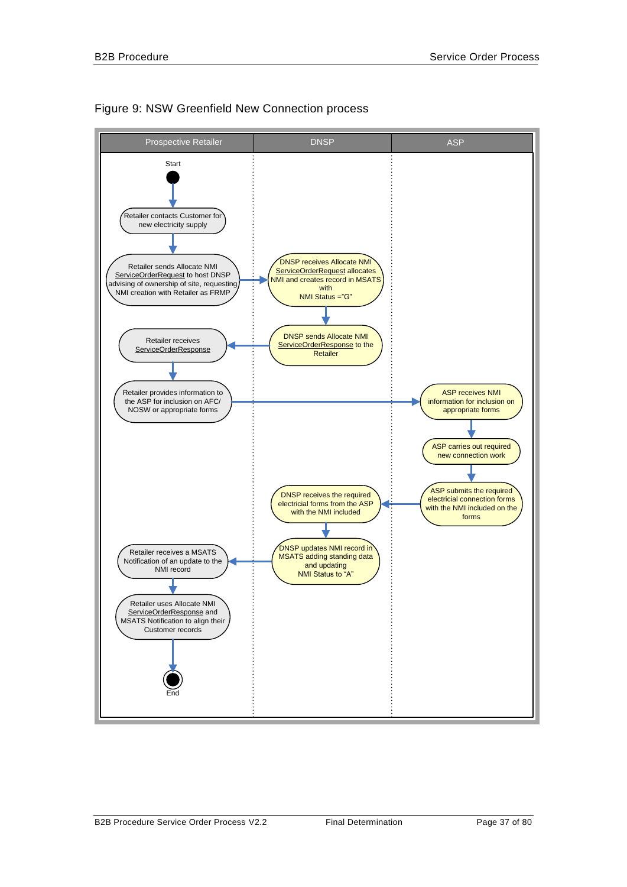Figure 9: NSW Greenfield New Connection process

| Prospective Retailer | DNSP | ASP |
|---|---|---|
| Start | | |
| Retailer contacts Customer for new electricity supply | | |
| Retailer sends Allocate NMI ServiceOrderRequest to host DNSP advising of ownership of site, requesting NMI creation with Retailer as FRMP | DNSP receives Allocate NMI ServiceOrderRequest allocates NMI and creates record in MSATS with NMI Status ="G" | |
| Retailer receives ServiceOrderResponse | DNSP sends Allocate NMI ServiceOrderResponse to the Retailer | |
| Retailer provides information to the ASP for inclusion on AFC/ NOSW or appropriate forms | | ASP receives NMI information for inclusion on appropriate forms |
| | | ASP carries out required new connection work |
| | DNSP receives the required electricial forms from the ASP with the NMI included | ASP submits the required electricial connection forms with the NMI included on the forms |
| Retailer receives a MSATS Notification of an update to the NMI record | DNSP updates NMI record in MSATS adding standing data and updating NMI Status to "A" | |
| Retailer uses Allocate NMI ServiceOrderResponse and MSATS Notification to align their Customer records | | |
| End | | |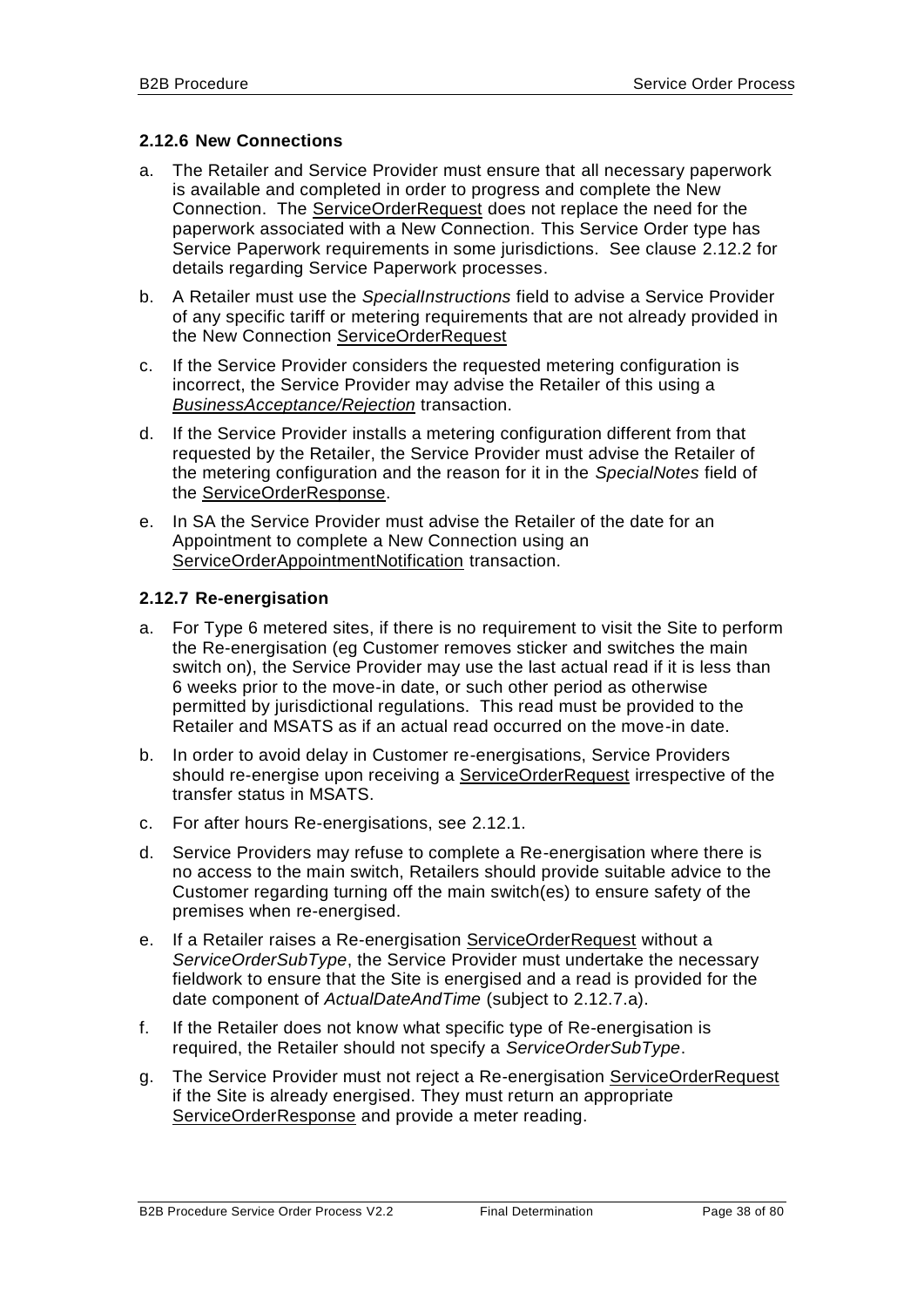### 2.12.6 New Connections

a. The Retailer and Service Provider must ensure that all necessary paperwork is available and completed in order to progress and complete the New Connection. The ServiceOrderRequest does not replace the need for the paperwork associated with a New Connection. This Service Order type has Service Paperwork requirements in some jurisdictions. See clause 2.12.2 for details regarding Service Paperwork processes.

b. A Retailer must use the *SpecialInstructions* field to advise a Service Provider of any specific tariff or metering requirements that are not already provided in the New Connection ServiceOrderRequest

c. If the Service Provider considers the requested metering configuration is incorrect, the Service Provider may advise the Retailer of this using a *BusinessAcceptance/Rejection* transaction.

d. If the Service Provider installs a metering configuration different from that requested by the Retailer, the Service Provider must advise the Retailer of the metering configuration and the reason for it in the *SpecialNotes* field of the ServiceOrderResponse.

e. In SA the Service Provider must advise the Retailer of the date for an Appointment to complete a New Connection using an ServiceOrderAppointmentNotification transaction.

### 2.12.7 Re-energisation

a. For Type 6 metered sites, if there is no requirement to visit the Site to perform the Re-energisation (eg Customer removes sticker and switches the main switch on), the Service Provider may use the last actual read if it is less than 6 weeks prior to the move-in date, or such other period as otherwise permitted by jurisdictional regulations. This read must be provided to the Retailer and MSATS as if an actual read occurred on the move-in date.

b. In order to avoid delay in Customer re-energisations, Service Providers should re-energise upon receiving a ServiceOrderRequest irrespective of the transfer status in MSATS.

c. For after hours Re-energisations, see 2.12.1.

d. Service Providers may refuse to complete a Re-energisation where there is no access to the main switch, Retailers should provide suitable advice to the Customer regarding turning off the main switch(es) to ensure safety of the premises when re-energised.

e. If a Retailer raises a Re-energisation ServiceOrderRequest without a *ServiceOrderSubType*, the Service Provider must undertake the necessary fieldwork to ensure that the Site is energised and a read is provided for the date component of *ActualDateAndTime* (subject to 2.12.7.a).

f. If the Retailer does not know what specific type of Re-energisation is required, the Retailer should not specify a *ServiceOrderSubType*.

g. The Service Provider must not reject a Re-energisation ServiceOrderRequest if the Site is already energised. They must return an appropriate ServiceOrderResponse and provide a meter reading.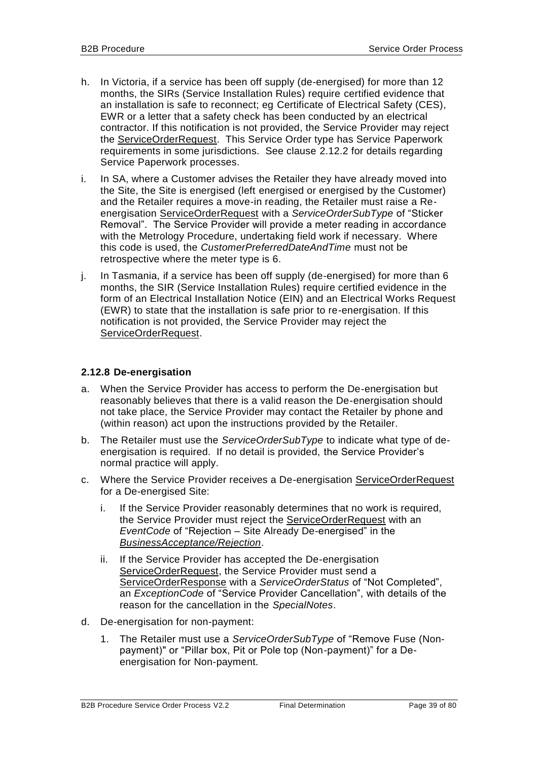h. In Victoria, if a service has been off supply (de-energised) for more than 12 months, the SIRs (Service Installation Rules) require certified evidence that an installation is safe to reconnect; eg Certificate of Electrical Safety (CES), EWR or a letter that a safety check has been conducted by an electrical contractor. If this notification is not provided, the Service Provider may reject the ServiceOrderRequest. This Service Order type has Service Paperwork requirements in some jurisdictions. See clause 2.12.2 for details regarding Service Paperwork processes.

i. In SA, where a Customer advises the Retailer they have already moved into the Site, the Site is energised (left energised or energised by the Customer) and the Retailer requires a move-in reading, the Retailer must raise a Re-energisation ServiceOrderRequest with a *ServiceOrderSubType* of "Sticker Removal". The Service Provider will provide a meter reading in accordance with the Metrology Procedure, undertaking field work if necessary. Where this code is used, the *CustomerPreferredDateAndTime* must not be retrospective where the meter type is 6.

j. In Tasmania, if a service has been off supply (de-energised) for more than 6 months, the SIR (Service Installation Rules) require certified evidence in the form of an Electrical Installation Notice (EIN) and an Electrical Works Request (EWR) to state that the installation is safe prior to re-energisation. If this notification is not provided, the Service Provider may reject the ServiceOrderRequest.

### 2.12.8 De-energisation

a. When the Service Provider has access to perform the De-energisation but reasonably believes that there is a valid reason the De-energisation should not take place, the Service Provider may contact the Retailer by phone and (within reason) act upon the instructions provided by the Retailer.

b. The Retailer must use the *ServiceOrderSubType* to indicate what type of de-energisation is required. If no detail is provided, the Service Provider's normal practice will apply.

c. Where the Service Provider receives a De-energisation ServiceOrderRequest for a De-energised Site:

   i. If the Service Provider reasonably determines that no work is required, the Service Provider must reject the ServiceOrderRequest with an *EventCode* of "Rejection – Site Already De-energised" in the *BusinessAcceptance/Rejection*.

   ii. If the Service Provider has accepted the De-energisation ServiceOrderRequest, the Service Provider must send a ServiceOrderResponse with a *ServiceOrderStatus* of "Not Completed", an *ExceptionCode* of "Service Provider Cancellation", with details of the reason for the cancellation in the *SpecialNotes*.

d. De-energisation for non-payment:

   1. The Retailer must use a *ServiceOrderSubType* of "Remove Fuse (Non-payment)" or "Pillar box, Pit or Pole top (Non-payment)" for a De-energisation for Non-payment.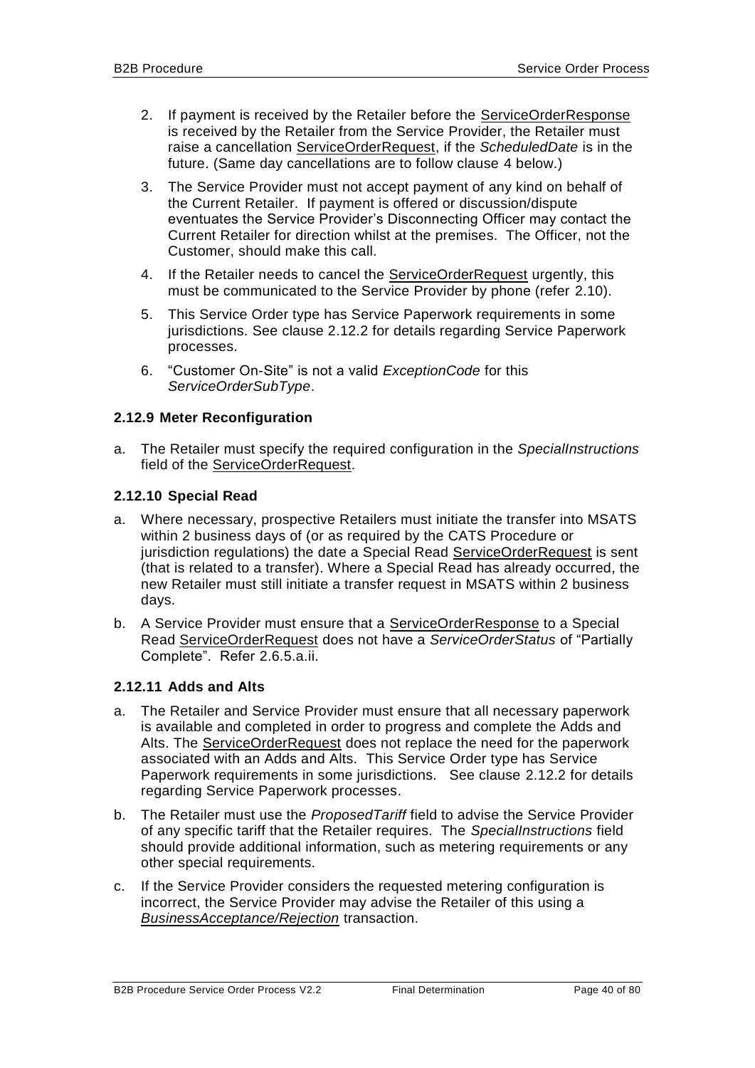2. If payment is received by the Retailer before the ServiceOrderResponse is received by the Retailer from the Service Provider, the Retailer must raise a cancellation ServiceOrderRequest, if the *ScheduledDate* is in the future. (Same day cancellations are to follow clause 4 below.)

3. The Service Provider must not accept payment of any kind on behalf of the Current Retailer. If payment is offered or discussion/dispute eventuates the Service Provider's Disconnecting Officer may contact the Current Retailer for direction whilst at the premises. The Officer, not the Customer, should make this call.

4. If the Retailer needs to cancel the ServiceOrderRequest urgently, this must be communicated to the Service Provider by phone (refer 2.10).

5. This Service Order type has Service Paperwork requirements in some jurisdictions. See clause 2.12.2 for details regarding Service Paperwork processes.

6. "Customer On-Site" is not a valid *ExceptionCode* for this *ServiceOrderSubType*.

### 2.12.9 Meter Reconfiguration

a. The Retailer must specify the required configuration in the *SpecialInstructions* field of the ServiceOrderRequest.

### 2.12.10 Special Read

a. Where necessary, prospective Retailers must initiate the transfer into MSATS within 2 business days of (or as required by the CATS Procedure or jurisdiction regulations) the date a Special Read ServiceOrderRequest is sent (that is related to a transfer). Where a Special Read has already occurred, the new Retailer must still initiate a transfer request in MSATS within 2 business days.

b. A Service Provider must ensure that a ServiceOrderResponse to a Special Read ServiceOrderRequest does not have a *ServiceOrderStatus* of "Partially Complete". Refer 2.6.5.a.ii.

### 2.12.11 Adds and Alts

a. The Retailer and Service Provider must ensure that all necessary paperwork is available and completed in order to progress and complete the Adds and Alts. The ServiceOrderRequest does not replace the need for the paperwork associated with an Adds and Alts. This Service Order type has Service Paperwork requirements in some jurisdictions. See clause 2.12.2 for details regarding Service Paperwork processes.

b. The Retailer must use the *ProposedTariff* field to advise the Service Provider of any specific tariff that the Retailer requires. The *SpecialInstructions* field should provide additional information, such as metering requirements or any other special requirements.

c. If the Service Provider considers the requested metering configuration is incorrect, the Service Provider may advise the Retailer of this using a *BusinessAcceptance/Rejection* transaction.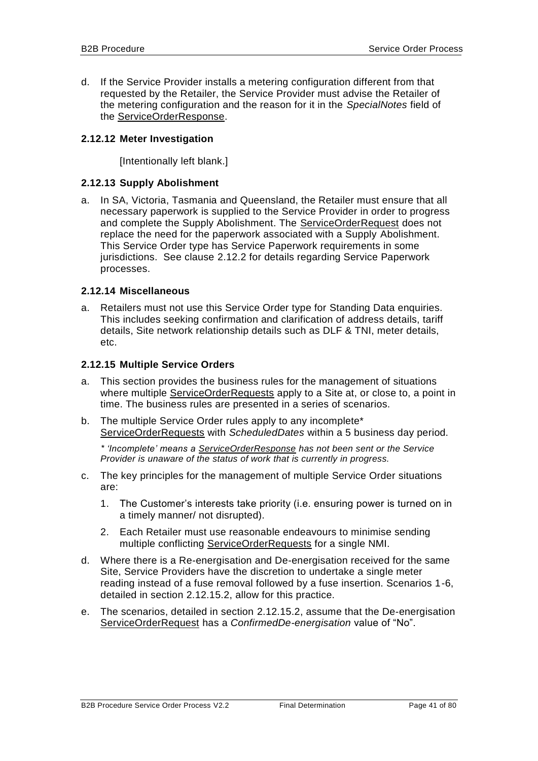d. If the Service Provider installs a metering configuration different from that requested by the Retailer, the Service Provider must advise the Retailer of the metering configuration and the reason for it in the *SpecialNotes* field of the ServiceOrderResponse.

### 2.12.12 Meter Investigation

[Intentionally left blank.]

### 2.12.13 Supply Abolishment

a. In SA, Victoria, Tasmania and Queensland, the Retailer must ensure that all necessary paperwork is supplied to the Service Provider in order to progress and complete the Supply Abolishment. The ServiceOrderRequest does not replace the need for the paperwork associated with a Supply Abolishment. This Service Order type has Service Paperwork requirements in some jurisdictions. See clause 2.12.2 for details regarding Service Paperwork processes.

### 2.12.14 Miscellaneous

a. Retailers must not use this Service Order type for Standing Data enquiries. This includes seeking confirmation and clarification of address details, tariff details, Site network relationship details such as DLF & TNI, meter details, etc.

### 2.12.15 Multiple Service Orders

a. This section provides the business rules for the management of situations where multiple ServiceOrderRequests apply to a Site at, or close to, a point in time. The business rules are presented in a series of scenarios.

b. The multiple Service Order rules apply to any incomplete* ServiceOrderRequests with *ScheduledDates* within a 5 business day period.

   *\* 'Incomplete' means a ServiceOrderResponse has not been sent or the Service Provider is unaware of the status of work that is currently in progress.*

c. The key principles for the management of multiple Service Order situations are:

   1. The Customer's interests take priority (i.e. ensuring power is turned on in a timely manner/ not disrupted).
   2. Each Retailer must use reasonable endeavours to minimise sending multiple conflicting ServiceOrderRequests for a single NMI.

d. Where there is a Re-energisation and De-energisation received for the same Site, Service Providers have the discretion to undertake a single meter reading instead of a fuse removal followed by a fuse insertion. Scenarios 1-6, detailed in section 2.12.15.2, allow for this practice.

e. The scenarios, detailed in section 2.12.15.2, assume that the De-energisation ServiceOrderRequest has a *ConfirmedDe-energisation* value of "No".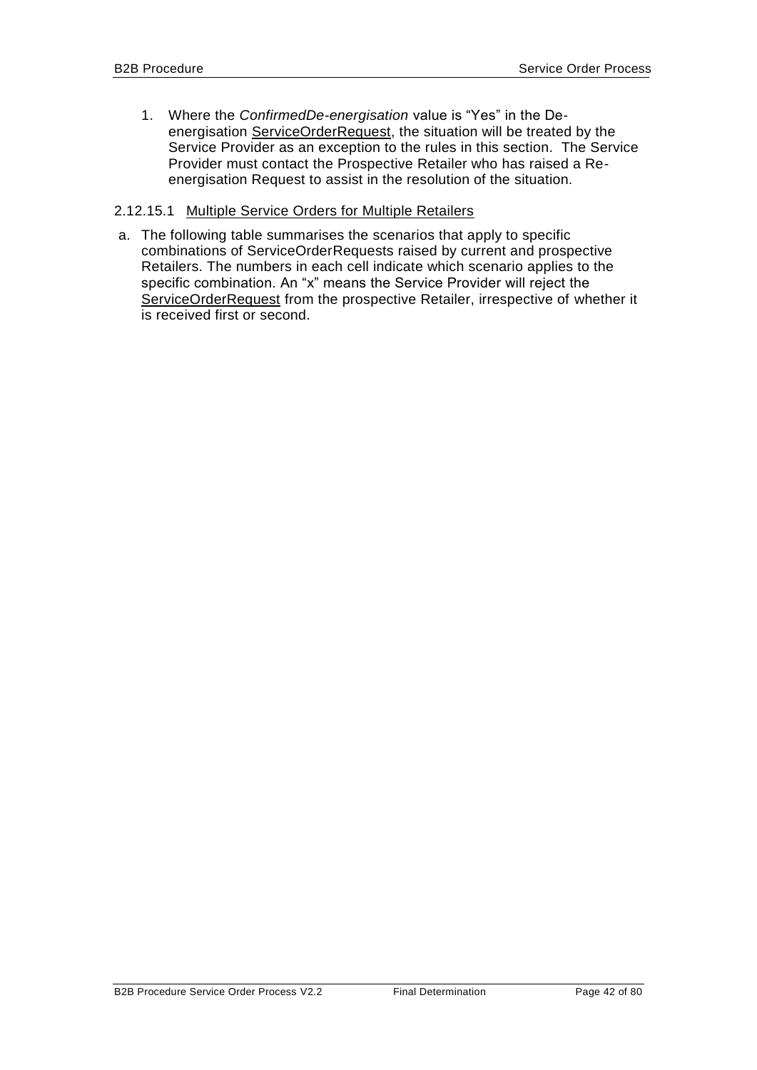1. Where the *ConfirmedDe-energisation* value is "Yes" in the De-energisation ServiceOrderRequest, the situation will be treated by the Service Provider as an exception to the rules in this section. The Service Provider must contact the Prospective Retailer who has raised a Re-energisation Request to assist in the resolution of the situation.

#### 2.12.15.1 Multiple Service Orders for Multiple Retailers

a. The following table summarises the scenarios that apply to specific combinations of ServiceOrderRequests raised by current and prospective Retailers. The numbers in each cell indicate which scenario applies to the specific combination. An "x" means the Service Provider will reject the ServiceOrderRequest from the prospective Retailer, irrespective of whether it is received first or second.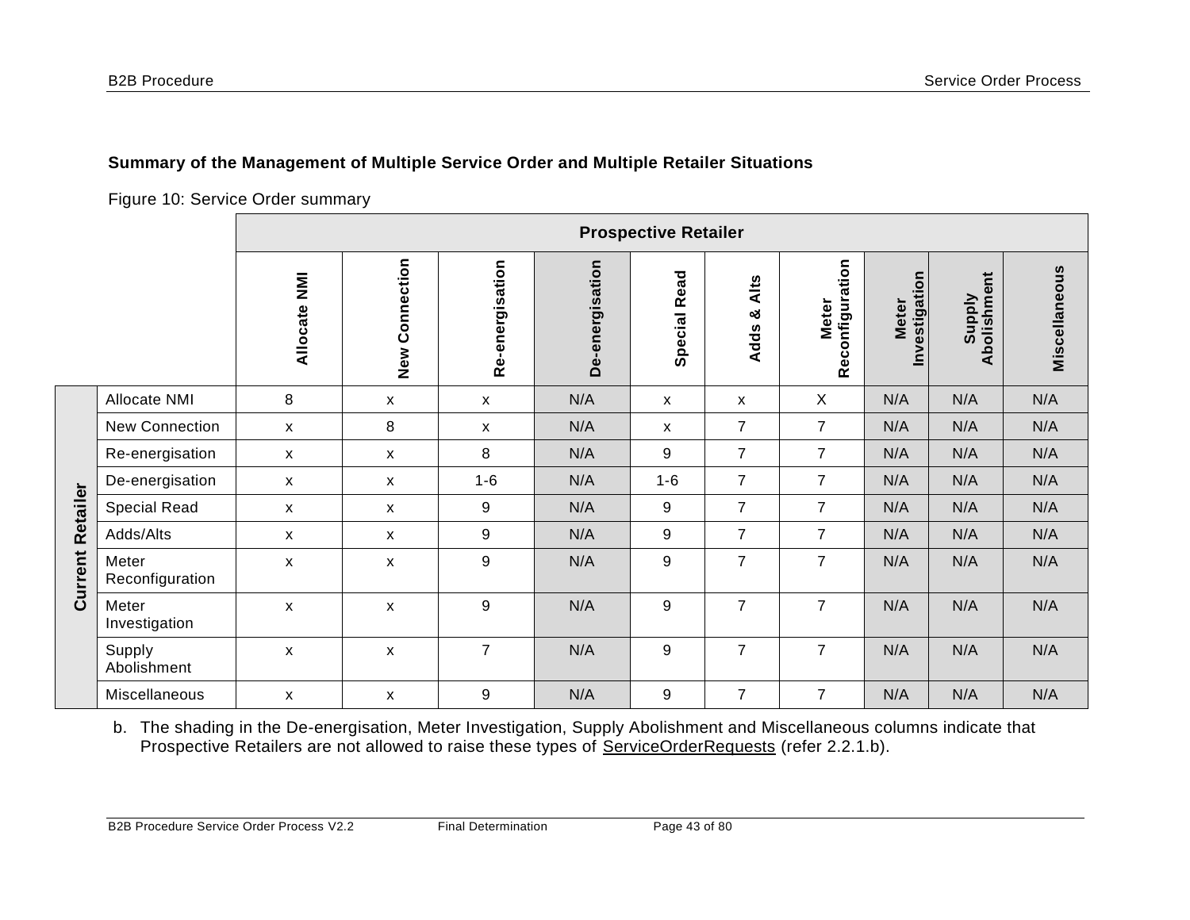**Summary of the Management of Multiple Service Order and Multiple Retailer Situations**

Figure 10: Service Order summary

| | | Prospective Retailer | | | | | | | | | |
|---|---|---|---|---|---|---|---|---|---|---|---|
| | | Allocate NMI | New Connection | Re-energisation | De-energisation | Special Read | Adds & Alts | Meter Reconfiguration | Meter Investigation | Supply Abolishment | Miscellaneous |
| Current Retailer | Allocate NMI | 8 | x | x | N/A | x | x | X | N/A | N/A | N/A |
| | New Connection | x | 8 | x | N/A | x | 7 | 7 | N/A | N/A | N/A |
| | Re-energisation | x | x | 8 | N/A | 9 | 7 | 7 | N/A | N/A | N/A |
| | De-energisation | x | x | 1-6 | N/A | 1-6 | 7 | 7 | N/A | N/A | N/A |
| | Special Read | x | x | 9 | N/A | 9 | 7 | 7 | N/A | N/A | N/A |
| | Adds/Alts | x | x | 9 | N/A | 9 | 7 | 7 | N/A | N/A | N/A |
| | Meter Reconfiguration | x | x | 9 | N/A | 9 | 7 | 7 | N/A | N/A | N/A |
| | Meter Investigation | x | x | 9 | N/A | 9 | 7 | 7 | N/A | N/A | N/A |
| | Supply Abolishment | x | x | 7 | N/A | 9 | 7 | 7 | N/A | N/A | N/A |
| | Miscellaneous | x | x | 9 | N/A | 9 | 7 | 7 | N/A | N/A | N/A |

b. The shading in the De-energisation, Meter Investigation, Supply Abolishment and Miscellaneous columns indicate that Prospective Retailers are not allowed to raise these types of ServiceOrderRequests (refer 2.2.1.b).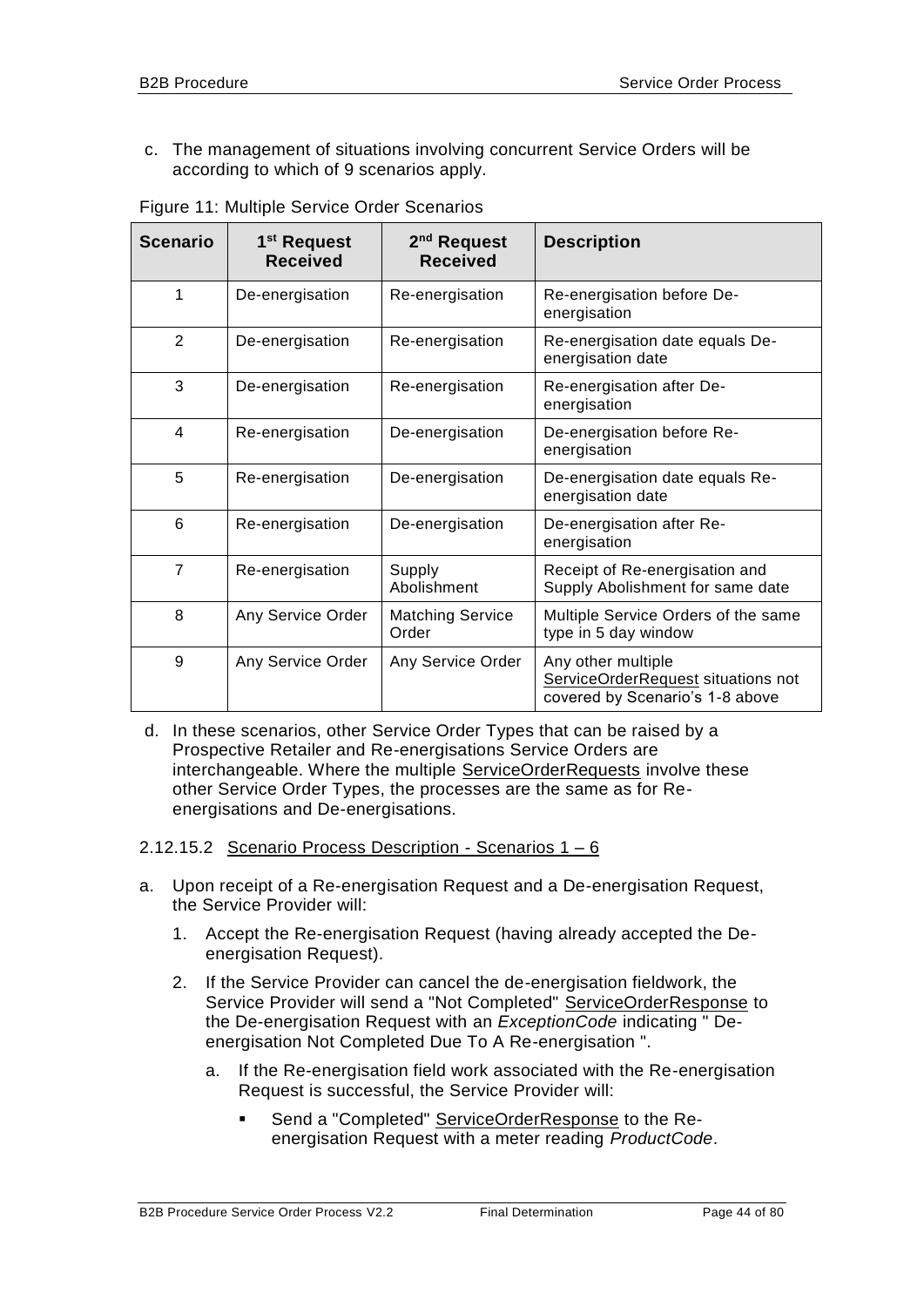c. The management of situations involving concurrent Service Orders will be according to which of 9 scenarios apply.

Figure 11: Multiple Service Order Scenarios

| Scenario | 1st Request Received | 2nd Request Received | Description |
|---|---|---|---|
| 1 | De-energisation | Re-energisation | Re-energisation before De-energisation |
| 2 | De-energisation | Re-energisation | Re-energisation date equals De-energisation date |
| 3 | De-energisation | Re-energisation | Re-energisation after De-energisation |
| 4 | Re-energisation | De-energisation | De-energisation before Re-energisation |
| 5 | Re-energisation | De-energisation | De-energisation date equals Re-energisation date |
| 6 | Re-energisation | De-energisation | De-energisation after Re-energisation |
| 7 | Re-energisation | Supply Abolishment | Receipt of Re-energisation and Supply Abolishment for same date |
| 8 | Any Service Order | Matching Service Order | Multiple Service Orders of the same type in 5 day window |
| 9 | Any Service Order | Any Service Order | Any other multiple ServiceOrderRequest situations not covered by Scenario's 1-8 above |

d. In these scenarios, other Service Order Types that can be raised by a Prospective Retailer and Re-energisations Service Orders are interchangeable. Where the multiple ServiceOrderRequests involve these other Service Order Types, the processes are the same as for Re-energisations and De-energisations.

#### 2.12.15.2 Scenario Process Description - Scenarios 1 – 6

a. Upon receipt of a Re-energisation Request and a De-energisation Request, the Service Provider will:

   1. Accept the Re-energisation Request (having already accepted the De-energisation Request).

   2. If the Service Provider can cancel the de-energisation fieldwork, the Service Provider will send a "Not Completed" ServiceOrderResponse to the De-energisation Request with an *ExceptionCode* indicating " De-energisation Not Completed Due To A Re-energisation ".

      a. If the Re-energisation field work associated with the Re-energisation Request is successful, the Service Provider will:

         - Send a "Completed" ServiceOrderResponse to the Re-energisation Request with a meter reading *ProductCode*.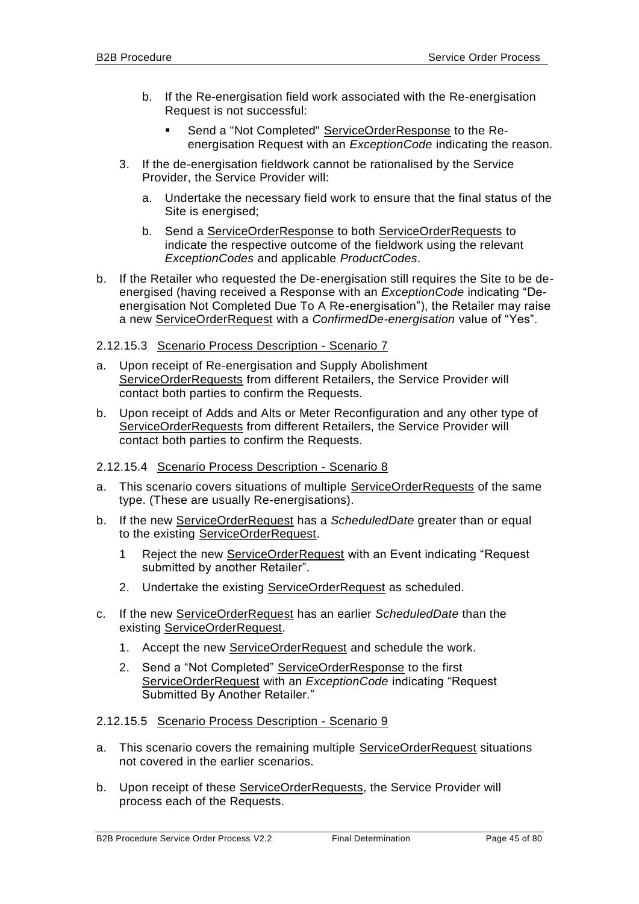b. If the Re-energisation field work associated with the Re-energisation Request is not successful:

      - Send a "Not Completed" ServiceOrderResponse to the Re-energisation Request with an *ExceptionCode* indicating the reason.

3. If the de-energisation fieldwork cannot be rationalised by the Service Provider, the Service Provider will:

   a. Undertake the necessary field work to ensure that the final status of the Site is energised;

   b. Send a ServiceOrderResponse to both ServiceOrderRequests to indicate the respective outcome of the fieldwork using the relevant *ExceptionCodes* and applicable *ProductCodes*.

b. If the Retailer who requested the De-energisation still requires the Site to be de-energised (having received a Response with an *ExceptionCode* indicating "De-energisation Not Completed Due To A Re-energisation"), the Retailer may raise a new ServiceOrderRequest with a *ConfirmedDe-energisation* value of "Yes".

#### 2.12.15.3 Scenario Process Description - Scenario 7

a. Upon receipt of Re-energisation and Supply Abolishment ServiceOrderRequests from different Retailers, the Service Provider will contact both parties to confirm the Requests.

b. Upon receipt of Adds and Alts or Meter Reconfiguration and any other type of ServiceOrderRequests from different Retailers, the Service Provider will contact both parties to confirm the Requests.

#### 2.12.15.4 Scenario Process Description - Scenario 8

a. This scenario covers situations of multiple ServiceOrderRequests of the same type. (These are usually Re-energisations).

b. If the new ServiceOrderRequest has a *ScheduledDate* greater than or equal to the existing ServiceOrderRequest.

   1 Reject the new ServiceOrderRequest with an Event indicating "Request submitted by another Retailer".

   2. Undertake the existing ServiceOrderRequest as scheduled.

c. If the new ServiceOrderRequest has an earlier *ScheduledDate* than the existing ServiceOrderRequest.

   1. Accept the new ServiceOrderRequest and schedule the work.

   2. Send a "Not Completed" ServiceOrderResponse to the first ServiceOrderRequest with an *ExceptionCode* indicating "Request Submitted By Another Retailer."

#### 2.12.15.5 Scenario Process Description - Scenario 9

a. This scenario covers the remaining multiple ServiceOrderRequest situations not covered in the earlier scenarios.

b. Upon receipt of these ServiceOrderRequests, the Service Provider will process each of the Requests.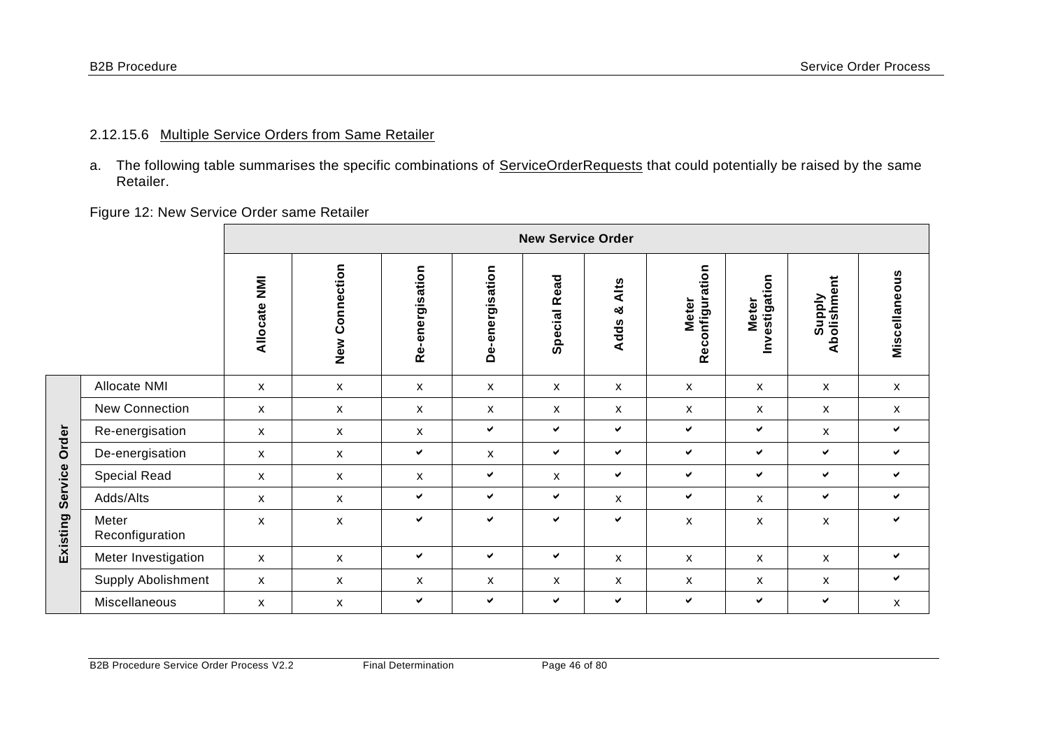### 2.12.15.6 Multiple Service Orders from Same Retailer

a. The following table summarises the specific combinations of ServiceOrderRequests that could potentially be raised by the same Retailer.

Figure 12: New Service Order same Retailer

| | | **New Service Order** | | | | | | | | | |
|---|---|---|---|---|---|---|---|---|---|---|---|
| | | **Allocate NMI** | **New Connection** | **Re-energisation** | **De-energisation** | **Special Read** | **Adds & Alts** | **Meter Reconfiguration** | **Meter Investigation** | **Supply Abolishment** | **Miscellaneous** |
| **Existing Service Order** | Allocate NMI | x | x | x | x | x | x | x | x | x | x |
| | New Connection | x | x | x | x | x | x | x | x | x | x |
| | Re-energisation | x | x | x | ✔ | ✔ | ✔ | ✔ | ✔ | x | ✔ |
| | De-energisation | x | x | ✔ | x | ✔ | ✔ | ✔ | ✔ | ✔ | ✔ |
| | Special Read | x | x | x | ✔ | x | ✔ | ✔ | ✔ | ✔ | ✔ |
| | Adds/Alts | x | x | ✔ | ✔ | ✔ | x | ✔ | x | ✔ | ✔ |
| | Meter Reconfiguration | x | x | ✔ | ✔ | ✔ | ✔ | x | x | x | ✔ |
| | Meter Investigation | x | x | ✔ | ✔ | ✔ | x | x | x | x | ✔ |
| | Supply Abolishment | x | x | x | x | x | x | x | x | x | ✔ |
| | Miscellaneous | x | x | ✔ | ✔ | ✔ | ✔ | ✔ | ✔ | ✔ | x |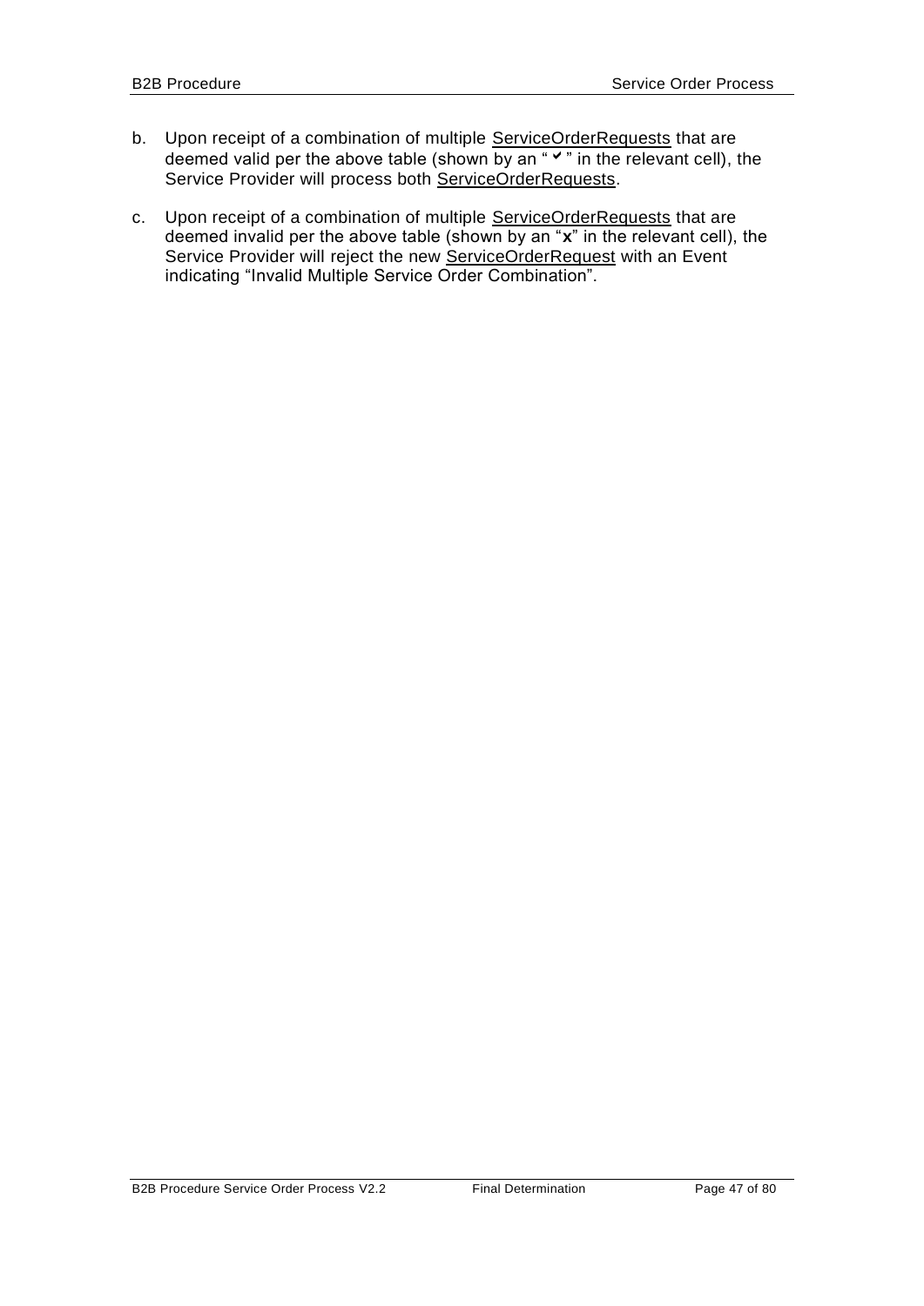b. Upon receipt of a combination of multiple <u>ServiceOrderRequests</u> that are deemed valid per the above table (shown by an " ✔ " in the relevant cell), the Service Provider will process both <u>ServiceOrderRequests</u>.

c. Upon receipt of a combination of multiple <u>ServiceOrderRequests</u> that are deemed invalid per the above table (shown by an "**x**" in the relevant cell), the Service Provider will reject the new <u>ServiceOrderRequest</u> with an Event indicating "Invalid Multiple Service Order Combination".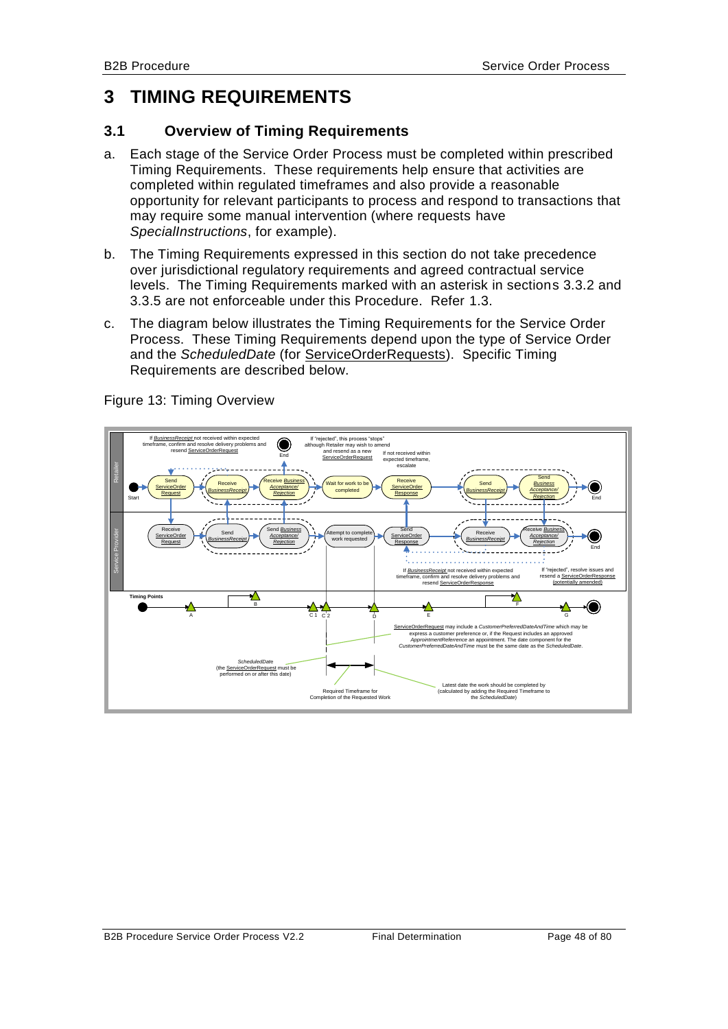# 3 TIMING REQUIREMENTS

## 3.1 Overview of Timing Requirements

a. Each stage of the Service Order Process must be completed within prescribed Timing Requirements. These requirements help ensure that activities are completed within regulated timeframes and also provide a reasonable opportunity for relevant participants to process and respond to transactions that may require some manual intervention (where requests have *SpecialInstructions*, for example).

b. The Timing Requirements expressed in this section do not take precedence over jurisdictional regulatory requirements and agreed contractual service levels. The Timing Requirements marked with an asterisk in sections 3.3.2 and 3.3.5 are not enforceable under this Procedure. Refer 1.3.

c. The diagram below illustrates the Timing Requirements for the Service Order Process. These Timing Requirements depend upon the type of Service Order and the *ScheduledDate* (for ServiceOrderRequests). Specific Timing Requirements are described below.

Figure 13: Timing Overview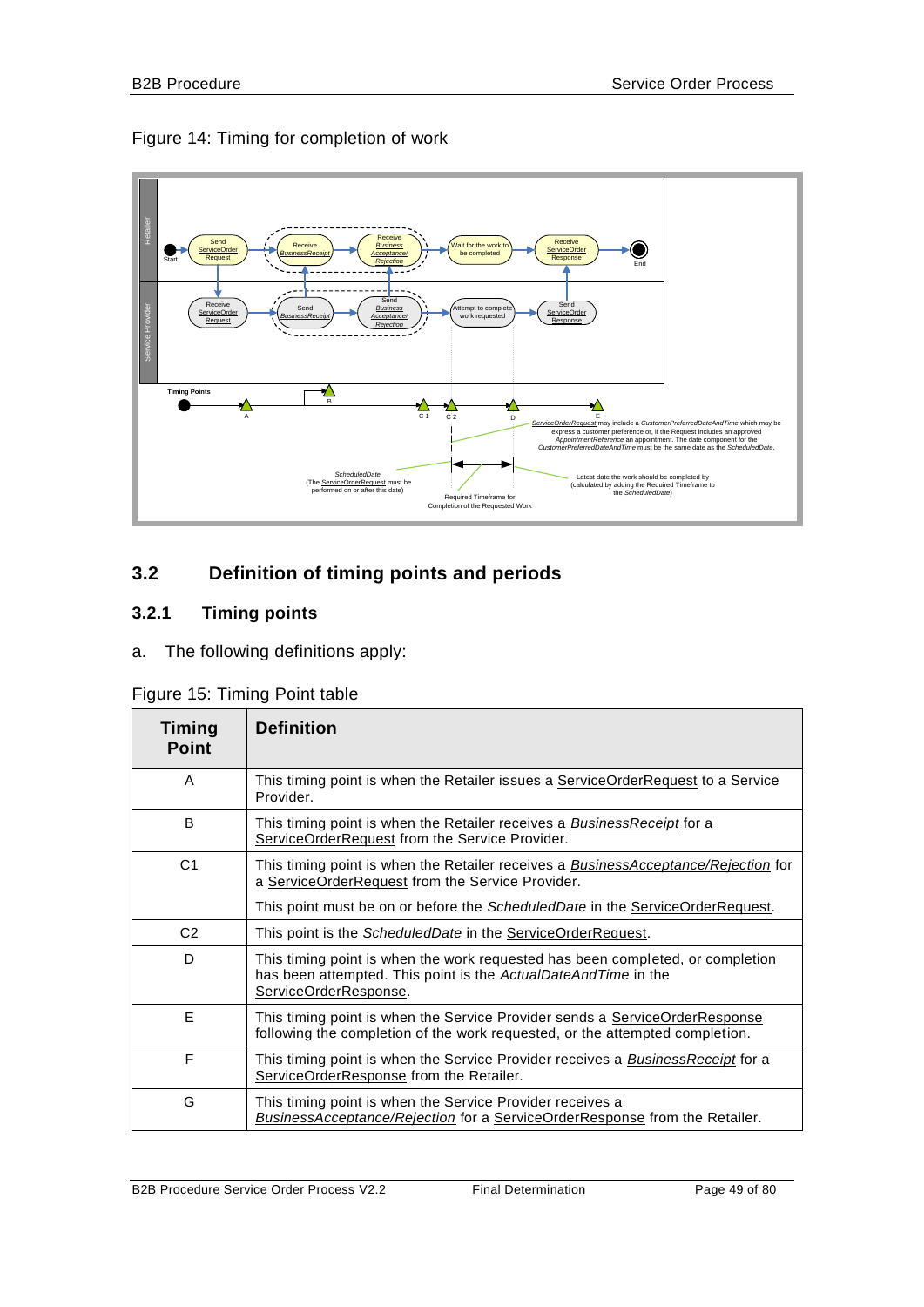Figure 14: Timing for completion of work

## 3.2 Definition of timing points and periods

### 3.2.1 Timing points

a. The following definitions apply:

Figure 15: Timing Point table

| Timing Point | Definition |
|---|---|
| A | This timing point is when the Retailer issues a ServiceOrderRequest to a Service Provider. |
| B | This timing point is when the Retailer receives a *BusinessReceipt* for a ServiceOrderRequest from the Service Provider. |
| C1 | This timing point is when the Retailer receives a *BusinessAcceptance/Rejection* for a ServiceOrderRequest from the Service Provider.<br><br>This point must be on or before the *ScheduledDate* in the ServiceOrderRequest. |
| C2 | This point is the *ScheduledDate* in the ServiceOrderRequest. |
| D | This timing point is when the work requested has been completed, or completion has been attempted. This point is the *ActualDateAndTime* in the ServiceOrderResponse. |
| E | This timing point is when the Service Provider sends a ServiceOrderResponse following the completion of the work requested, or the attempted completion. |
| F | This timing point is when the Service Provider receives a *BusinessReceipt* for a ServiceOrderResponse from the Retailer. |
| G | This timing point is when the Service Provider receives a *BusinessAcceptance/Rejection* for a ServiceOrderResponse from the Retailer. |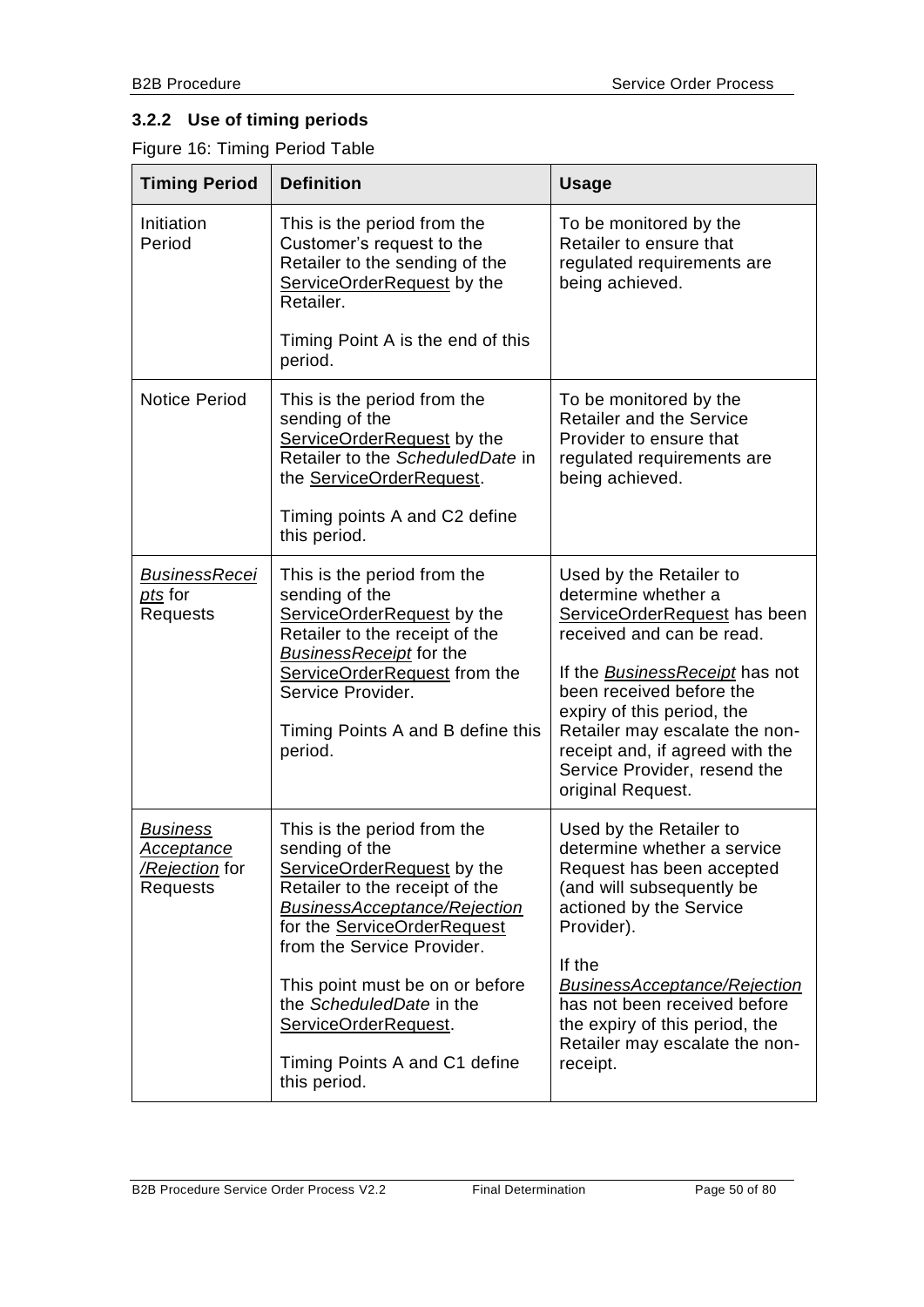### 3.2.2 Use of timing periods

Figure 16: Timing Period Table

| Timing Period | Definition | Usage |
|---|---|---|
| Initiation Period | This is the period from the Customer's request to the Retailer to the sending of the ServiceOrderRequest by the Retailer.<br><br>Timing Point A is the end of this period. | To be monitored by the Retailer to ensure that regulated requirements are being achieved. |
| Notice Period | This is the period from the sending of the ServiceOrderRequest by the Retailer to the *ScheduledDate* in the ServiceOrderRequest.<br><br>Timing points A and C2 define this period. | To be monitored by the Retailer and the Service Provider to ensure that regulated requirements are being achieved. |
| *BusinessReceipts* for Requests | This is the period from the sending of the ServiceOrderRequest by the Retailer to the receipt of the *BusinessReceipt* for the ServiceOrderRequest from the Service Provider.<br><br>Timing Points A and B define this period. | Used by the Retailer to determine whether a ServiceOrderRequest has been received and can be read.<br><br>If the *BusinessReceipt* has not been received before the expiry of this period, the Retailer may escalate the non-receipt and, if agreed with the Service Provider, resend the original Request. |
| *Business Acceptance /Rejection* for Requests | This is the period from the sending of the ServiceOrderRequest by the Retailer to the receipt of the *BusinessAcceptance/Rejection* for the ServiceOrderRequest from the Service Provider.<br><br>This point must be on or before the *ScheduledDate* in the ServiceOrderRequest.<br><br>Timing Points A and C1 define this period. | Used by the Retailer to determine whether a service Request has been accepted (and will subsequently be actioned by the Service Provider).<br><br>If the *BusinessAcceptance/Rejection* has not been received before the expiry of this period, the Retailer may escalate the non-receipt. |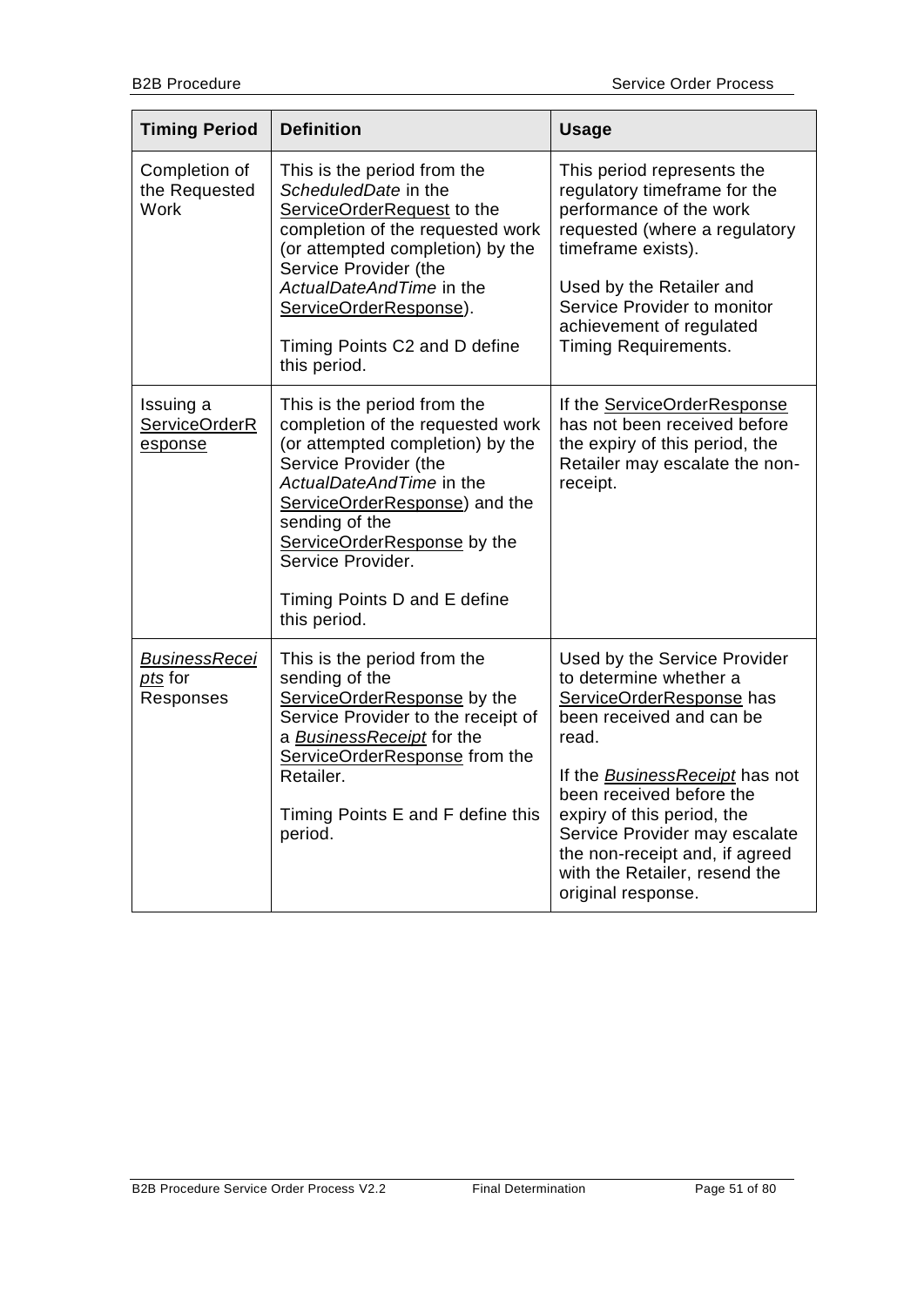| Timing Period | Definition | Usage |
|---|---|---|
| Completion of the Requested Work | This is the period from the *ScheduledDate* in the ServiceOrderRequest to the completion of the requested work (or attempted completion) by the Service Provider (the *ActualDateAndTime* in the ServiceOrderResponse).<br><br>Timing Points C2 and D define this period. | This period represents the regulatory timeframe for the performance of the work requested (where a regulatory timeframe exists).<br><br>Used by the Retailer and Service Provider to monitor achievement of regulated Timing Requirements. |
| Issuing a ServiceOrderResponse | This is the period from the completion of the requested work (or attempted completion) by the Service Provider (the *ActualDateAndTime* in the ServiceOrderResponse) and the sending of the ServiceOrderResponse by the Service Provider.<br><br>Timing Points D and E define this period. | If the ServiceOrderResponse has not been received before the expiry of this period, the Retailer may escalate the non-receipt. |
| *BusinessReceipts* for Responses | This is the period from the sending of the ServiceOrderResponse by the Service Provider to the receipt of a *BusinessReceipt* for the ServiceOrderResponse from the Retailer.<br><br>Timing Points E and F define this period. | Used by the Service Provider to determine whether a ServiceOrderResponse has been received and can be read.<br><br>If the *BusinessReceipt* has not been received before the expiry of this period, the Service Provider may escalate the non-receipt and, if agreed with the Retailer, resend the original response. |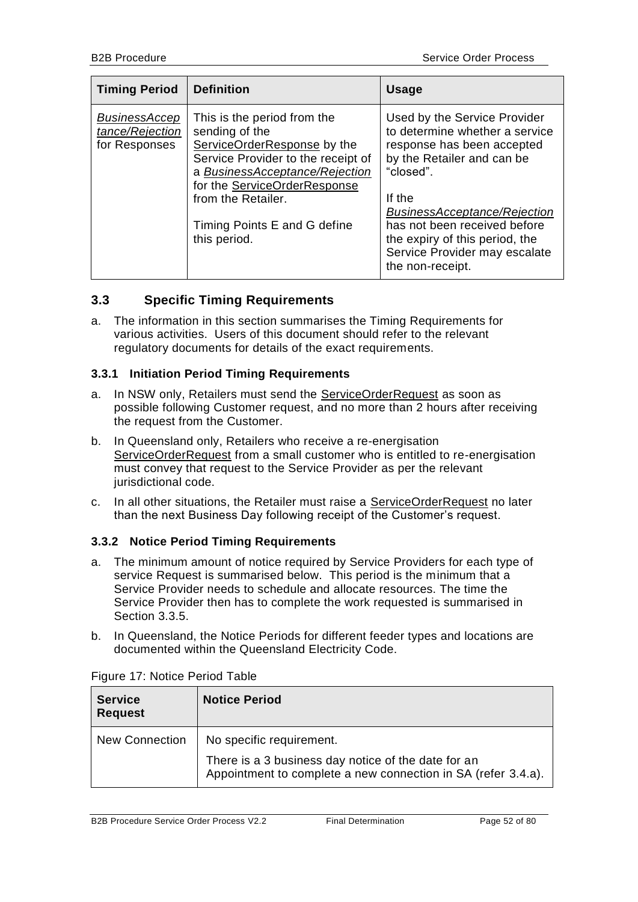| Timing Period | Definition | Usage |
|---|---|---|
| *BusinessAcceptance/Rejection* for Responses | This is the period from the sending of the ServiceOrderResponse by the Service Provider to the receipt of a *BusinessAcceptance/Rejection* for the ServiceOrderResponse from the Retailer.<br><br>Timing Points E and G define this period. | Used by the Service Provider to determine whether a service response has been accepted by the Retailer and can be "closed".<br><br>If the *BusinessAcceptance/Rejection* has not been received before the expiry of this period, the Service Provider may escalate the non-receipt. |

### 3.3 Specific Timing Requirements

a. The information in this section summarises the Timing Requirements for various activities. Users of this document should refer to the relevant regulatory documents for details of the exact requirements.

#### 3.3.1 Initiation Period Timing Requirements

a. In NSW only, Retailers must send the ServiceOrderRequest as soon as possible following Customer request, and no more than 2 hours after receiving the request from the Customer.

b. In Queensland only, Retailers who receive a re-energisation ServiceOrderRequest from a small customer who is entitled to re-energisation must convey that request to the Service Provider as per the relevant jurisdictional code.

c. In all other situations, the Retailer must raise a ServiceOrderRequest no later than the next Business Day following receipt of the Customer's request.

#### 3.3.2 Notice Period Timing Requirements

a. The minimum amount of notice required by Service Providers for each type of service Request is summarised below. This period is the minimum that a Service Provider needs to schedule and allocate resources. The time the Service Provider then has to complete the work requested is summarised in Section 3.3.5.

b. In Queensland, the Notice Periods for different feeder types and locations are documented within the Queensland Electricity Code.

Figure 17: Notice Period Table

| Service Request | Notice Period |
|---|---|
| New Connection | No specific requirement.<br><br>There is a 3 business day notice of the date for an Appointment to complete a new connection in SA (refer 3.4.a). |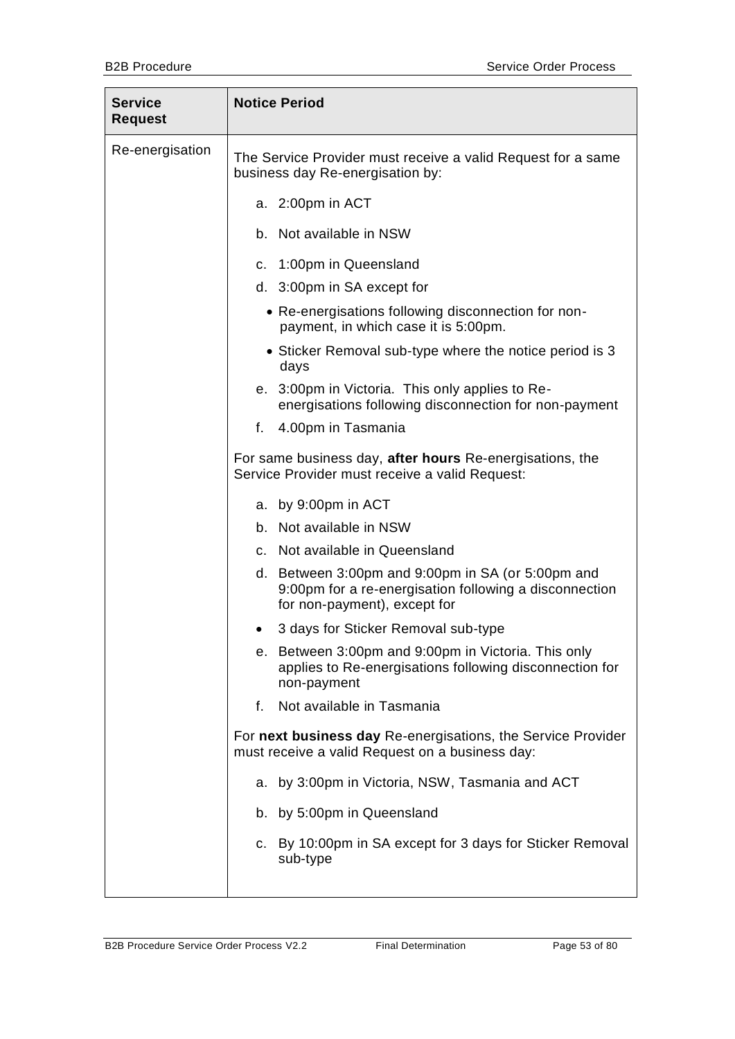| Service Request | Notice Period |
| --- | --- |
| Re-energisation | The Service Provider must receive a valid Request for a same business day Re-energisation by:<br><br>a. 2:00pm in ACT<br>b. Not available in NSW<br>c. 1:00pm in Queensland<br>d. 3:00pm in SA except for<br>• Re-energisations following disconnection for non-payment, in which case it is 5:00pm.<br>• Sticker Removal sub-type where the notice period is 3 days<br>e. 3:00pm in Victoria. This only applies to Re-energisations following disconnection for non-payment<br>f. 4.00pm in Tasmania<br><br>For same business day, **after hours** Re-energisations, the Service Provider must receive a valid Request:<br><br>a. by 9:00pm in ACT<br>b. Not available in NSW<br>c. Not available in Queensland<br>d. Between 3:00pm and 9:00pm in SA (or 5:00pm and 9:00pm for a re-energisation following a disconnection for non-payment), except for<br>• 3 days for Sticker Removal sub-type<br>e. Between 3:00pm and 9:00pm in Victoria. This only applies to Re-energisations following disconnection for non-payment<br>f. Not available in Tasmania<br><br>For **next business day** Re-energisations, the Service Provider must receive a valid Request on a business day:<br><br>a. by 3:00pm in Victoria, NSW, Tasmania and ACT<br>b. by 5:00pm in Queensland<br>c. By 10:00pm in SA except for 3 days for Sticker Removal sub-type |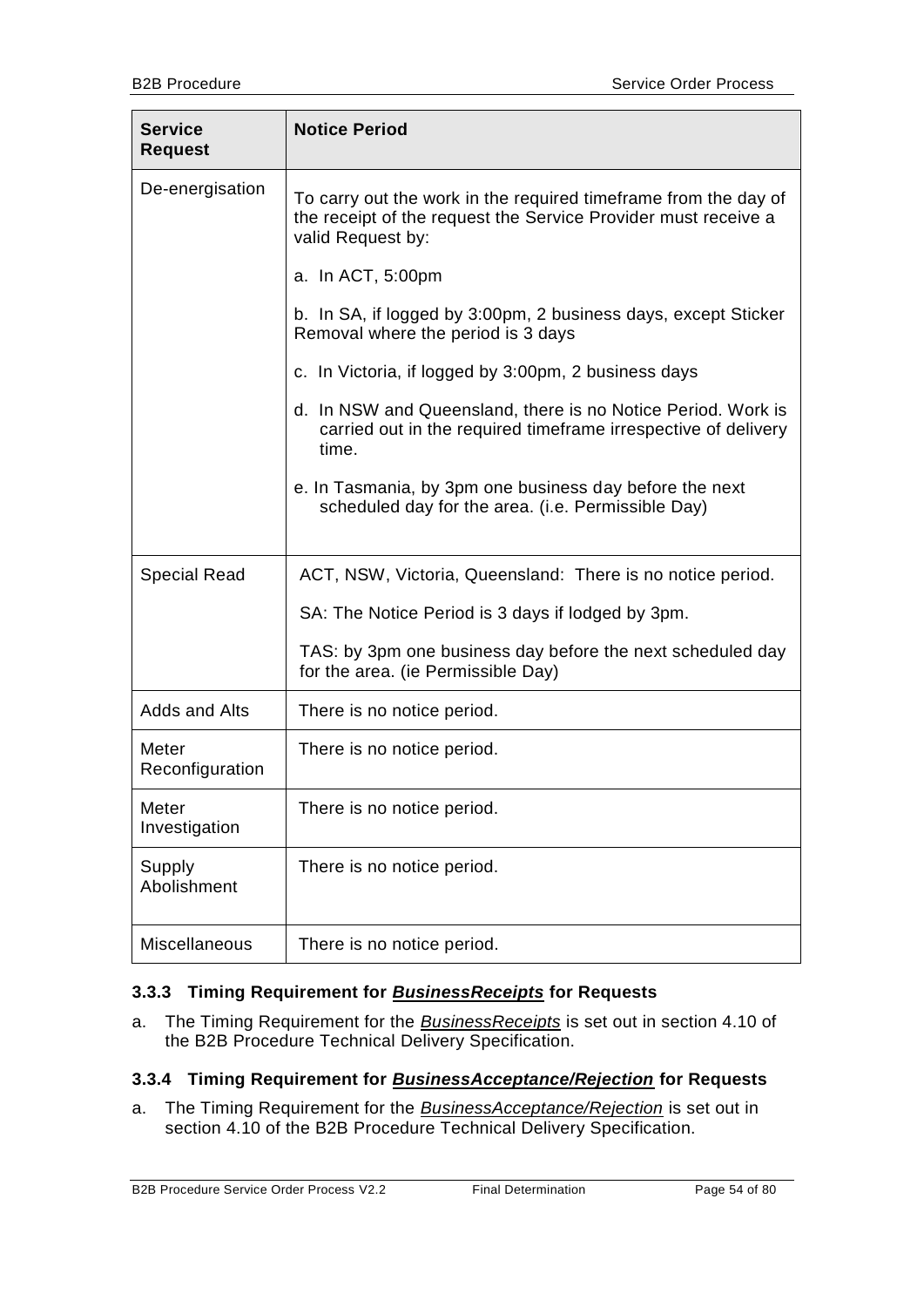| Service Request | Notice Period |
| --- | --- |
| De-energisation | To carry out the work in the required timeframe from the day of the receipt of the request the Service Provider must receive a valid Request by:<br><br>a. In ACT, 5:00pm<br><br>b. In SA, if logged by 3:00pm, 2 business days, except Sticker Removal where the period is 3 days<br><br>c. In Victoria, if logged by 3:00pm, 2 business days<br><br>d. In NSW and Queensland, there is no Notice Period. Work is carried out in the required timeframe irrespective of delivery time.<br><br>e. In Tasmania, by 3pm one business day before the next scheduled day for the area. (i.e. Permissible Day) |
| Special Read | ACT, NSW, Victoria, Queensland: There is no notice period.<br><br>SA: The Notice Period is 3 days if lodged by 3pm.<br><br>TAS: by 3pm one business day before the next scheduled day for the area. (ie Permissible Day) |
| Adds and Alts | There is no notice period. |
| Meter Reconfiguration | There is no notice period. |
| Meter Investigation | There is no notice period. |
| Supply Abolishment | There is no notice period. |
| Miscellaneous | There is no notice period. |

### 3.3.3 Timing Requirement for ***BusinessReceipts*** for Requests

a. The Timing Requirement for the *BusinessReceipts* is set out in section 4.10 of the B2B Procedure Technical Delivery Specification.

### 3.3.4 Timing Requirement for ***BusinessAcceptance/Rejection*** for Requests

a. The Timing Requirement for the *BusinessAcceptance/Rejection* is set out in section 4.10 of the B2B Procedure Technical Delivery Specification.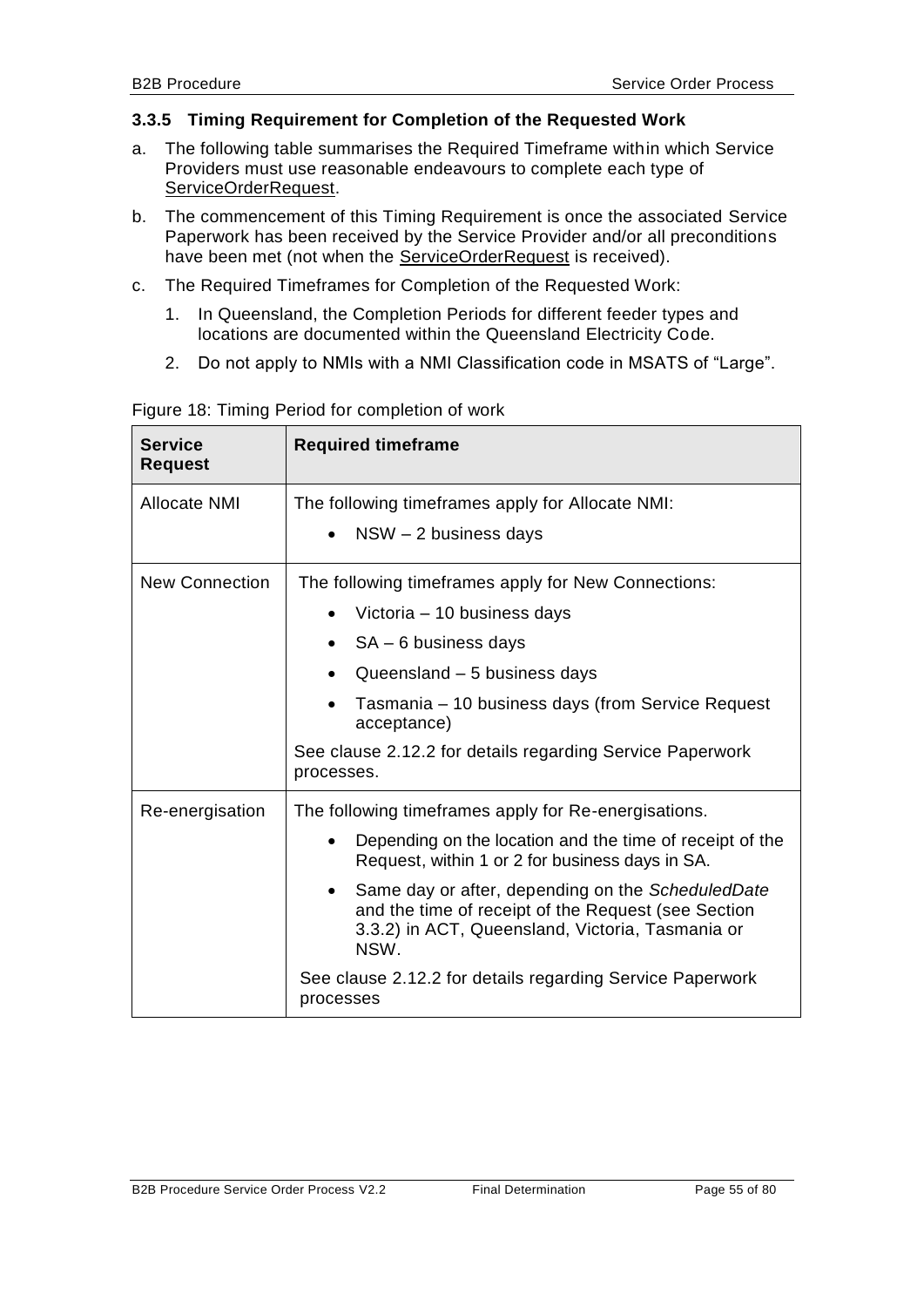### 3.3.5 Timing Requirement for Completion of the Requested Work

a. The following table summarises the Required Timeframe within which Service Providers must use reasonable endeavours to complete each type of ServiceOrderRequest.

b. The commencement of this Timing Requirement is once the associated Service Paperwork has been received by the Service Provider and/or all preconditions have been met (not when the ServiceOrderRequest is received).

c. The Required Timeframes for Completion of the Requested Work:

   1. In Queensland, the Completion Periods for different feeder types and locations are documented within the Queensland Electricity Code.

   2. Do not apply to NMIs with a NMI Classification code in MSATS of "Large".

Figure 18: Timing Period for completion of work

| Service Request | Required timeframe |
|---|---|
| Allocate NMI | The following timeframes apply for Allocate NMI:<br>• NSW – 2 business days |
| New Connection | The following timeframes apply for New Connections:<br>• Victoria – 10 business days<br>• SA – 6 business days<br>• Queensland – 5 business days<br>• Tasmania – 10 business days (from Service Request acceptance)<br>See clause 2.12.2 for details regarding Service Paperwork processes. |
| Re-energisation | The following timeframes apply for Re-energisations.<br>• Depending on the location and the time of receipt of the Request, within 1 or 2 for business days in SA.<br>• Same day or after, depending on the *ScheduledDate* and the time of receipt of the Request (see Section 3.3.2) in ACT, Queensland, Victoria, Tasmania or NSW.<br>See clause 2.12.2 for details regarding Service Paperwork processes |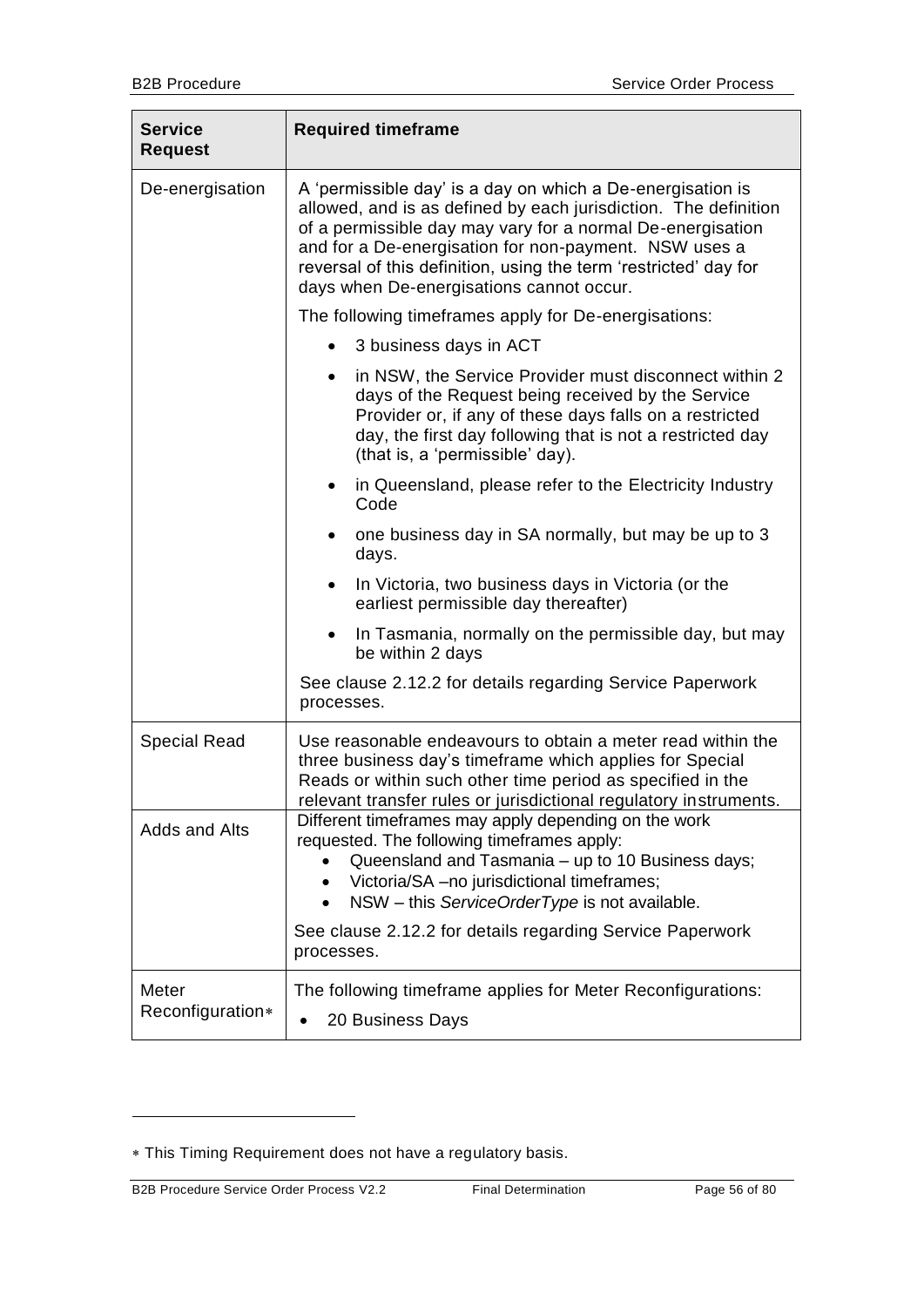| Service Request | Required timeframe |
|---|---|
| De-energisation | A 'permissible day' is a day on which a De-energisation is allowed, and is as defined by each jurisdiction. The definition of a permissible day may vary for a normal De-energisation and for a De-energisation for non-payment. NSW uses a reversal of this definition, using the term 'restricted' day for days when De-energisations cannot occur.<br><br>The following timeframes apply for De-energisations:<br>• 3 business days in ACT<br>• in NSW, the Service Provider must disconnect within 2 days of the Request being received by the Service Provider or, if any of these days falls on a restricted day, the first day following that is not a restricted day (that is, a 'permissible' day).<br>• in Queensland, please refer to the Electricity Industry Code<br>• one business day in SA normally, but may be up to 3 days.<br>• In Victoria, two business days in Victoria (or the earliest permissible day thereafter)<br>• In Tasmania, normally on the permissible day, but may be within 2 days<br><br>See clause 2.12.2 for details regarding Service Paperwork processes. |
| Special Read | Use reasonable endeavours to obtain a meter read within the three business day's timeframe which applies for Special Reads or within such other time period as specified in the relevant transfer rules or jurisdictional regulatory instruments. |
| Adds and Alts | Different timeframes may apply depending on the work requested. The following timeframes apply:<br>• Queensland and Tasmania – up to 10 Business days;<br>• Victoria/SA –no jurisdictional timeframes;<br>• NSW – this *ServiceOrderType* is not available.<br><br>See clause 2.12.2 for details regarding Service Paperwork processes. |
| Meter Reconfiguration* | The following timeframe applies for Meter Reconfigurations:<br>• 20 Business Days |

* This Timing Requirement does not have a regulatory basis.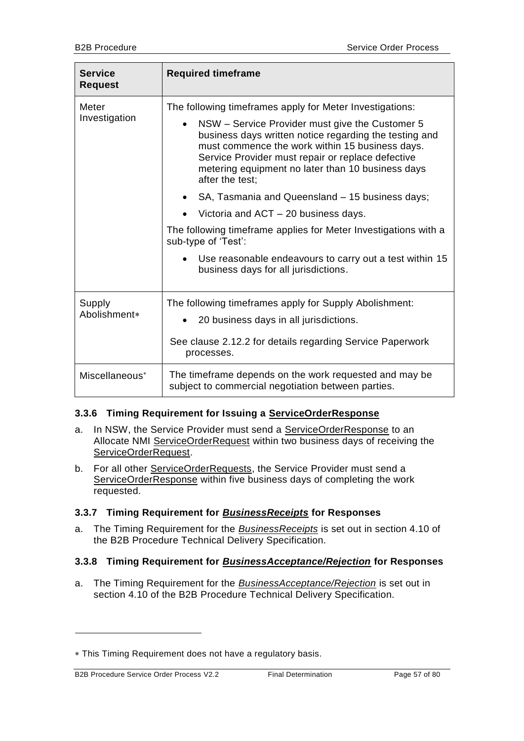| Service Request | Required timeframe |
| --- | --- |
| Meter Investigation | The following timeframes apply for Meter Investigations:<br>• NSW – Service Provider must give the Customer 5 business days written notice regarding the testing and must commence the work within 15 business days. Service Provider must repair or replace defective metering equipment no later than 10 business days after the test;<br>• SA, Tasmania and Queensland – 15 business days;<br>• Victoria and ACT – 20 business days.<br>The following timeframe applies for Meter Investigations with a sub-type of 'Test':<br>• Use reasonable endeavours to carry out a test within 15 business days for all jurisdictions. |
| Supply Abolishment* | The following timeframes apply for Supply Abolishment:<br>• 20 business days in all jurisdictions.<br>See clause 2.12.2 for details regarding Service Paperwork processes. |
| Miscellaneous* | The timeframe depends on the work requested and may be subject to commercial negotiation between parties. |

### 3.3.6 Timing Requirement for Issuing a ServiceOrderResponse

a. In NSW, the Service Provider must send a ServiceOrderResponse to an Allocate NMI ServiceOrderRequest within two business days of receiving the ServiceOrderRequest.

b. For all other ServiceOrderRequests, the Service Provider must send a ServiceOrderResponse within five business days of completing the work requested.

### 3.3.7 Timing Requirement for *BusinessReceipts* for Responses

a. The Timing Requirement for the *BusinessReceipts* is set out in section 4.10 of the B2B Procedure Technical Delivery Specification.

### 3.3.8 Timing Requirement for *BusinessAcceptance/Rejection* for Responses

a. The Timing Requirement for the *BusinessAcceptance/Rejection* is set out in section 4.10 of the B2B Procedure Technical Delivery Specification.

---

* This Timing Requirement does not have a regulatory basis.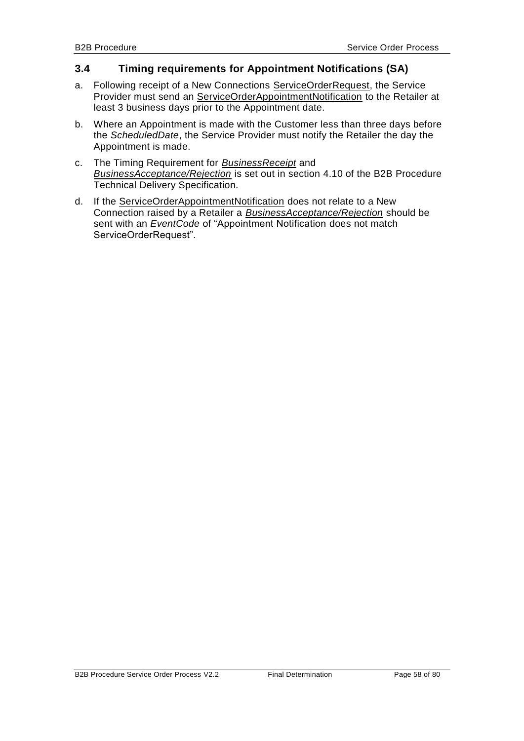### 3.4 Timing requirements for Appointment Notifications (SA)

a. Following receipt of a New Connections ServiceOrderRequest, the Service Provider must send an ServiceOrderAppointmentNotification to the Retailer at least 3 business days prior to the Appointment date.

b. Where an Appointment is made with the Customer less than three days before the *ScheduledDate*, the Service Provider must notify the Retailer the day the Appointment is made.

c. The Timing Requirement for *BusinessReceipt* and *BusinessAcceptance/Rejection* is set out in section 4.10 of the B2B Procedure Technical Delivery Specification.

d. If the ServiceOrderAppointmentNotification does not relate to a New Connection raised by a Retailer a *BusinessAcceptance/Rejection* should be sent with an *EventCode* of "Appointment Notification does not match ServiceOrderRequest".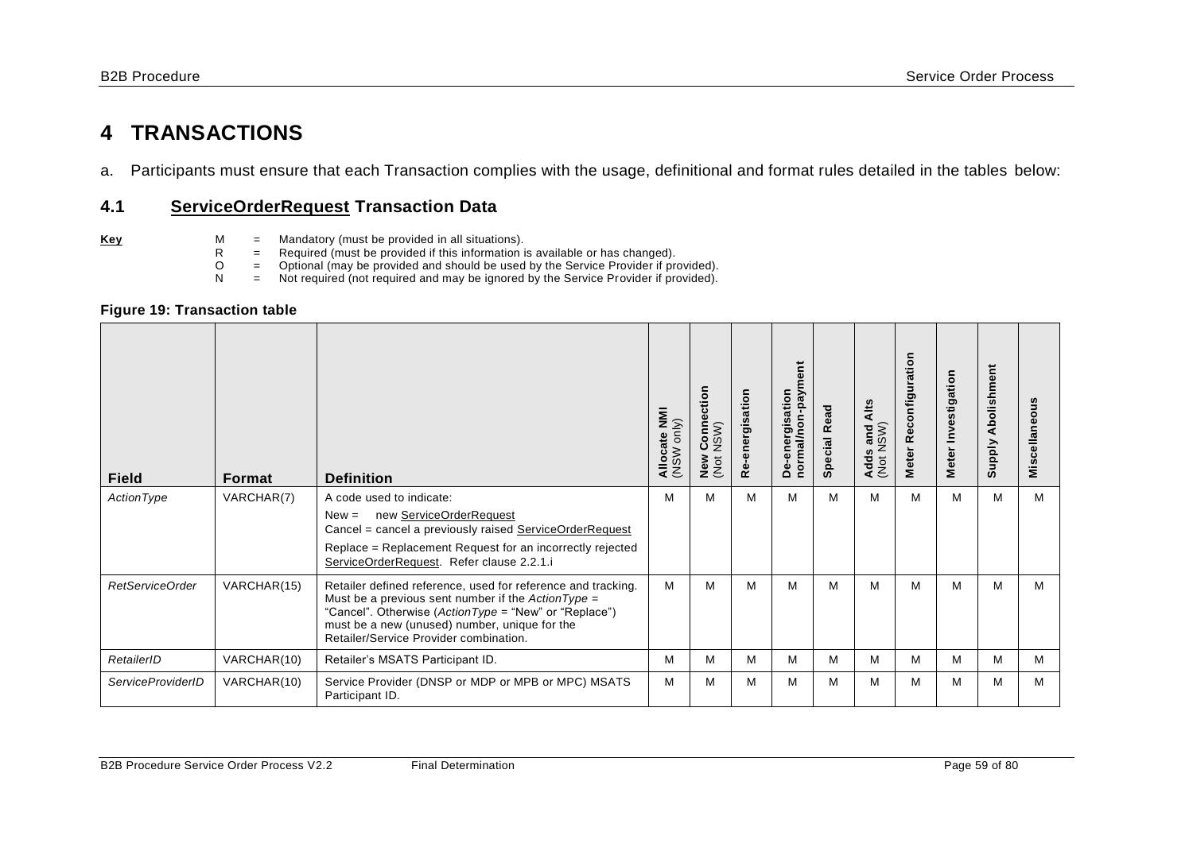# 4 TRANSACTIONS

a. Participants must ensure that each Transaction complies with the usage, definitional and format rules detailed in the tables below:

## 4.1 ServiceOrderRequest Transaction Data

**Key**

M = Mandatory (must be provided in all situations).
R = Required (must be provided if this information is available or has changed).
O = Optional (may be provided and should be used by the Service Provider if provided).
N = Not required (not required and may be ignored by the Service Provider if provided).

**Figure 19: Transaction table**

| Field | Format | Definition | Allocate NMI (NSW only) | New Connection (Not NSW) | Re-energisation | De-energisation normal/non-payment | Special Read | Adds and Alts (Not NSW) | Meter Reconfiguration | Meter Investigation | Supply Abolishment | Miscellaneous |
|---|---|---|---|---|---|---|---|---|---|---|---|---|
| *ActionType* | VARCHAR(7) | A code used to indicate:<br>New = new ServiceOrderRequest<br>Cancel = cancel a previously raised ServiceOrderRequest<br>Replace = Replacement Request for an incorrectly rejected ServiceOrderRequest. Refer clause 2.2.1.i | M | M | M | M | M | M | M | M | M | M |
| *RetServiceOrder* | VARCHAR(15) | Retailer defined reference, used for reference and tracking. Must be a previous sent number if the *ActionType* = "Cancel". Otherwise (*ActionType* = "New" or "Replace") must be a new (unused) number, unique for the Retailer/Service Provider combination. | M | M | M | M | M | M | M | M | M | M |
| *RetailerID* | VARCHAR(10) | Retailer's MSATS Participant ID. | M | M | M | M | M | M | M | M | M | M |
| *ServiceProviderID* | VARCHAR(10) | Service Provider (DNSP or MDP or MPB or MPC) MSATS Participant ID. | M | M | M | M | M | M | M | M | M | M |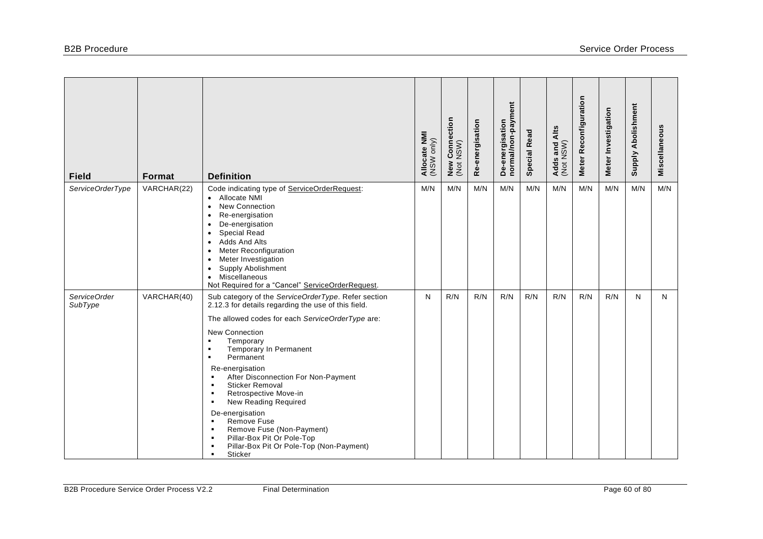| Field | Format | Definition | Allocate NMI (NSW only) | New Connection (Not NSW) | Re-energisation | De-energisation normal/non-payment | Special Read | Adds and Alts (Not NSW) | Meter Reconfiguration | Meter Investigation | Supply Abolishment | Miscellaneous |
|---|---|---|---|---|---|---|---|---|---|---|---|---|
| *ServiceOrderType* | VARCHAR(22) | Code indicating type of ServiceOrderRequest:<br>• Allocate NMI<br>• New Connection<br>• Re-energisation<br>• De-energisation<br>• Special Read<br>• Adds And Alts<br>• Meter Reconfiguration<br>• Meter Investigation<br>• Supply Abolishment<br>• Miscellaneous<br>Not Required for a "Cancel" ServiceOrderRequest. | M/N | M/N | M/N | M/N | M/N | M/N | M/N | M/N | M/N | M/N |
| *ServiceOrder SubType* | VARCHAR(40) | Sub category of the *ServiceOrderType*. Refer section 2.12.3 for details regarding the use of this field.<br><br>The allowed codes for each *ServiceOrderType* are:<br><br>New Connection<br>▪ Temporary<br>▪ Temporary In Permanent<br>▪ Permanent<br><br>Re-energisation<br>▪ After Disconnection For Non-Payment<br>▪ Sticker Removal<br>▪ Retrospective Move-in<br>▪ New Reading Required<br><br>De-energisation<br>▪ Remove Fuse<br>▪ Remove Fuse (Non-Payment)<br>▪ Pillar-Box Pit Or Pole-Top<br>▪ Pillar-Box Pit Or Pole-Top (Non-Payment)<br>▪ Sticker | N | R/N | R/N | R/N | R/N | R/N | R/N | R/N | N | N |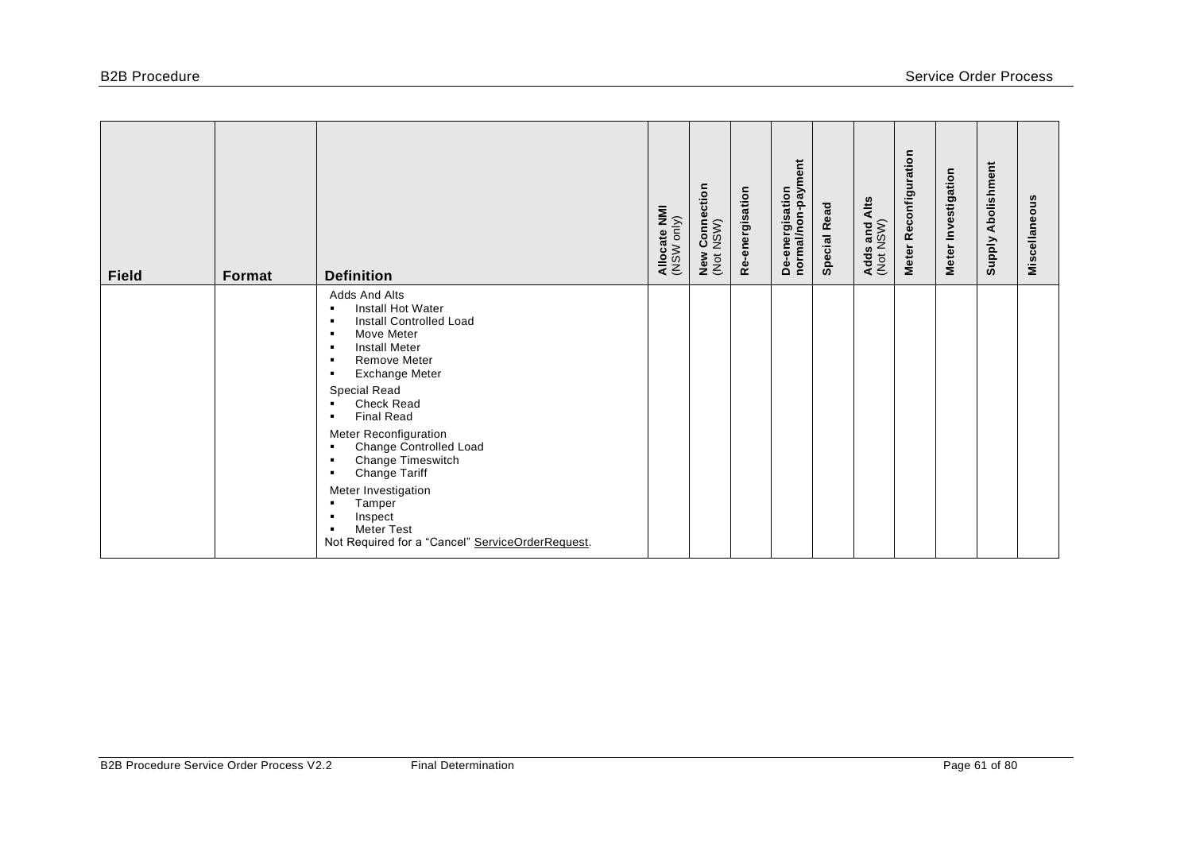| Field | Format | Definition | Allocate NMI (NSW only) | New Connection (Not NSW) | Re-energisation | De-energisation normal/non-payment | Special Read | Adds and Alts (Not NSW) | Meter Reconfiguration | Meter Investigation | Supply Abolishment | Miscellaneous |
|---|---|---|---|---|---|---|---|---|---|---|---|---|
| | | Adds And Alts<br>▪ Install Hot Water<br>▪ Install Controlled Load<br>▪ Move Meter<br>▪ Install Meter<br>▪ Remove Meter<br>▪ Exchange Meter<br>Special Read<br>▪ Check Read<br>▪ Final Read<br>Meter Reconfiguration<br>▪ Change Controlled Load<br>▪ Change Timeswitch<br>▪ Change Tariff<br>Meter Investigation<br>▪ Tamper<br>▪ Inspect<br>▪ Meter Test<br>Not Required for a "Cancel" ServiceOrderRequest. | | | | | | | | | | |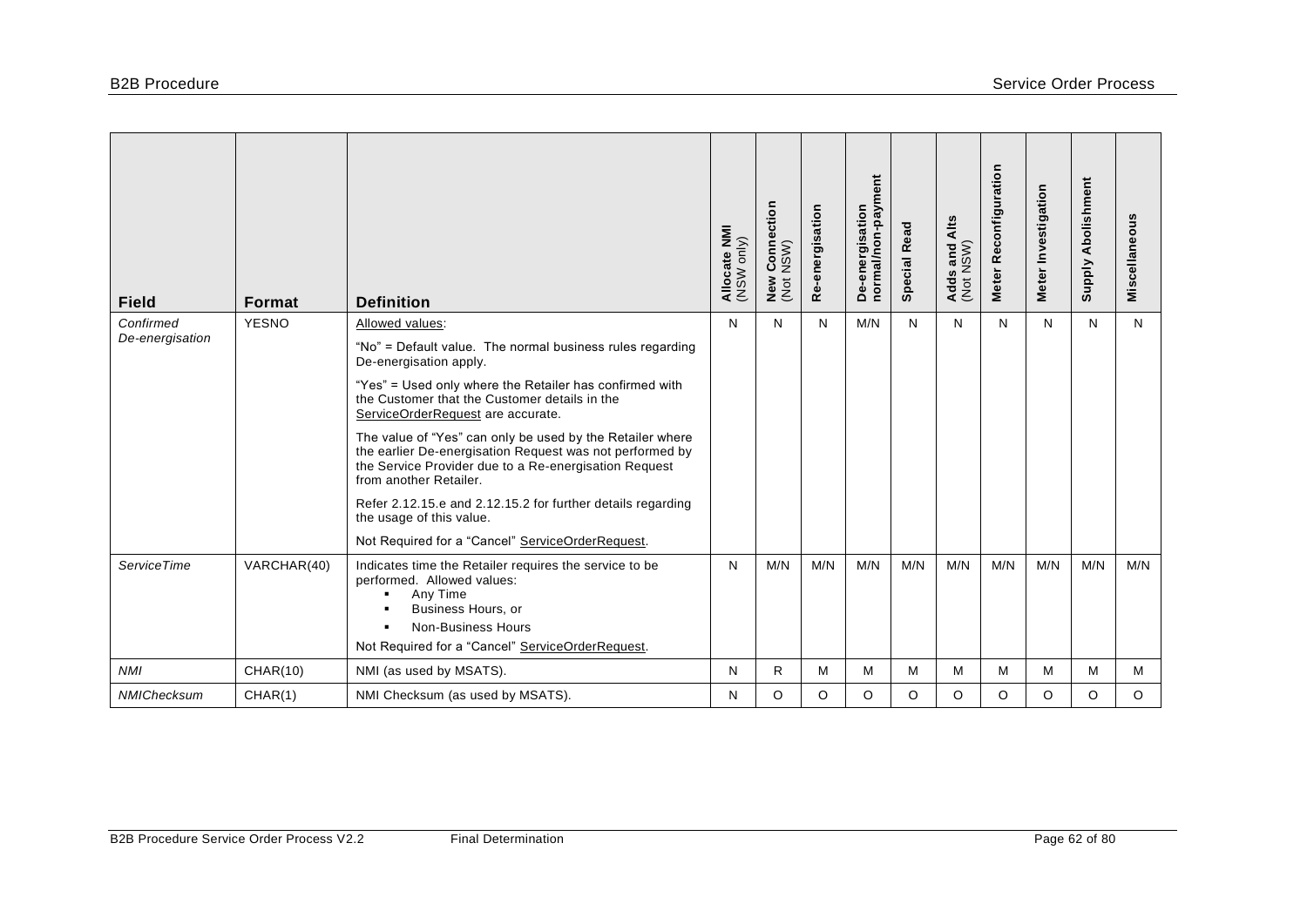| Field | Format | Definition | Allocate NMI (NSW only) | New Connection (Not NSW) | Re-energisation | De-energisation normal/non-payment | Special Read | Adds and Alts (Not NSW) | Meter Reconfiguration | Meter Investigation | Supply Abolishment | Miscellaneous |
|---|---|---|---|---|---|---|---|---|---|---|---|---|
| *Confirmed De-energisation* | YESNO | Allowed values:<br><br>"No" = Default value. The normal business rules regarding De-energisation apply.<br><br>"Yes" = Used only where the Retailer has confirmed with the Customer that the Customer details in the ServiceOrderRequest are accurate.<br><br>The value of "Yes" can only be used by the Retailer where the earlier De-energisation Request was not performed by the Service Provider due to a Re-energisation Request from another Retailer.<br><br>Refer 2.12.15.e and 2.12.15.2 for further details regarding the usage of this value.<br><br>Not Required for a "Cancel" ServiceOrderRequest. | N | N | N | M/N | N | N | N | N | N | N |
| *ServiceTime* | VARCHAR(40) | Indicates time the Retailer requires the service to be performed. Allowed values:<br>▪ Any Time<br>▪ Business Hours, or<br>▪ Non-Business Hours<br><br>Not Required for a "Cancel" ServiceOrderRequest. | N | M/N | M/N | M/N | M/N | M/N | M/N | M/N | M/N | M/N |
| *NMI* | CHAR(10) | NMI (as used by MSATS). | N | R | M | M | M | M | M | M | M | M |
| *NMIChecksum* | CHAR(1) | NMI Checksum (as used by MSATS). | N | O | O | O | O | O | O | O | O | O |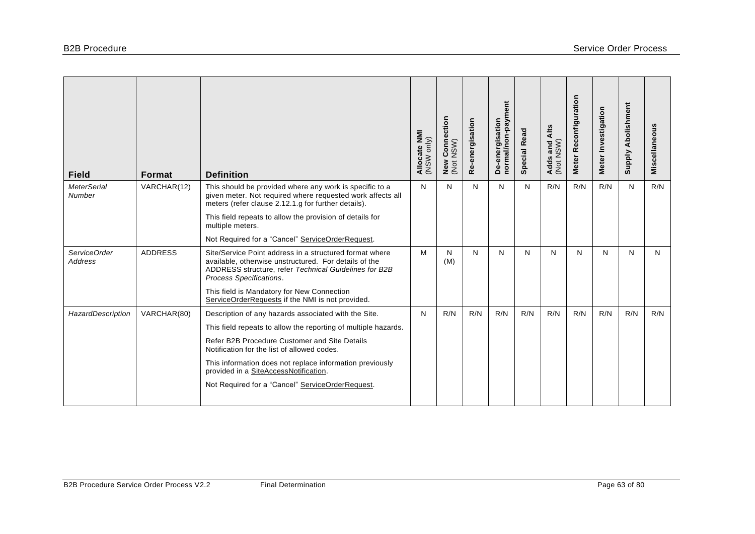| Field | Format | Definition | Allocate NMI (NSW only) | New Connection (Not NSW) | Re-energisation | De-energisation normal/non-payment | Special Read | Adds and Alts (Not NSW) | Meter Reconfiguration | Meter Investigation | Supply Abolishment | Miscellaneous |
|---|---|---|---|---|---|---|---|---|---|---|---|---|
| *MeterSerial Number* | VARCHAR(12) | This should be provided where any work is specific to a given meter. Not required where requested work affects all meters (refer clause 2.12.1.g for further details).<br><br>This field repeats to allow the provision of details for multiple meters.<br><br>Not Required for a "Cancel" ServiceOrderRequest. | N | N | N | N | N | R/N | R/N | R/N | N | R/N |
| *ServiceOrder Address* | ADDRESS | Site/Service Point address in a structured format where available, otherwise unstructured. For details of the ADDRESS structure, refer *Technical Guidelines for B2B Process Specifications*.<br><br>This field is Mandatory for New Connection ServiceOrderRequests if the NMI is not provided. | M | N (M) | N | N | N | N | N | N | N | N |
| *HazardDescription* | VARCHAR(80) | Description of any hazards associated with the Site.<br><br>This field repeats to allow the reporting of multiple hazards.<br><br>Refer B2B Procedure Customer and Site Details Notification for the list of allowed codes.<br><br>This information does not replace information previously provided in a SiteAccessNotification.<br><br>Not Required for a "Cancel" ServiceOrderRequest. | N | R/N | R/N | R/N | R/N | R/N | R/N | R/N | R/N | R/N |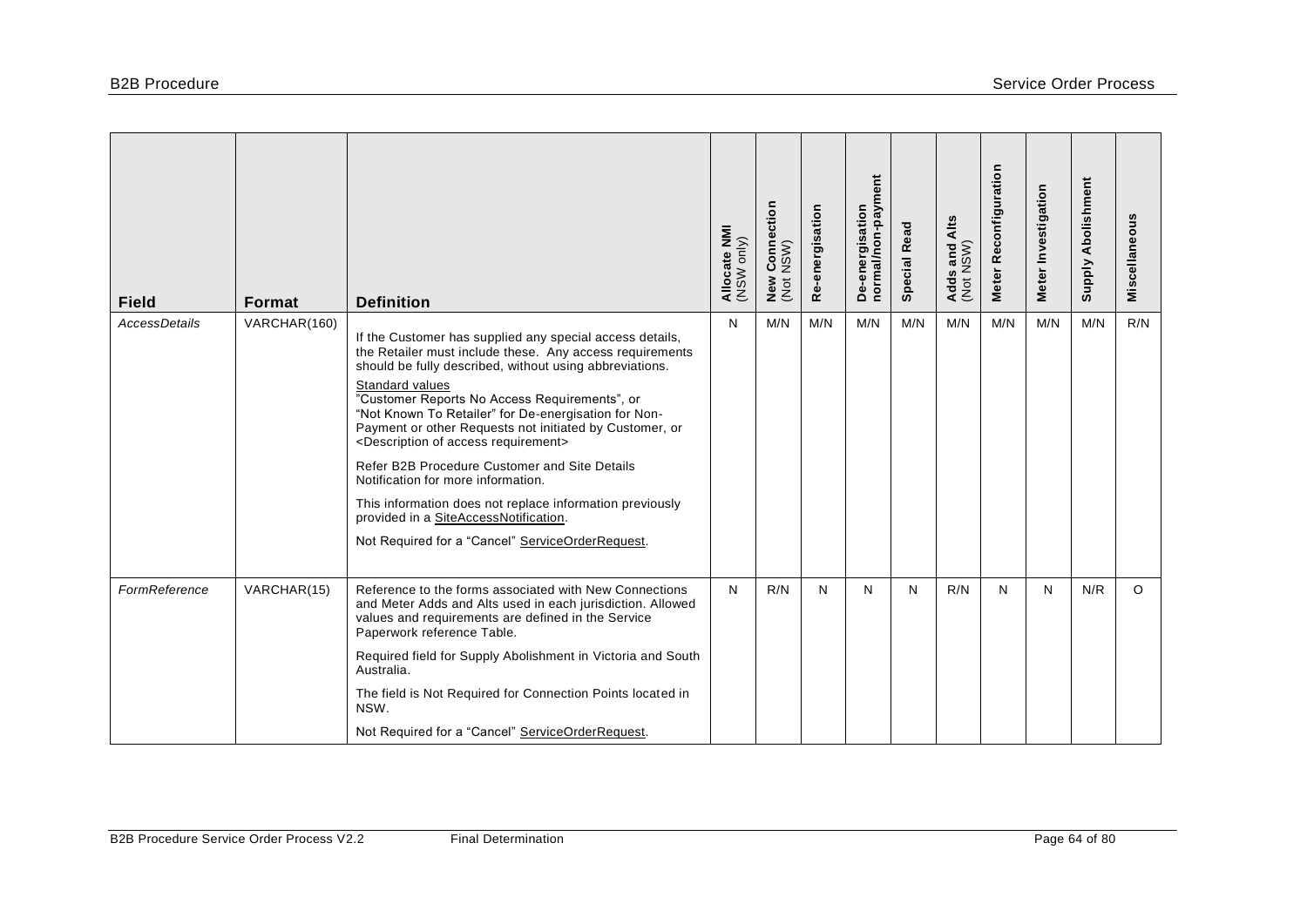| Field | Format | Definition | Allocate NMI (NSW only) | New Connection (Not NSW) | Re-energisation | De-energisation normal/non-payment | Special Read | Adds and Alts (Not NSW) | Meter Reconfiguration | Meter Investigation | Supply Abolishment | Miscellaneous |
|---|---|---|---|---|---|---|---|---|---|---|---|---|
| *AccessDetails* | VARCHAR(160) | If the Customer has supplied any special access details, the Retailer must include these. Any access requirements should be fully described, without using abbreviations.<br><br>Standard values<br>"Customer Reports No Access Requirements", or<br>"Not Known To Retailer" for De-energisation for Non-Payment or other Requests not initiated by Customer, or<br><Description of access requirement><br><br>Refer B2B Procedure Customer and Site Details Notification for more information.<br><br>This information does not replace information previously provided in a SiteAccessNotification.<br><br>Not Required for a "Cancel" ServiceOrderRequest. | N | M/N | M/N | M/N | M/N | M/N | M/N | M/N | M/N | R/N |
| *FormReference* | VARCHAR(15) | Reference to the forms associated with New Connections and Meter Adds and Alts used in each jurisdiction. Allowed values and requirements are defined in the Service Paperwork reference Table.<br><br>Required field for Supply Abolishment in Victoria and South Australia.<br><br>The field is Not Required for Connection Points located in NSW.<br><br>Not Required for a "Cancel" ServiceOrderRequest. | N | R/N | N | N | N | R/N | N | N | N/R | O |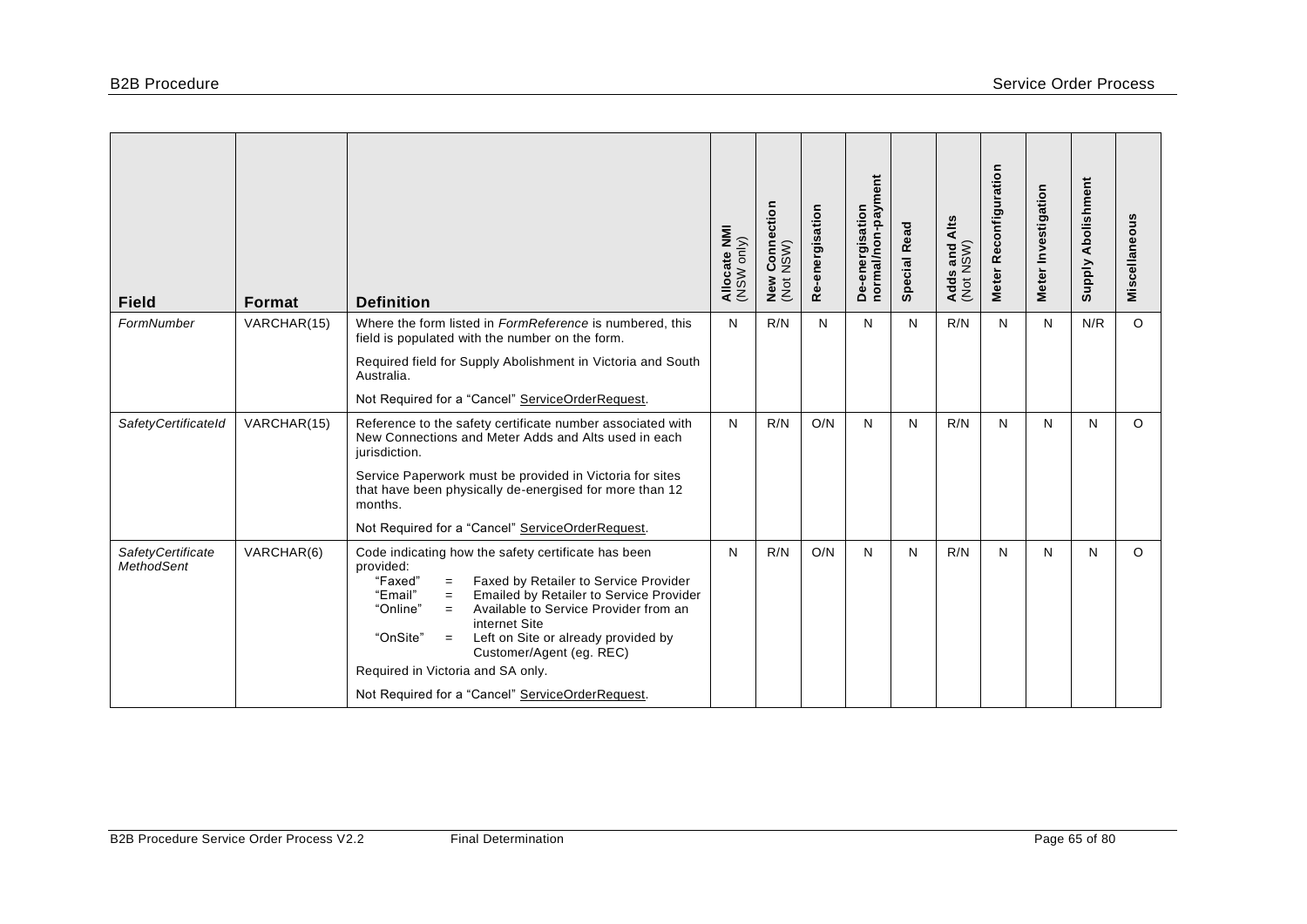| Field | Format | Definition | Allocate NMI (NSW only) | New Connection (Not NSW) | Re-energisation | De-energisation normal/non-payment | Special Read | Adds and Alts (Not NSW) | Meter Reconfiguration | Meter Investigation | Supply Abolishment | Miscellaneous |
|---|---|---|---|---|---|---|---|---|---|---|---|---|
| *FormNumber* | VARCHAR(15) | Where the form listed in *FormReference* is numbered, this field is populated with the number on the form.<br><br>Required field for Supply Abolishment in Victoria and South Australia.<br><br>Not Required for a "Cancel" ServiceOrderRequest. | N | R/N | N | N | N | R/N | N | N | N/R | O |
| *SafetyCertificateId* | VARCHAR(15) | Reference to the safety certificate number associated with New Connections and Meter Adds and Alts used in each jurisdiction.<br><br>Service Paperwork must be provided in Victoria for sites that have been physically de-energised for more than 12 months.<br><br>Not Required for a "Cancel" ServiceOrderRequest. | N | R/N | O/N | N | N | R/N | N | N | N | O |
| *SafetyCertificate MethodSent* | VARCHAR(6) | Code indicating how the safety certificate has been provided:<br>"Faxed" = Faxed by Retailer to Service Provider<br>"Email" = Emailed by Retailer to Service Provider<br>"Online" = Available to Service Provider from an internet Site<br>"OnSite" = Left on Site or already provided by Customer/Agent (eg. REC)<br><br>Required in Victoria and SA only.<br><br>Not Required for a "Cancel" ServiceOrderRequest. | N | R/N | O/N | N | N | R/N | N | N | N | O |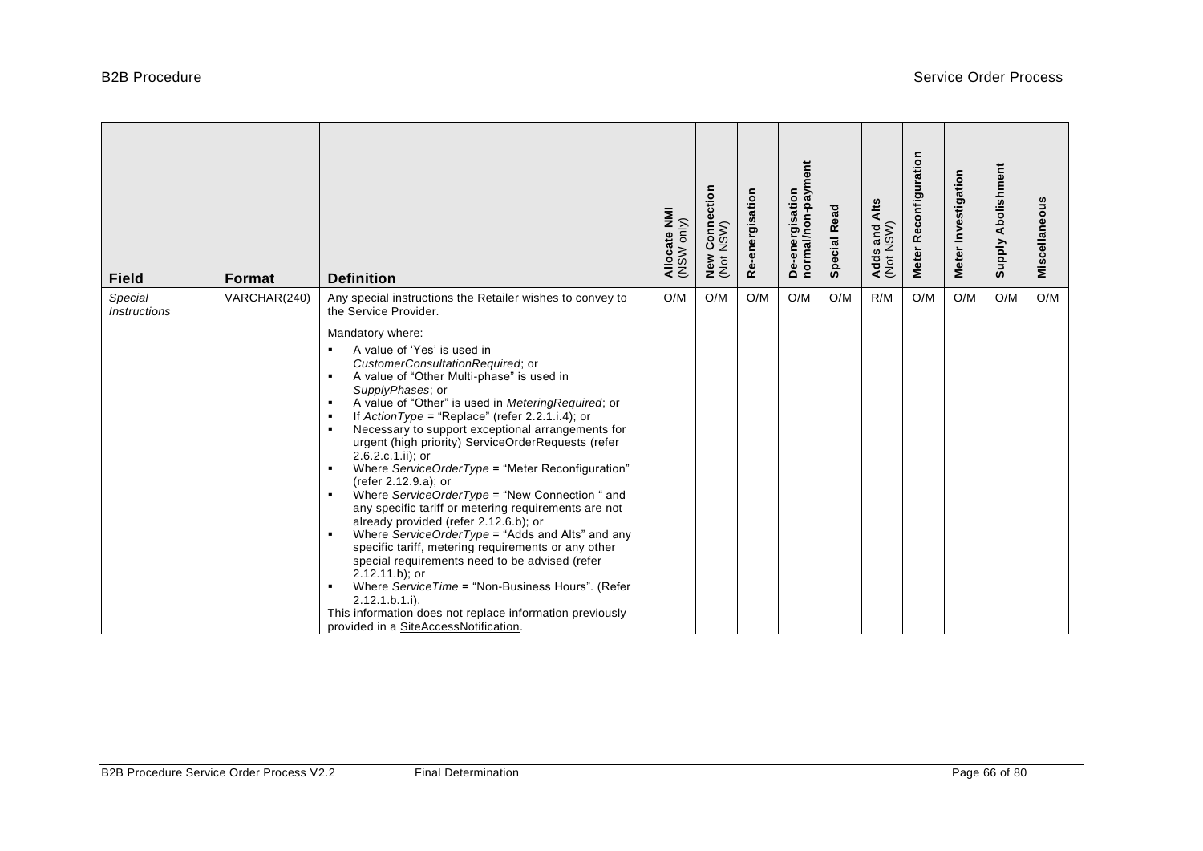| Field | Format | Definition | Allocate NMI (NSW only) | New Connection (Not NSW) | Re-energisation | De-energisation normal/non-payment | Special Read | Adds and Alts (Not NSW) | Meter Reconfiguration | Meter Investigation | Supply Abolishment | Miscellaneous |
|---|---|---|---|---|---|---|---|---|---|---|---|---|
| *Special Instructions* | VARCHAR(240) | Any special instructions the Retailer wishes to convey to the Service Provider.<br><br>Mandatory where:<br>▪ A value of 'Yes' is used in *CustomerConsultationRequired*; or<br>▪ A value of "Other Multi-phase" is used in *SupplyPhases*; or<br>▪ A value of "Other" is used in *MeteringRequired*; or<br>▪ If *ActionType* = "Replace" (refer 2.2.1.i.4); or<br>▪ Necessary to support exceptional arrangements for urgent (high priority) ServiceOrderRequests (refer 2.6.2.c.1.ii); or<br>▪ Where *ServiceOrderType* = "Meter Reconfiguration" (refer 2.12.9.a); or<br>▪ Where *ServiceOrderType* = "New Connection " and any specific tariff or metering requirements are not already provided (refer 2.12.6.b); or<br>▪ Where *ServiceOrderType* = "Adds and Alts" and any specific tariff, metering requirements or any other special requirements need to be advised (refer 2.12.11.b); or<br>▪ Where *ServiceTime* = "Non-Business Hours". (Refer 2.12.1.b.1.i).<br>This information does not replace information previously provided in a SiteAccessNotification. | O/M | O/M | O/M | O/M | O/M | R/M | O/M | O/M | O/M | O/M |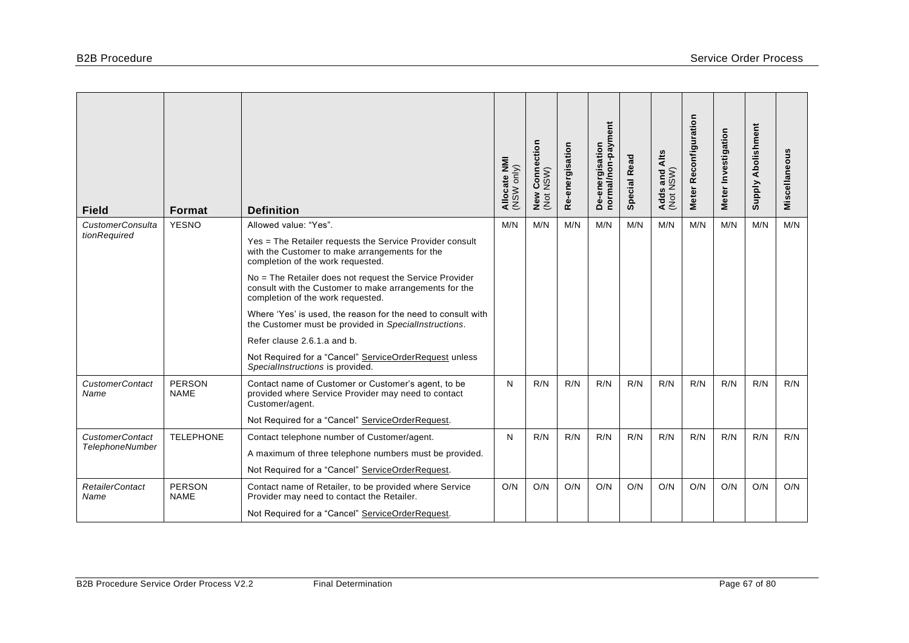| Field | Format | Definition | Allocate NMI (NSW only) | New Connection (Not NSW) | Re-energisation | De-energisation normal/non-payment | Special Read | Adds and Alts (Not NSW) | Meter Reconfiguration | Meter Investigation | Supply Abolishment | Miscellaneous |
|---|---|---|---|---|---|---|---|---|---|---|---|---|
| *CustomerConsultationRequired* | YESNO | Allowed value: "Yes".<br><br>Yes = The Retailer requests the Service Provider consult with the Customer to make arrangements for the completion of the work requested.<br><br>No = The Retailer does not request the Service Provider consult with the Customer to make arrangements for the completion of the work requested.<br><br>Where 'Yes' is used, the reason for the need to consult with the Customer must be provided in *SpecialInstructions*.<br><br>Refer clause 2.6.1.a and b.<br><br>Not Required for a "Cancel" ServiceOrderRequest unless *SpecialInstructions* is provided. | M/N | M/N | M/N | M/N | M/N | M/N | M/N | M/N | M/N | M/N |
| *CustomerContactName* | PERSON NAME | Contact name of Customer or Customer's agent, to be provided where Service Provider may need to contact Customer/agent.<br><br>Not Required for a "Cancel" ServiceOrderRequest. | N | R/N | R/N | R/N | R/N | R/N | R/N | R/N | R/N | R/N |
| *CustomerContactTelephoneNumber* | TELEPHONE | Contact telephone number of Customer/agent.<br><br>A maximum of three telephone numbers must be provided.<br><br>Not Required for a "Cancel" ServiceOrderRequest. | N | R/N | R/N | R/N | R/N | R/N | R/N | R/N | R/N | R/N |
| *RetailerContactName* | PERSON NAME | Contact name of Retailer, to be provided where Service Provider may need to contact the Retailer.<br><br>Not Required for a "Cancel" ServiceOrderRequest. | O/N | O/N | O/N | O/N | O/N | O/N | O/N | O/N | O/N | O/N |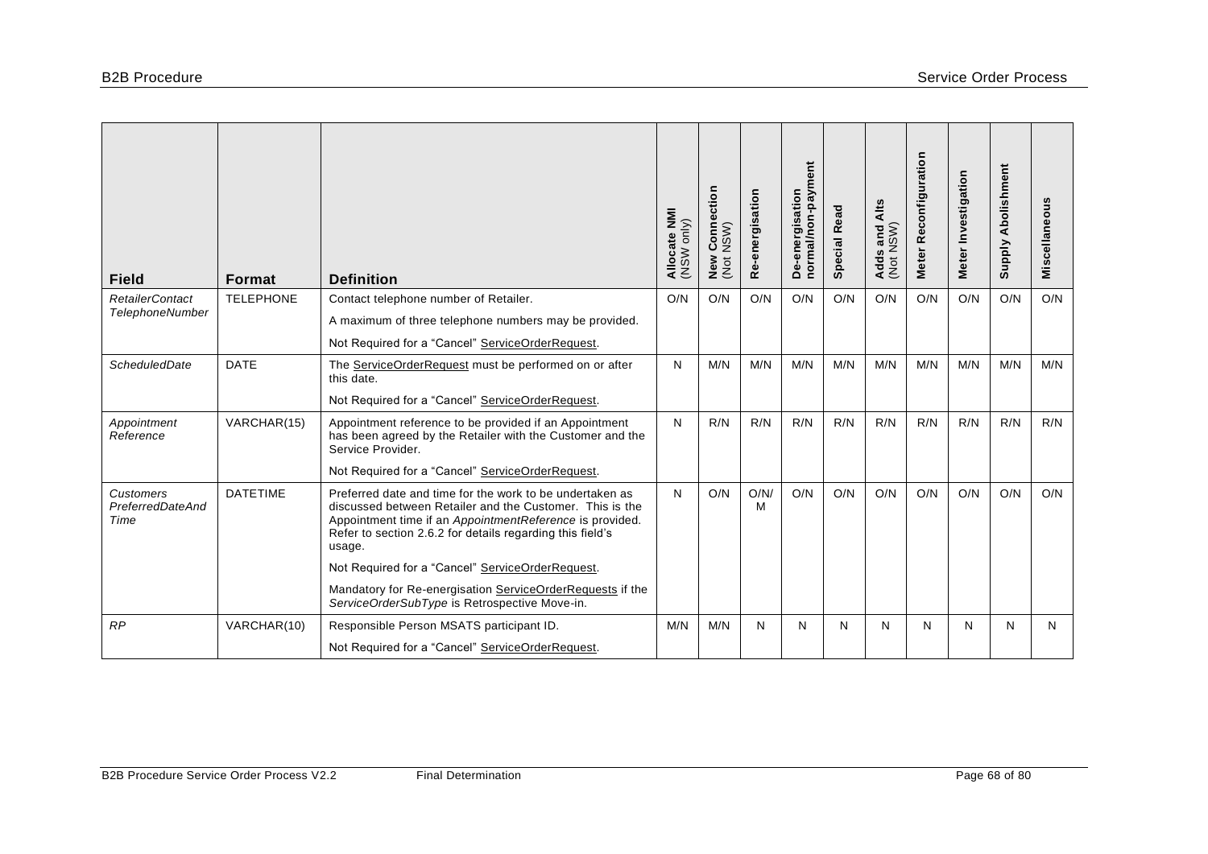| Field | Format | Definition | Allocate NMI (NSW only) | New Connection (Not NSW) | Re-energisation | De-energisation normal/non-payment | Special Read | Adds and Alts (Not NSW) | Meter Reconfiguration | Meter Investigation | Supply Abolishment | Miscellaneous |
|---|---|---|---|---|---|---|---|---|---|---|---|---|
| *RetailerContact TelephoneNumber* | TELEPHONE | Contact telephone number of Retailer.<br>A maximum of three telephone numbers may be provided.<br>Not Required for a "Cancel" ServiceOrderRequest. | O/N | O/N | O/N | O/N | O/N | O/N | O/N | O/N | O/N | O/N |
| *ScheduledDate* | DATE | The ServiceOrderRequest must be performed on or after this date.<br>Not Required for a "Cancel" ServiceOrderRequest. | N | M/N | M/N | M/N | M/N | M/N | M/N | M/N | M/N | M/N |
| *Appointment Reference* | VARCHAR(15) | Appointment reference to be provided if an Appointment has been agreed by the Retailer with the Customer and the Service Provider.<br>Not Required for a "Cancel" ServiceOrderRequest. | N | R/N | R/N | R/N | R/N | R/N | R/N | R/N | R/N | R/N |
| *Customers PreferredDateAnd Time* | DATETIME | Preferred date and time for the work to be undertaken as discussed between Retailer and the Customer. This is the Appointment time if an *AppointmentReference* is provided. Refer to section 2.6.2 for details regarding this field's usage.<br>Not Required for a "Cancel" ServiceOrderRequest.<br>Mandatory for Re-energisation ServiceOrderRequests if the *ServiceOrderSubType* is Retrospective Move-in. | N | O/N | O/N/M | O/N | O/N | O/N | O/N | O/N | O/N | O/N |
| *RP* | VARCHAR(10) | Responsible Person MSATS participant ID.<br>Not Required for a "Cancel" ServiceOrderRequest. | M/N | M/N | N | N | N | N | N | N | N | N |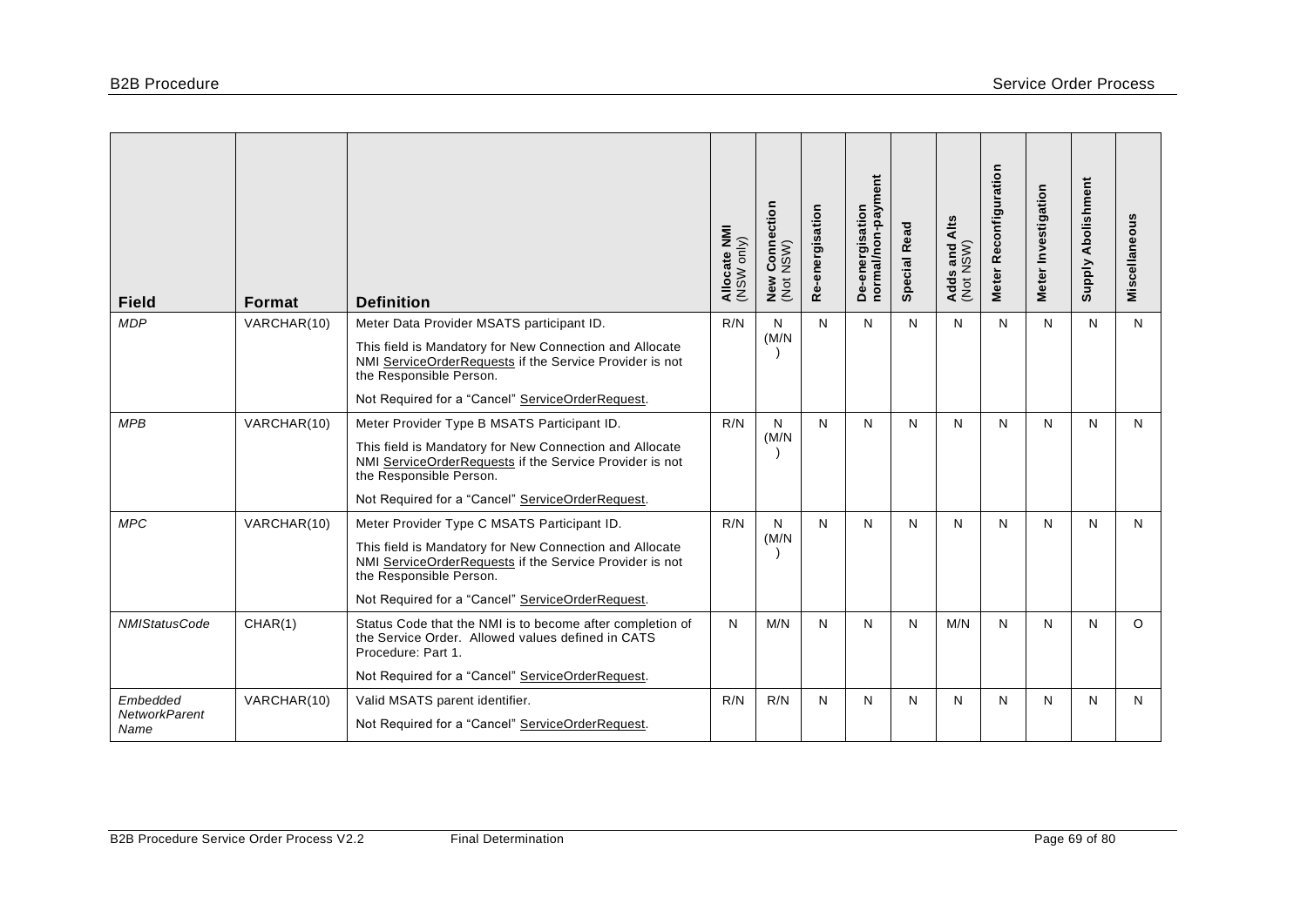| Field | Format | Definition | Allocate NMI (NSW only) | New Connection (Not NSW) | Re-energisation | De-energisation normal/non-payment | Special Read | Adds and Alts (Not NSW) | Meter Reconfiguration | Meter Investigation | Supply Abolishment | Miscellaneous |
|---|---|---|---|---|---|---|---|---|---|---|---|---|
| *MDP* | VARCHAR(10) | Meter Data Provider MSATS participant ID.<br><br>This field is Mandatory for New Connection and Allocate NMI ServiceOrderRequests if the Service Provider is not the Responsible Person.<br><br>Not Required for a "Cancel" ServiceOrderRequest. | R/N | N (M/N) | N | N | N | N | N | N | N | N |
| *MPB* | VARCHAR(10) | Meter Provider Type B MSATS Participant ID.<br><br>This field is Mandatory for New Connection and Allocate NMI ServiceOrderRequests if the Service Provider is not the Responsible Person.<br><br>Not Required for a "Cancel" ServiceOrderRequest. | R/N | N (M/N) | N | N | N | N | N | N | N | N |
| *MPC* | VARCHAR(10) | Meter Provider Type C MSATS Participant ID.<br><br>This field is Mandatory for New Connection and Allocate NMI ServiceOrderRequests if the Service Provider is not the Responsible Person.<br><br>Not Required for a "Cancel" ServiceOrderRequest. | R/N | N (M/N) | N | N | N | N | N | N | N | N |
| *NMIStatusCode* | CHAR(1) | Status Code that the NMI is to become after completion of the Service Order. Allowed values defined in CATS Procedure: Part 1.<br><br>Not Required for a "Cancel" ServiceOrderRequest. | N | M/N | N | N | N | M/N | N | N | N | O |
| *Embedded NetworkParent Name* | VARCHAR(10) | Valid MSATS parent identifier.<br><br>Not Required for a "Cancel" ServiceOrderRequest. | R/N | R/N | N | N | N | N | N | N | N | N |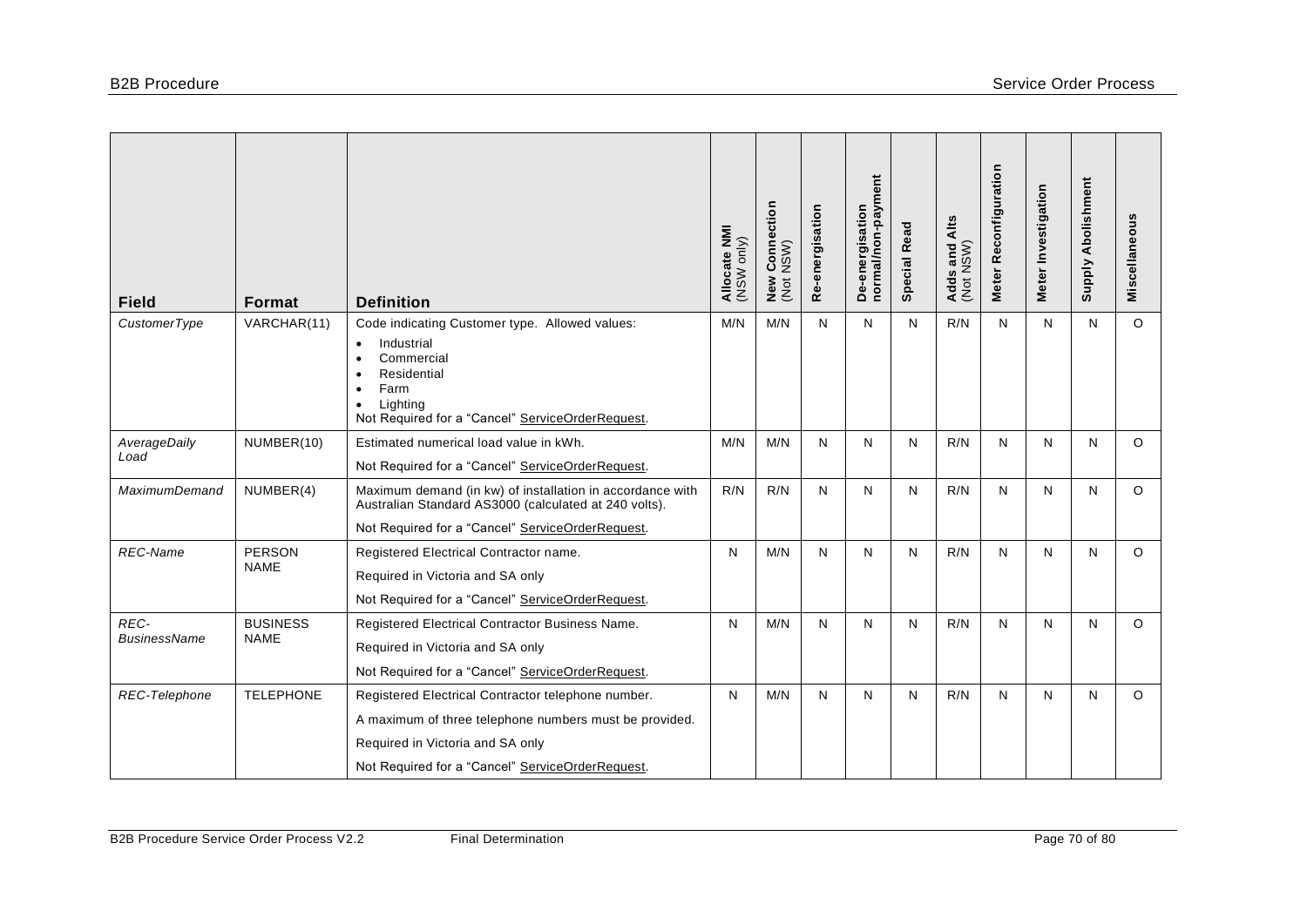| Field | Format | Definition | Allocate NMI (NSW only) | New Connection (Not NSW) | Re-energisation | De-energisation normal/non-payment | Special Read | Adds and Alts (Not NSW) | Meter Reconfiguration | Meter Investigation | Supply Abolishment | Miscellaneous |
|---|---|---|---|---|---|---|---|---|---|---|---|---|
| *CustomerType* | VARCHAR(11) | Code indicating Customer type. Allowed values:<br>• Industrial<br>• Commercial<br>• Residential<br>• Farm<br>• Lighting<br>Not Required for a "Cancel" ServiceOrderRequest. | M/N | M/N | N | N | N | R/N | N | N | N | O |
| *AverageDaily Load* | NUMBER(10) | Estimated numerical load value in kWh.<br>Not Required for a "Cancel" ServiceOrderRequest. | M/N | M/N | N | N | N | R/N | N | N | N | O |
| *MaximumDemand* | NUMBER(4) | Maximum demand (in kw) of installation in accordance with Australian Standard AS3000 (calculated at 240 volts).<br>Not Required for a "Cancel" ServiceOrderRequest. | R/N | R/N | N | N | N | R/N | N | N | N | O |
| *REC-Name* | PERSON NAME | Registered Electrical Contractor name.<br>Required in Victoria and SA only<br>Not Required for a "Cancel" ServiceOrderRequest. | N | M/N | N | N | N | R/N | N | N | N | O |
| *REC-BusinessName* | BUSINESS NAME | Registered Electrical Contractor Business Name.<br>Required in Victoria and SA only<br>Not Required for a "Cancel" ServiceOrderRequest. | N | M/N | N | N | N | R/N | N | N | N | O |
| *REC-Telephone* | TELEPHONE | Registered Electrical Contractor telephone number.<br>A maximum of three telephone numbers must be provided.<br>Required in Victoria and SA only<br>Not Required for a "Cancel" ServiceOrderRequest. | N | M/N | N | N | N | R/N | N | N | N | O |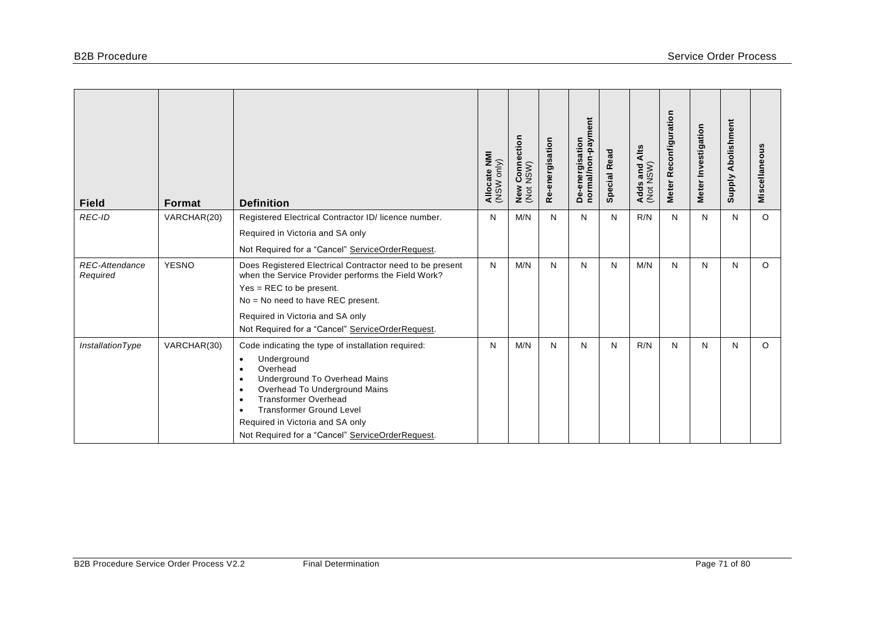| Field | Format | Definition | Allocate NMI (NSW only) | New Connection (Not NSW) | Re-energisation | De-energisation normal/non-payment | Special Read | Adds and Alts (Not NSW) | Meter Reconfiguration | Meter Investigation | Supply Abolishment | Miscellaneous |
|---|---|---|---|---|---|---|---|---|---|---|---|---|
| *REC-ID* | VARCHAR(20) | Registered Electrical Contractor ID/ licence number.<br>Required in Victoria and SA only<br>Not Required for a "Cancel" ServiceOrderRequest. | N | M/N | N | N | N | R/N | N | N | N | O |
| *REC-Attendance Required* | YESNO | Does Registered Electrical Contractor need to be present when the Service Provider performs the Field Work?<br>Yes = REC to be present.<br>No = No need to have REC present.<br>Required in Victoria and SA only<br>Not Required for a "Cancel" ServiceOrderRequest. | N | M/N | N | N | N | M/N | N | N | N | O |
| *InstallationType* | VARCHAR(30) | Code indicating the type of installation required:<br>• Underground<br>• Overhead<br>• Underground To Overhead Mains<br>• Overhead To Underground Mains<br>• Transformer Overhead<br>• Transformer Ground Level<br>Required in Victoria and SA only<br>Not Required for a "Cancel" ServiceOrderRequest. | N | M/N | N | N | N | R/N | N | N | N | O |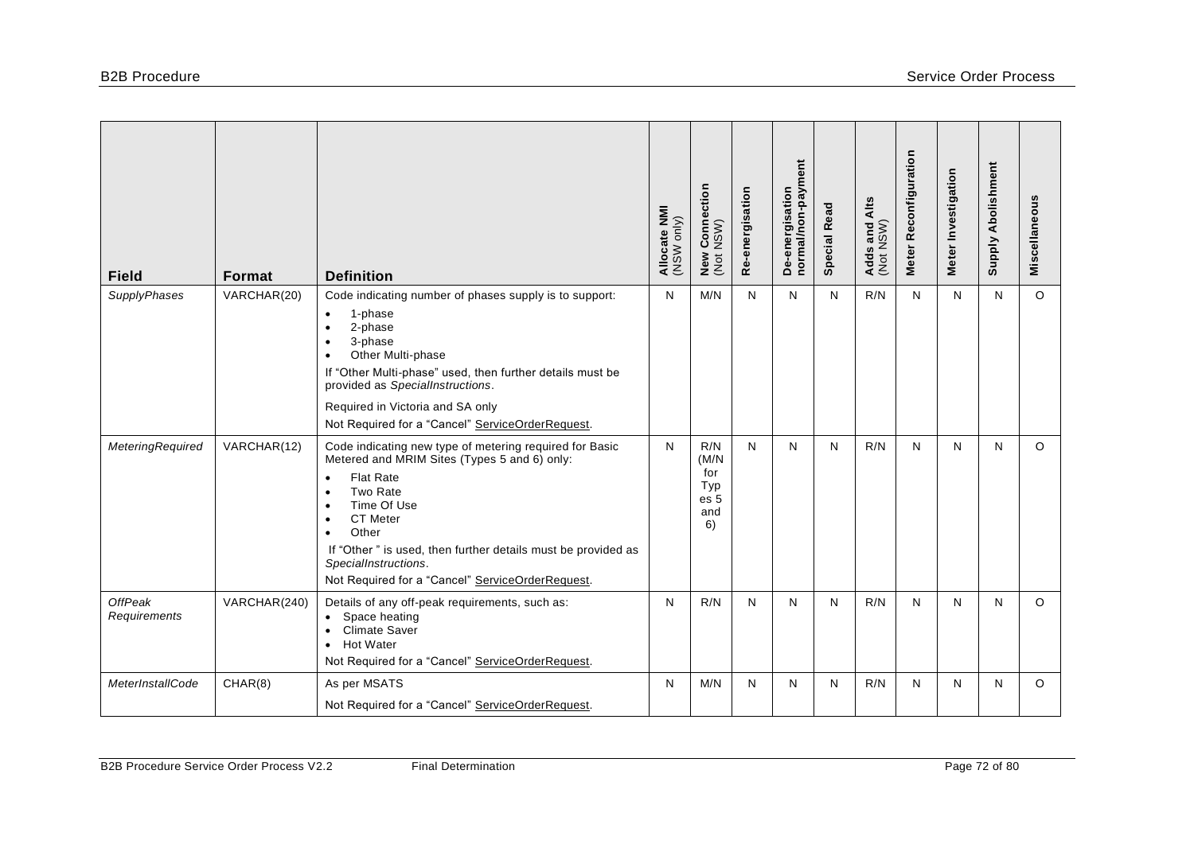| Field | Format | Definition | Allocate NMI (NSW only) | New Connection (Not NSW) | Re-energisation | De-energisation normal/non-payment | Special Read | Adds and Alts (Not NSW) | Meter Reconfiguration | Meter Investigation | Supply Abolishment | Miscellaneous |
|---|---|---|---|---|---|---|---|---|---|---|---|---|
| *SupplyPhases* | VARCHAR(20) | Code indicating number of phases supply is to support:<br>• 1-phase<br>• 2-phase<br>• 3-phase<br>• Other Multi-phase<br>If "Other Multi-phase" used, then further details must be provided as *SpecialInstructions*.<br>Required in Victoria and SA only<br>Not Required for a "Cancel" ServiceOrderRequest. | N | M/N | N | N | N | R/N | N | N | N | O |
| *MeteringRequired* | VARCHAR(12) | Code indicating new type of metering required for Basic Metered and MRIM Sites (Types 5 and 6) only:<br>• Flat Rate<br>• Two Rate<br>• Time Of Use<br>• CT Meter<br>• Other<br>If "Other " is used, then further details must be provided as *SpecialInstructions*.<br>Not Required for a "Cancel" ServiceOrderRequest. | N | R/N (M/N for Types 5 and 6) | N | N | N | R/N | N | N | N | O |
| *OffPeak Requirements* | VARCHAR(240) | Details of any off-peak requirements, such as:<br>• Space heating<br>• Climate Saver<br>• Hot Water<br>Not Required for a "Cancel" ServiceOrderRequest. | N | R/N | N | N | N | R/N | N | N | N | O |
| *MeterInstallCode* | CHAR(8) | As per MSATS<br>Not Required for a "Cancel" ServiceOrderRequest. | N | M/N | N | N | N | R/N | N | N | N | O |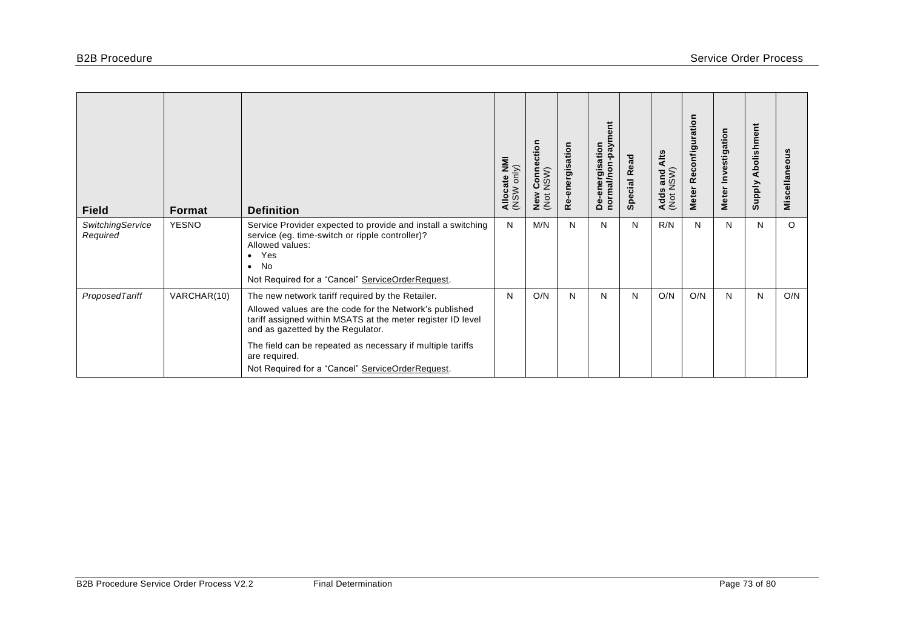| Field | Format | Definition | Allocate NMI (NSW only) | New Connection (Not NSW) | Re-energisation | De-energisation normal/non-payment | Special Read | Adds and Alts (Not NSW) | Meter Reconfiguration | Meter Investigation | Supply Abolishment | Miscellaneous |
|---|---|---|---|---|---|---|---|---|---|---|---|---|
| *SwitchingService Required* | YESNO | Service Provider expected to provide and install a switching service (eg. time-switch or ripple controller)?<br>Allowed values:<br>• Yes<br>• No<br>Not Required for a "Cancel" ServiceOrderRequest. | N | M/N | N | N | N | R/N | N | N | N | O |
| *ProposedTariff* | VARCHAR(10) | The new network tariff required by the Retailer.<br>Allowed values are the code for the Network's published tariff assigned within MSATS at the meter register ID level and as gazetted by the Regulator.<br>The field can be repeated as necessary if multiple tariffs are required.<br>Not Required for a "Cancel" ServiceOrderRequest. | N | O/N | N | N | N | O/N | O/N | N | N | O/N |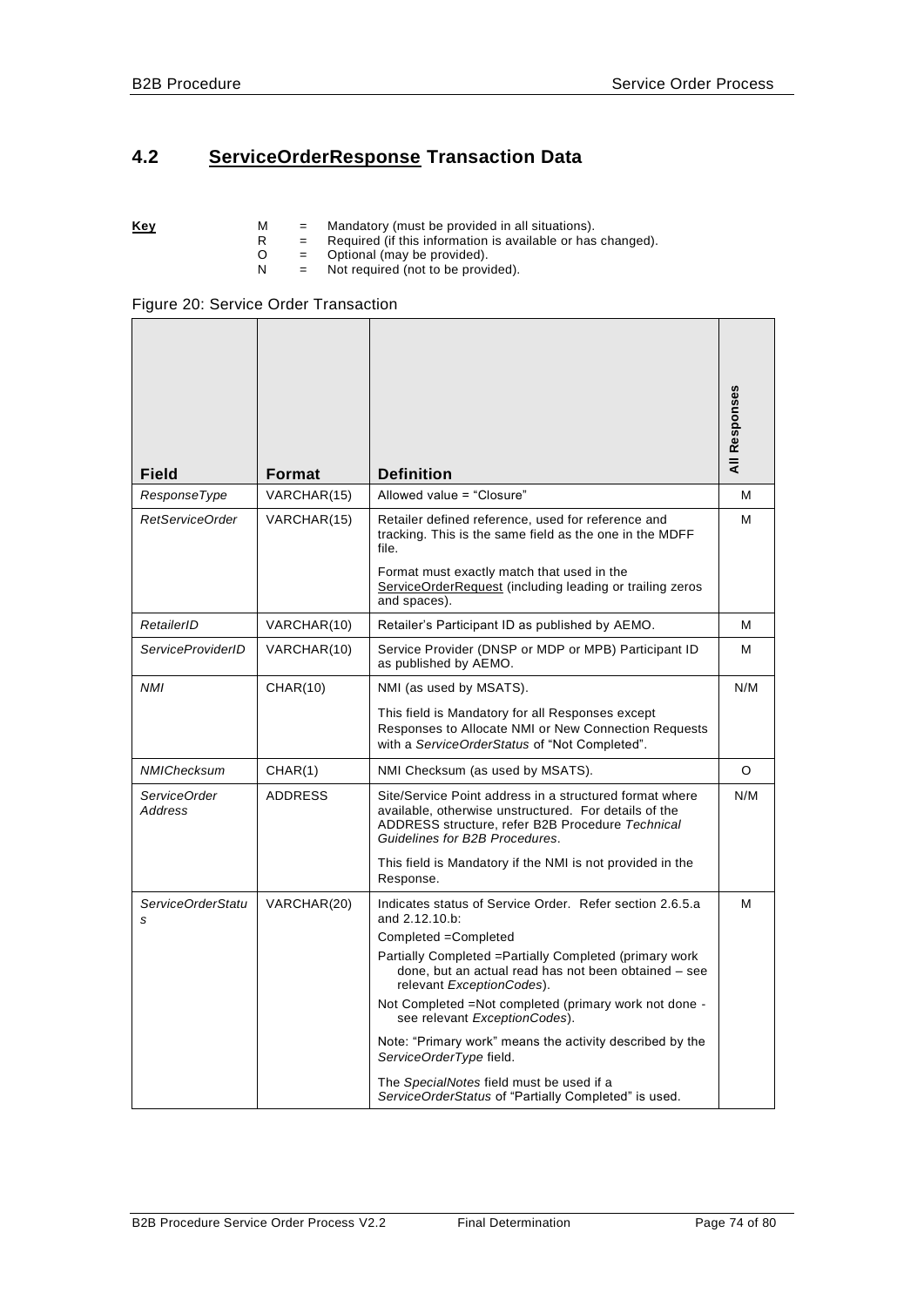## 4.2 ServiceOrderResponse Transaction Data

**Key**

M = Mandatory (must be provided in all situations).
R = Required (if this information is available or has changed).
O = Optional (may be provided).
N = Not required (not to be provided).

Figure 20: Service Order Transaction

| Field | Format | Definition | All Responses |
|---|---|---|---|
| *ResponseType* | VARCHAR(15) | Allowed value = "Closure" | M |
| *RetServiceOrder* | VARCHAR(15) | Retailer defined reference, used for reference and tracking. This is the same field as the one in the MDFF file.<br><br>Format must exactly match that used in the ServiceOrderRequest (including leading or trailing zeros and spaces). | M |
| *RetailerID* | VARCHAR(10) | Retailer's Participant ID as published by AEMO. | M |
| *ServiceProviderID* | VARCHAR(10) | Service Provider (DNSP or MDP or MPB) Participant ID as published by AEMO. | M |
| *NMI* | CHAR(10) | NMI (as used by MSATS).<br><br>This field is Mandatory for all Responses except Responses to Allocate NMI or New Connection Requests with a *ServiceOrderStatus* of "Not Completed". | N/M |
| *NMIChecksum* | CHAR(1) | NMI Checksum (as used by MSATS). | O |
| *ServiceOrder Address* | ADDRESS | Site/Service Point address in a structured format where available, otherwise unstructured. For details of the ADDRESS structure, refer B2B Procedure *Technical Guidelines for B2B Procedures*.<br><br>This field is Mandatory if the NMI is not provided in the Response. | N/M |
| *ServiceOrderStatus* | VARCHAR(20) | Indicates status of Service Order. Refer section 2.6.5.a and 2.12.10.b:<br>Completed =Completed<br>Partially Completed =Partially Completed (primary work done, but an actual read has not been obtained – see relevant *ExceptionCodes*).<br>Not Completed =Not completed (primary work not done - see relevant *ExceptionCodes*).<br><br>Note: "Primary work" means the activity described by the *ServiceOrderType* field.<br><br>The *SpecialNotes* field must be used if a *ServiceOrderStatus* of "Partially Completed" is used. | M |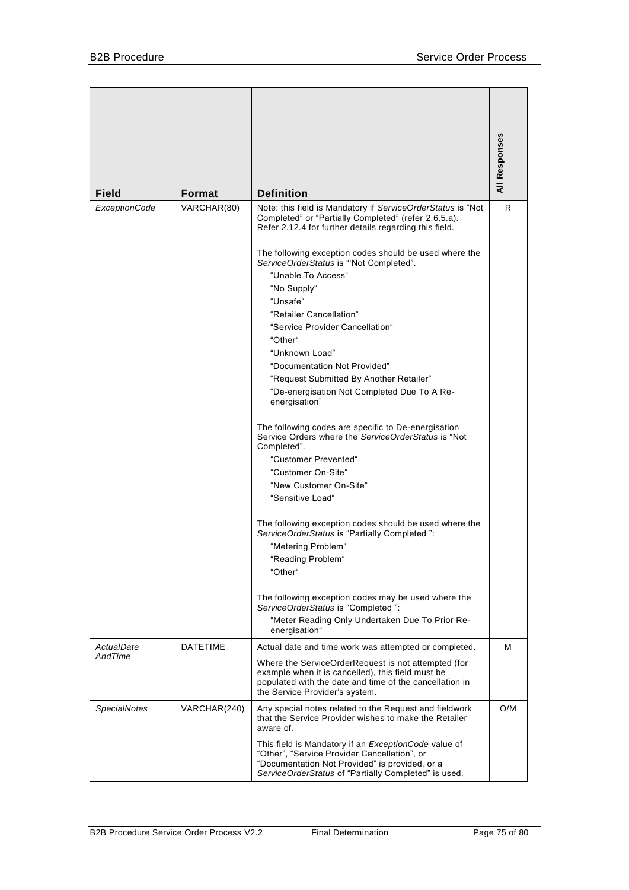| Field | Format | Definition | All Responses |
|---|---|---|---|
| *ExceptionCode* | VARCHAR(80) | Note: this field is Mandatory if *ServiceOrderStatus* is "Not Completed" or "Partially Completed" (refer 2.6.5.a). Refer 2.12.4 for further details regarding this field.<br><br>The following exception codes should be used where the *ServiceOrderStatus* is "'Not Completed".<br>"Unable To Access"<br>"No Supply"<br>"Unsafe"<br>"Retailer Cancellation"<br>"Service Provider Cancellation"<br>"Other"<br>"Unknown Load"<br>"Documentation Not Provided"<br>"Request Submitted By Another Retailer"<br>"De-energisation Not Completed Due To A Re-energisation"<br><br>The following codes are specific to De-energisation Service Orders where the *ServiceOrderStatus* is "Not Completed".<br>"Customer Prevented"<br>"Customer On-Site"<br>"New Customer On-Site"<br>"Sensitive Load"<br><br>The following exception codes should be used where the *ServiceOrderStatus* is "Partially Completed ":<br>"Metering Problem"<br>"Reading Problem"<br>"Other"<br><br>The following exception codes may be used where the *ServiceOrderStatus* is "Completed ":<br>"Meter Reading Only Undertaken Due To Prior Re-energisation" | R |
| *ActualDate AndTime* | DATETIME | Actual date and time work was attempted or completed.<br><br>Where the ServiceOrderRequest is not attempted (for example when it is cancelled), this field must be populated with the date and time of the cancellation in the Service Provider's system. | M |
| *SpecialNotes* | VARCHAR(240) | Any special notes related to the Request and fieldwork that the Service Provider wishes to make the Retailer aware of.<br><br>This field is Mandatory if an *ExceptionCode* value of "Other", "Service Provider Cancellation", or "Documentation Not Provided" is provided, or a *ServiceOrderStatus* of "Partially Completed" is used. | O/M |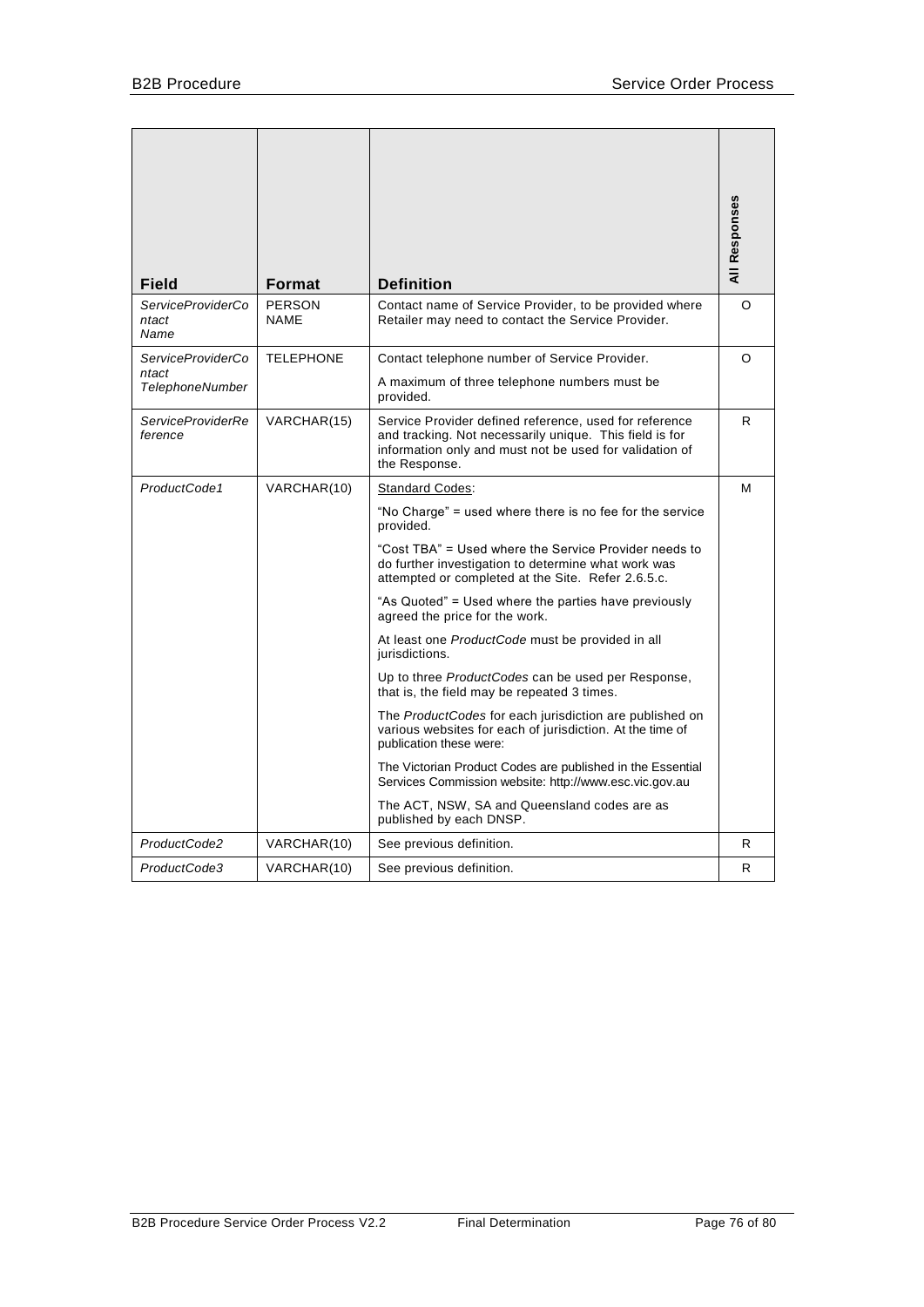| Field | Format | Definition | All Responses |
|---|---|---|---|
| *ServiceProviderContact Name* | PERSON NAME | Contact name of Service Provider, to be provided where Retailer may need to contact the Service Provider. | O |
| *ServiceProviderContact TelephoneNumber* | TELEPHONE | Contact telephone number of Service Provider.<br><br>A maximum of three telephone numbers must be provided. | O |
| *ServiceProviderReference* | VARCHAR(15) | Service Provider defined reference, used for reference and tracking. Not necessarily unique. This field is for information only and must not be used for validation of the Response. | R |
| *ProductCode1* | VARCHAR(10) | Standard Codes:<br><br>"No Charge" = used where there is no fee for the service provided.<br><br>"Cost TBA" = Used where the Service Provider needs to do further investigation to determine what work was attempted or completed at the Site. Refer 2.6.5.c.<br><br>"As Quoted" = Used where the parties have previously agreed the price for the work.<br><br>At least one *ProductCode* must be provided in all jurisdictions.<br><br>Up to three *ProductCodes* can be used per Response, that is, the field may be repeated 3 times.<br><br>The *ProductCodes* for each jurisdiction are published on various websites for each of jurisdiction. At the time of publication these were:<br><br>The Victorian Product Codes are published in the Essential Services Commission website: http://www.esc.vic.gov.au<br><br>The ACT, NSW, SA and Queensland codes are as published by each DNSP. | M |
| *ProductCode2* | VARCHAR(10) | See previous definition. | R |
| *ProductCode3* | VARCHAR(10) | See previous definition. | R |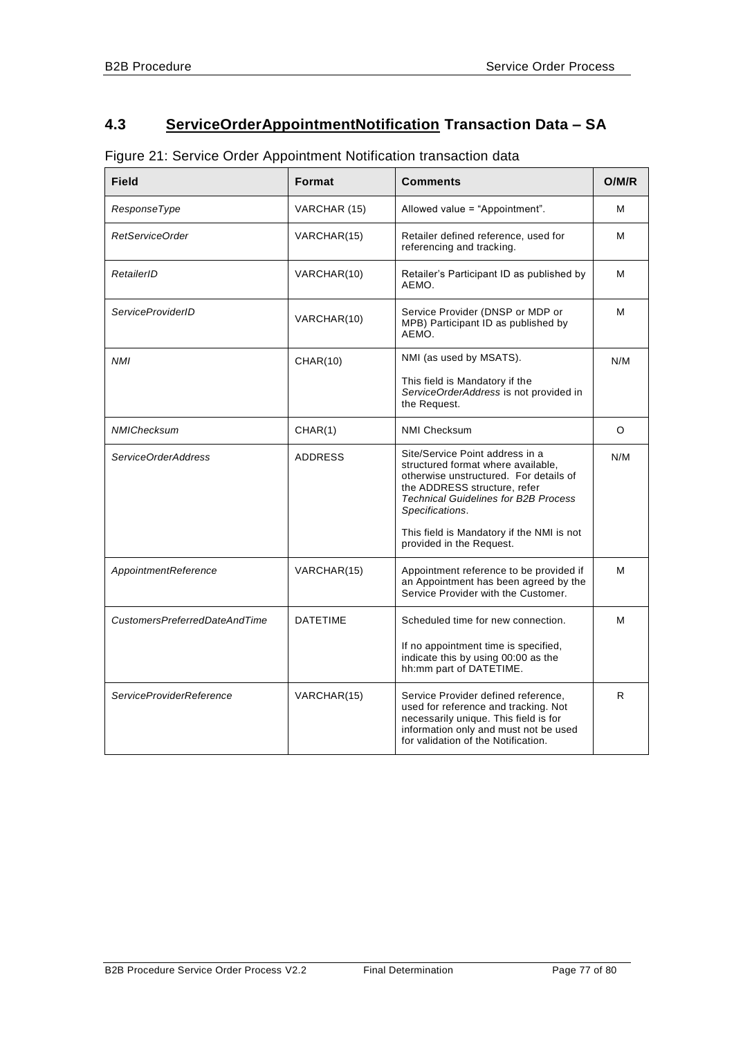## 4.3 ServiceOrderAppointmentNotification Transaction Data – SA

Figure 21: Service Order Appointment Notification transaction data

| Field | Format | Comments | O/M/R |
|---|---|---|---|
| *ResponseType* | VARCHAR (15) | Allowed value = "Appointment". | M |
| *RetServiceOrder* | VARCHAR(15) | Retailer defined reference, used for referencing and tracking. | M |
| *RetailerID* | VARCHAR(10) | Retailer's Participant ID as published by AEMO. | M |
| *ServiceProviderID* | VARCHAR(10) | Service Provider (DNSP or MDP or MPB) Participant ID as published by AEMO. | M |
| *NMI* | CHAR(10) | NMI (as used by MSATS).<br><br>This field is Mandatory if the *ServiceOrderAddress* is not provided in the Request. | N/M |
| *NMIChecksum* | CHAR(1) | NMI Checksum | O |
| *ServiceOrderAddress* | ADDRESS | Site/Service Point address in a structured format where available, otherwise unstructured. For details of the ADDRESS structure, refer *Technical Guidelines for B2B Process Specifications*.<br><br>This field is Mandatory if the NMI is not provided in the Request. | N/M |
| *AppointmentReference* | VARCHAR(15) | Appointment reference to be provided if an Appointment has been agreed by the Service Provider with the Customer. | M |
| *CustomersPreferredDateAndTime* | DATETIME | Scheduled time for new connection.<br><br>If no appointment time is specified, indicate this by using 00:00 as the hh:mm part of DATETIME. | M |
| *ServiceProviderReference* | VARCHAR(15) | Service Provider defined reference, used for reference and tracking. Not necessarily unique. This field is for information only and must not be used for validation of the Notification. | R |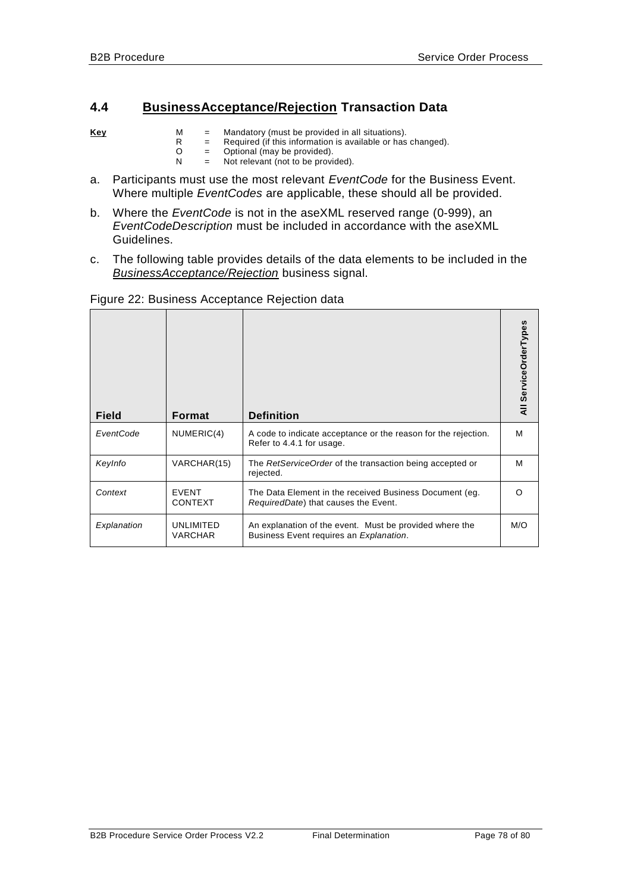## 4.4 <u>BusinessAcceptance/Rejection</u> Transaction Data

**<u>Key</u>**

M = Mandatory (must be provided in all situations).
R = Required (if this information is available or has changed).
O = Optional (may be provided).
N = Not relevant (not to be provided).

a. Participants must use the most relevant *EventCode* for the Business Event. Where multiple *EventCodes* are applicable, these should all be provided.

b. Where the *EventCode* is not in the aseXML reserved range (0-999), an *EventCodeDescription* must be included in accordance with the aseXML Guidelines.

c. The following table provides details of the data elements to be included in the *<u>BusinessAcceptance/Rejection</u>* business signal.

Figure 22: Business Acceptance Rejection data

| Field | Format | Definition | All ServiceOrderTypes |
|---|---|---|---|
| *EventCode* | NUMERIC(4) | A code to indicate acceptance or the reason for the rejection. Refer to 4.4.1 for usage. | M |
| *KeyInfo* | VARCHAR(15) | The *RetServiceOrder* of the transaction being accepted or rejected. | M |
| *Context* | EVENT CONTEXT | The Data Element in the received Business Document (eg. *RequiredDate*) that causes the Event. | O |
| *Explanation* | UNLIMITED VARCHAR | An explanation of the event. Must be provided where the Business Event requires an *Explanation*. | M/O |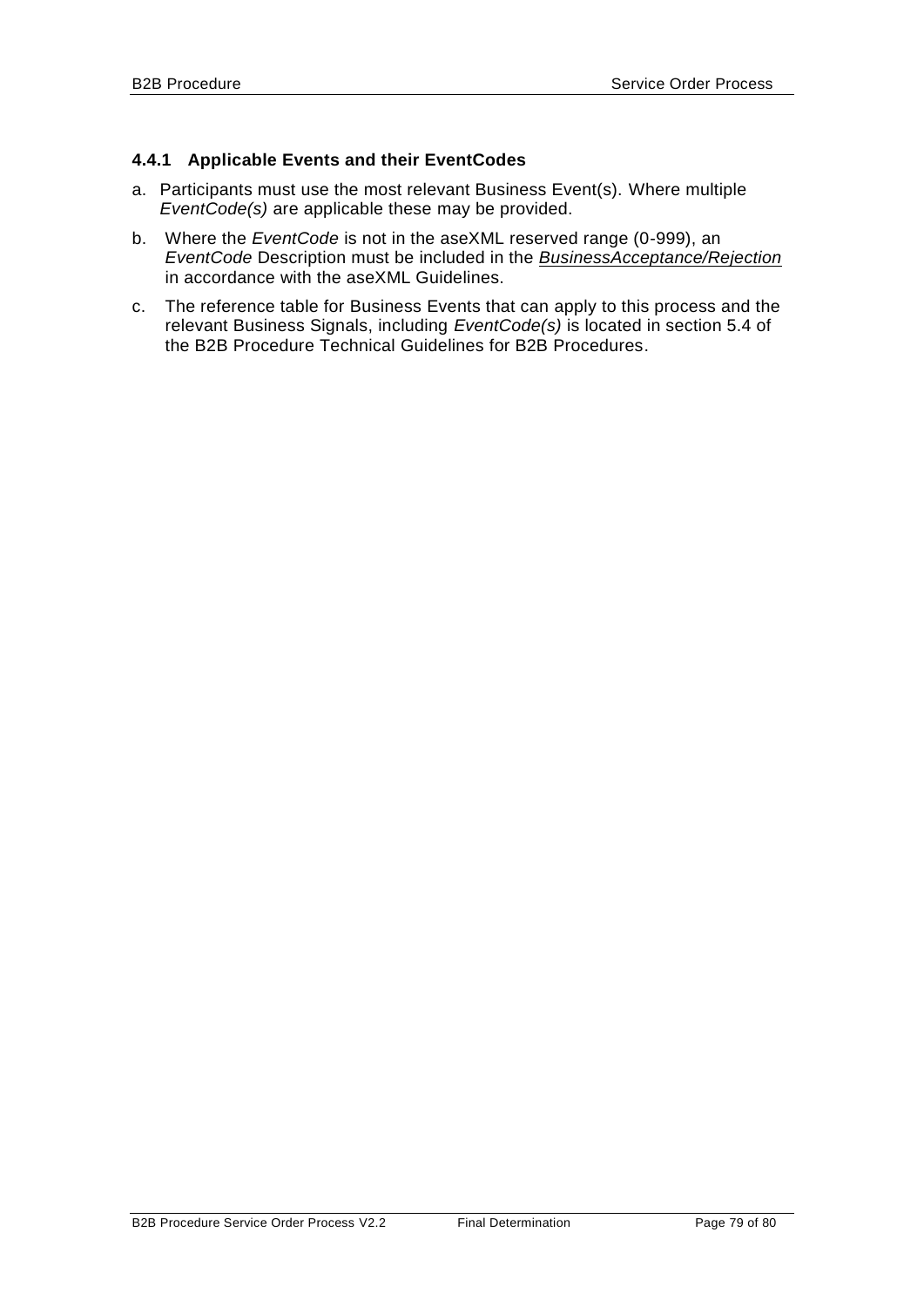### 4.4.1 Applicable Events and their EventCodes

a. Participants must use the most relevant Business Event(s). Where multiple *EventCode(s)* are applicable these may be provided.

b. Where the *EventCode* is not in the aseXML reserved range (0-999), an *EventCode* Description must be included in the *BusinessAcceptance/Rejection* in accordance with the aseXML Guidelines.

c. The reference table for Business Events that can apply to this process and the relevant Business Signals, including *EventCode(s)* is located in section 5.4 of the B2B Procedure Technical Guidelines for B2B Procedures.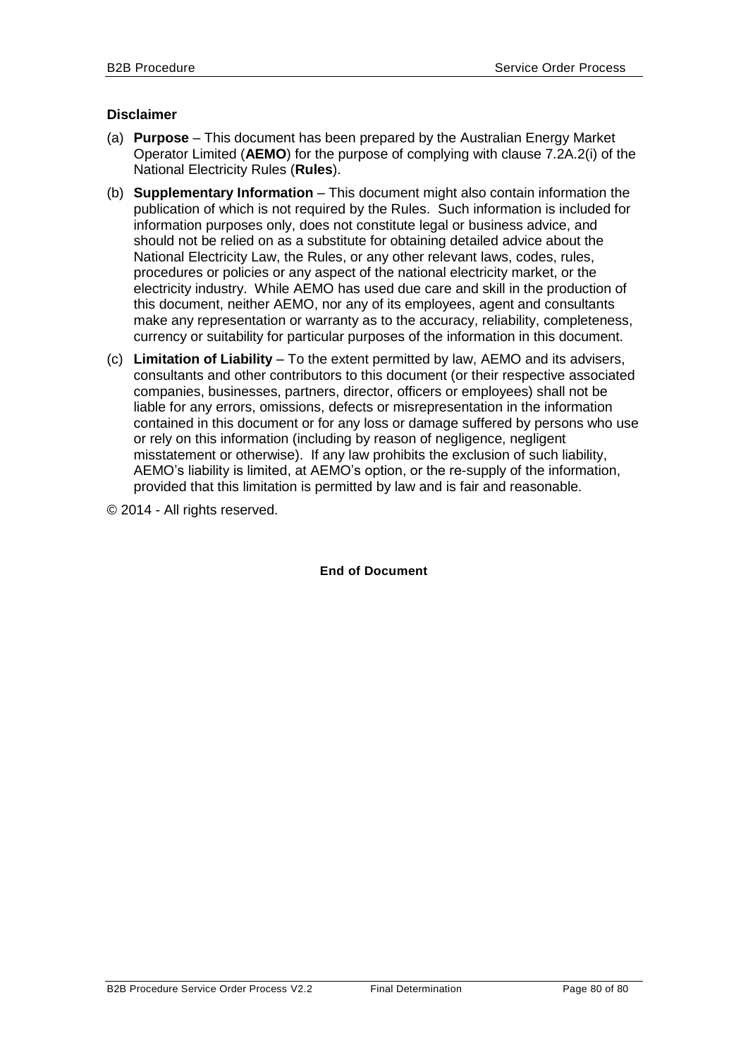**Disclaimer**

(a) **Purpose** – This document has been prepared by the Australian Energy Market Operator Limited (**AEMO**) for the purpose of complying with clause 7.2A.2(i) of the National Electricity Rules (**Rules**).

(b) **Supplementary Information** – This document might also contain information the publication of which is not required by the Rules. Such information is included for information purposes only, does not constitute legal or business advice, and should not be relied on as a substitute for obtaining detailed advice about the National Electricity Law, the Rules, or any other relevant laws, codes, rules, procedures or policies or any aspect of the national electricity market, or the electricity industry. While AEMO has used due care and skill in the production of this document, neither AEMO, nor any of its employees, agent and consultants make any representation or warranty as to the accuracy, reliability, completeness, currency or suitability for particular purposes of the information in this document.

(c) **Limitation of Liability** – To the extent permitted by law, AEMO and its advisers, consultants and other contributors to this document (or their respective associated companies, businesses, partners, director, officers or employees) shall not be liable for any errors, omissions, defects or misrepresentation in the information contained in this document or for any loss or damage suffered by persons who use or rely on this information (including by reason of negligence, negligent misstatement or otherwise). If any law prohibits the exclusion of such liability, AEMO's liability is limited, at AEMO's option, or the re-supply of the information, provided that this limitation is permitted by law and is fair and reasonable.

© 2014 - All rights reserved.

**End of Document**